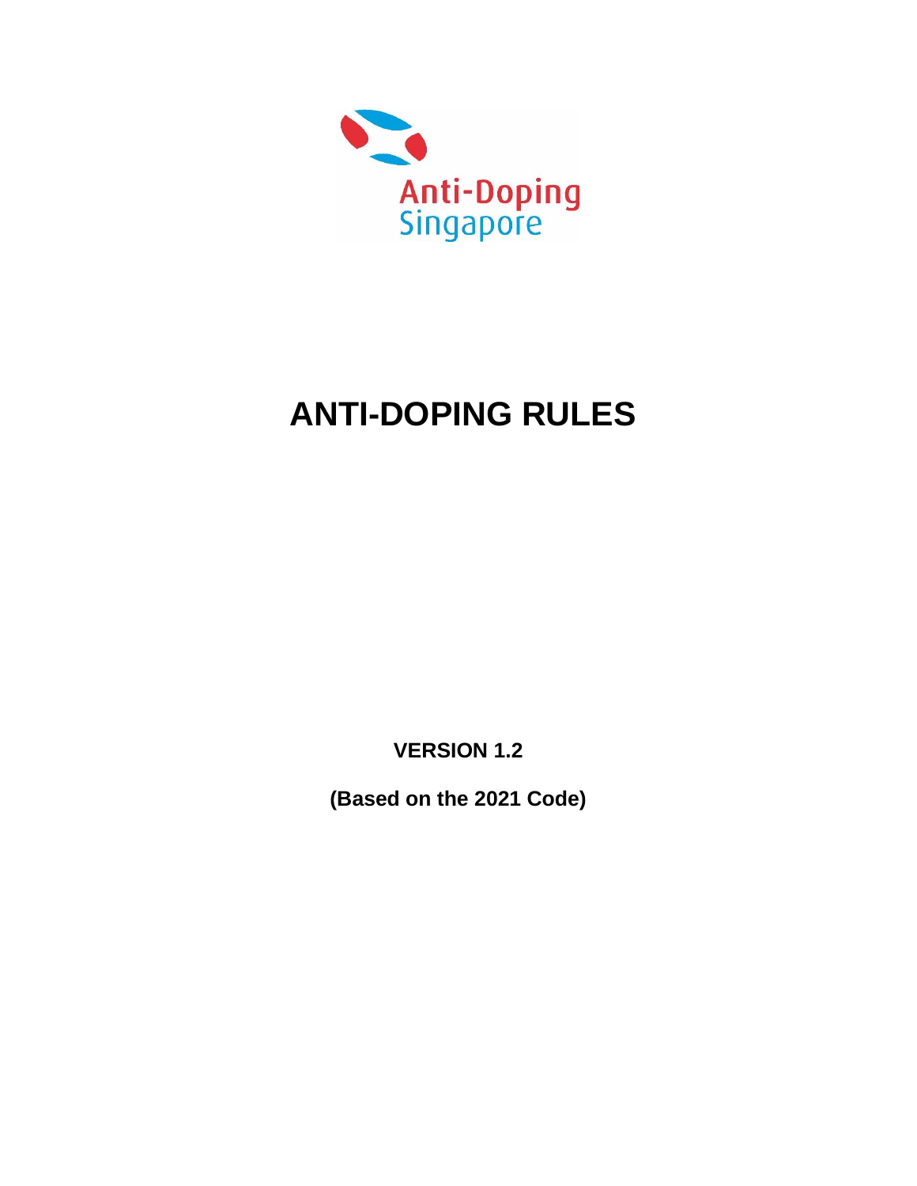Anti-Doping Singapore

# ANTI-DOPING RULES

**VERSION 1.2**

**(Based on the 2021 Code)**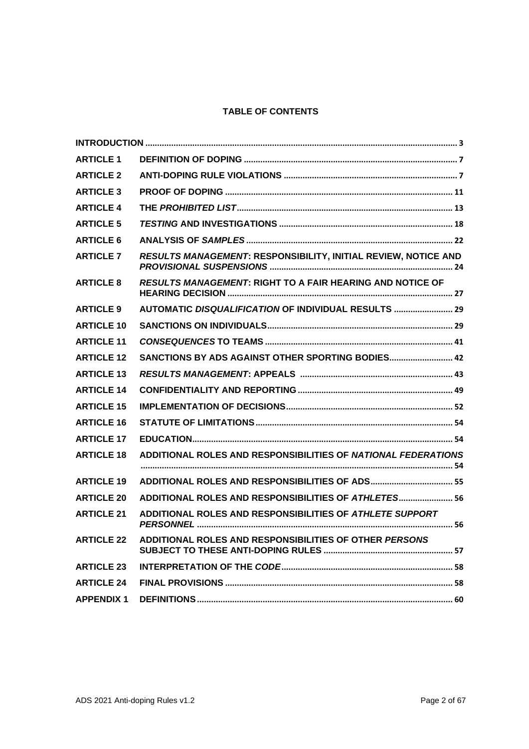**TABLE OF CONTENTS**

| | | |
|---|---|---|
| **INTRODUCTION** | | 3 |
| **ARTICLE 1** | **DEFINITION OF DOPING** | 7 |
| **ARTICLE 2** | **ANTI-DOPING RULE VIOLATIONS** | 7 |
| **ARTICLE 3** | **PROOF OF DOPING** | 11 |
| **ARTICLE 4** | **THE *PROHIBITED LIST*** | 13 |
| **ARTICLE 5** | ***TESTING* AND INVESTIGATIONS** | 18 |
| **ARTICLE 6** | **ANALYSIS OF *SAMPLES*** | 22 |
| **ARTICLE 7** | ***RESULTS MANAGEMENT*: RESPONSIBILITY, INITIAL REVIEW, NOTICE AND *PROVISIONAL SUSPENSIONS*** | 24 |
| **ARTICLE 8** | ***RESULTS MANAGEMENT*: RIGHT TO A FAIR HEARING AND NOTICE OF HEARING DECISION** | 27 |
| **ARTICLE 9** | **AUTOMATIC *DISQUALIFICATION* OF INDIVIDUAL RESULTS** | 29 |
| **ARTICLE 10** | **SANCTIONS ON INDIVIDUALS** | 29 |
| **ARTICLE 11** | ***CONSEQUENCES* TO TEAMS** | 41 |
| **ARTICLE 12** | **SANCTIONS BY ADS AGAINST OTHER SPORTING BODIES** | 42 |
| **ARTICLE 13** | ***RESULTS MANAGEMENT*: APPEALS** | 43 |
| **ARTICLE 14** | **CONFIDENTIALITY AND REPORTING** | 49 |
| **ARTICLE 15** | **IMPLEMENTATION OF DECISIONS** | 52 |
| **ARTICLE 16** | **STATUTE OF LIMITATIONS** | 54 |
| **ARTICLE 17** | **EDUCATION** | 54 |
| **ARTICLE 18** | **ADDITIONAL ROLES AND RESPONSIBILITIES OF *NATIONAL FEDERATIONS*** | 54 |
| **ARTICLE 19** | **ADDITIONAL ROLES AND RESPONSIBILITIES OF ADS** | 55 |
| **ARTICLE 20** | **ADDITIONAL ROLES AND RESPONSIBILITIES OF *ATHLETES*** | 56 |
| **ARTICLE 21** | **ADDITIONAL ROLES AND RESPONSIBILITIES OF *ATHLETE SUPPORT PERSONNEL*** | 56 |
| **ARTICLE 22** | **ADDITIONAL ROLES AND RESPONSIBILITIES OF OTHER *PERSONS* SUBJECT TO THESE ANTI-DOPING RULES** | 57 |
| **ARTICLE 23** | **INTERPRETATION OF THE *CODE*** | 58 |
| **ARTICLE 24** | **FINAL PROVISIONS** | 58 |
| **APPENDIX 1** | **DEFINITIONS** | 60 |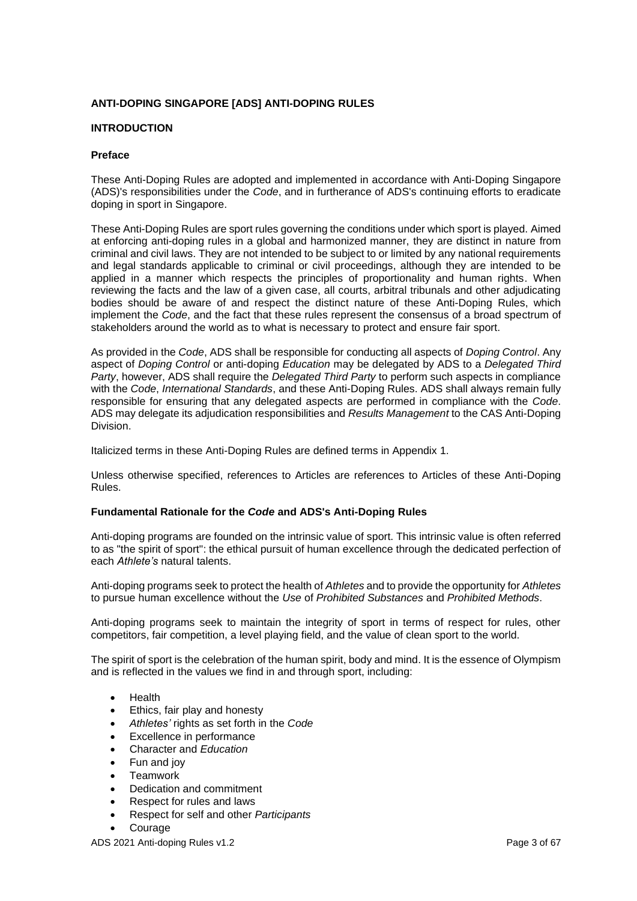**ANTI-DOPING SINGAPORE [ADS] ANTI-DOPING RULES**

**INTRODUCTION**

**Preface**

These Anti-Doping Rules are adopted and implemented in accordance with Anti-Doping Singapore (ADS)'s responsibilities under the *Code*, and in furtherance of ADS's continuing efforts to eradicate doping in sport in Singapore.

These Anti-Doping Rules are sport rules governing the conditions under which sport is played. Aimed at enforcing anti-doping rules in a global and harmonized manner, they are distinct in nature from criminal and civil laws. They are not intended to be subject to or limited by any national requirements and legal standards applicable to criminal or civil proceedings, although they are intended to be applied in a manner which respects the principles of proportionality and human rights. When reviewing the facts and the law of a given case, all courts, arbitral tribunals and other adjudicating bodies should be aware of and respect the distinct nature of these Anti-Doping Rules, which implement the *Code*, and the fact that these rules represent the consensus of a broad spectrum of stakeholders around the world as to what is necessary to protect and ensure fair sport.

As provided in the *Code*, ADS shall be responsible for conducting all aspects of *Doping Control*. Any aspect of *Doping Control* or anti-doping *Education* may be delegated by ADS to a *Delegated Third Party*, however, ADS shall require the *Delegated Third Party* to perform such aspects in compliance with the *Code*, *International Standards*, and these Anti-Doping Rules. ADS shall always remain fully responsible for ensuring that any delegated aspects are performed in compliance with the *Code*. ADS may delegate its adjudication responsibilities and *Results Management* to the CAS Anti-Doping Division.

Italicized terms in these Anti-Doping Rules are defined terms in Appendix 1.

Unless otherwise specified, references to Articles are references to Articles of these Anti-Doping Rules.

**Fundamental Rationale for the *Code* and ADS's Anti-Doping Rules**

Anti-doping programs are founded on the intrinsic value of sport. This intrinsic value is often referred to as "the spirit of sport": the ethical pursuit of human excellence through the dedicated perfection of each *Athlete's* natural talents.

Anti-doping programs seek to protect the health of *Athletes* and to provide the opportunity for *Athletes* to pursue human excellence without the *Use* of *Prohibited Substances* and *Prohibited Methods*.

Anti-doping programs seek to maintain the integrity of sport in terms of respect for rules, other competitors, fair competition, a level playing field, and the value of clean sport to the world.

The spirit of sport is the celebration of the human spirit, body and mind. It is the essence of Olympism and is reflected in the values we find in and through sport, including:

- Health
- Ethics, fair play and honesty
- *Athletes'* rights as set forth in the *Code*
- Excellence in performance
- Character and *Education*
- Fun and joy
- Teamwork
- Dedication and commitment
- Respect for rules and laws
- Respect for self and other *Participants*
- Courage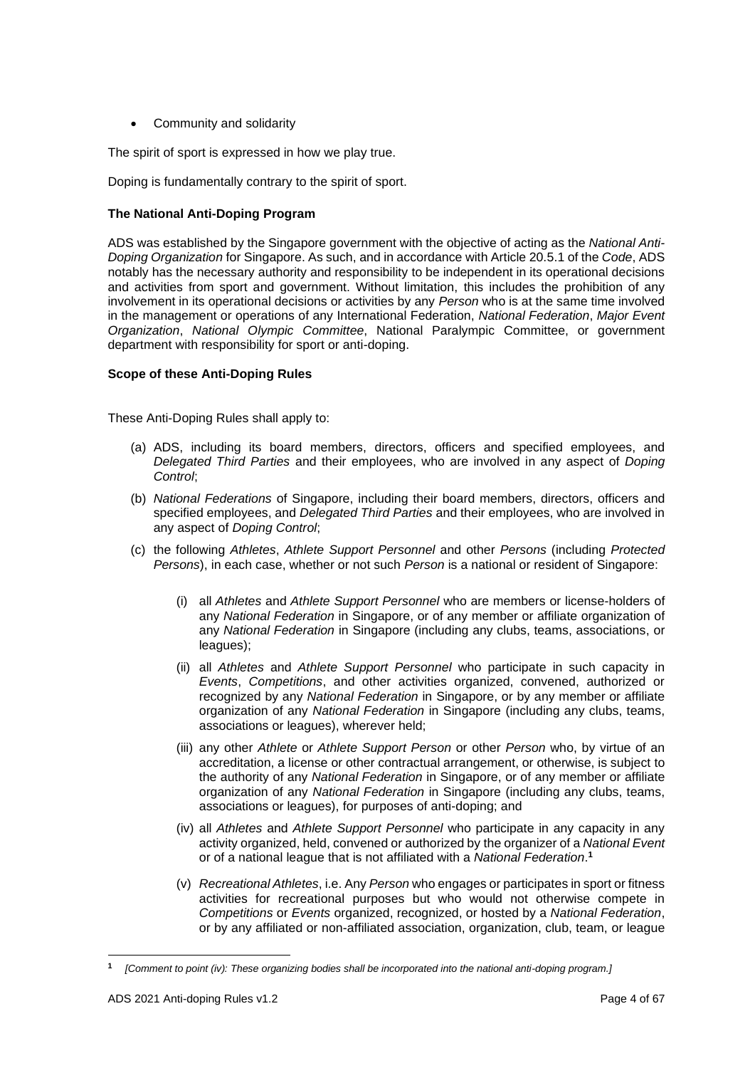- Community and solidarity

The spirit of sport is expressed in how we play true.

Doping is fundamentally contrary to the spirit of sport.

**The National Anti-Doping Program**

ADS was established by the Singapore government with the objective of acting as the *National Anti-Doping Organization* for Singapore. As such, and in accordance with Article 20.5.1 of the *Code*, ADS notably has the necessary authority and responsibility to be independent in its operational decisions and activities from sport and government. Without limitation, this includes the prohibition of any involvement in its operational decisions or activities by any *Person* who is at the same time involved in the management or operations of any International Federation, *National Federation*, *Major Event Organization*, *National Olympic Committee*, National Paralympic Committee, or government department with responsibility for sport or anti-doping.

**Scope of these Anti-Doping Rules**

These Anti-Doping Rules shall apply to:

(a) ADS, including its board members, directors, officers and specified employees, and *Delegated Third Parties* and their employees, who are involved in any aspect of *Doping Control*;

(b) *National Federations* of Singapore, including their board members, directors, officers and specified employees, and *Delegated Third Parties* and their employees, who are involved in any aspect of *Doping Control*;

(c) the following *Athletes*, *Athlete Support Personnel* and other *Persons* (including *Protected Persons*), in each case, whether or not such *Person* is a national or resident of Singapore:

  (i) all *Athletes* and *Athlete Support Personnel* who are members or license-holders of any *National Federation* in Singapore, or of any member or affiliate organization of any *National Federation* in Singapore (including any clubs, teams, associations, or leagues);

  (ii) all *Athletes* and *Athlete Support Personnel* who participate in such capacity in *Events*, *Competitions*, and other activities organized, convened, authorized or recognized by any *National Federation* in Singapore, or by any member or affiliate organization of any *National Federation* in Singapore (including any clubs, teams, associations or leagues), wherever held;

  (iii) any other *Athlete* or *Athlete Support Person* or other *Person* who, by virtue of an accreditation, a license or other contractual arrangement, or otherwise, is subject to the authority of any *National Federation* in Singapore, or of any member or affiliate organization of any *National Federation* in Singapore (including any clubs, teams, associations or leagues), for purposes of anti-doping; and

  (iv) all *Athletes* and *Athlete Support Personnel* who participate in any capacity in any activity organized, held, convened or authorized by the organizer of a *National Event* or of a national league that is not affiliated with a *National Federation*.[1]

  (v) *Recreational Athletes*, i.e. Any *Person* who engages or participates in sport or fitness activities for recreational purposes but who would not otherwise compete in *Competitions* or *Events* organized, recognized, or hosted by a *National Federation*, or by any affiliated or non-affiliated association, organization, club, team, or league

---

[1] *[Comment to point (iv): These organizing bodies shall be incorporated into the national anti-doping program.]*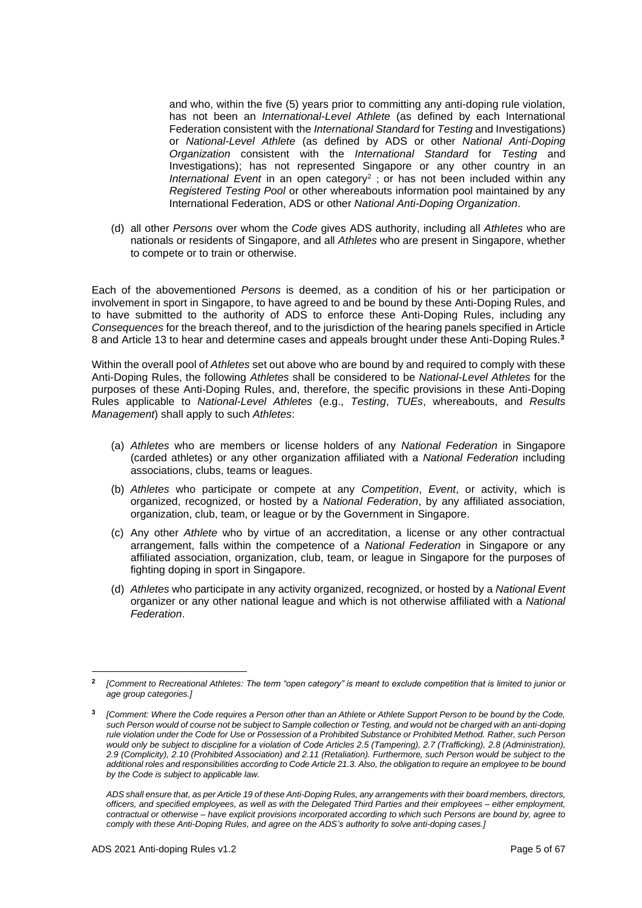and who, within the five (5) years prior to committing any anti-doping rule violation, has not been an *International-Level Athlete* (as defined by each International Federation consistent with the *International Standard* for *Testing* and Investigations) or *National-Level Athlete* (as defined by ADS or other *National Anti-Doping Organization* consistent with the *International Standard* for *Testing* and Investigations); has not represented Singapore or any other country in an *International Event* in an open category[2] ; or has not been included within any *Registered Testing Pool* or other whereabouts information pool maintained by any International Federation, ADS or other *National Anti-Doping Organization*.

(d) all other *Persons* over whom the *Code* gives ADS authority, including all *Athletes* who are nationals or residents of Singapore, and all *Athletes* who are present in Singapore, whether to compete or to train or otherwise.

Each of the abovementioned *Persons* is deemed, as a condition of his or her participation or involvement in sport in Singapore, to have agreed to and be bound by these Anti-Doping Rules, and to have submitted to the authority of ADS to enforce these Anti-Doping Rules, including any *Consequences* for the breach thereof, and to the jurisdiction of the hearing panels specified in Article 8 and Article 13 to hear and determine cases and appeals brought under these Anti-Doping Rules.[3]

Within the overall pool of *Athletes* set out above who are bound by and required to comply with these Anti-Doping Rules, the following *Athletes* shall be considered to be *National-Level Athletes* for the purposes of these Anti-Doping Rules, and, therefore, the specific provisions in these Anti-Doping Rules applicable to *National-Level Athletes* (e.g., *Testing*, *TUEs*, whereabouts, and *Results Management*) shall apply to such *Athletes*:

(a) *Athletes* who are members or license holders of any *National Federation* in Singapore (carded athletes) or any other organization affiliated with a *National Federation* including associations, clubs, teams or leagues.

(b) *Athletes* who participate or compete at any *Competition*, *Event*, or activity, which is organized, recognized, or hosted by a *National Federation*, by any affiliated association, organization, club, team, or league or by the Government in Singapore.

(c) Any other *Athlete* who by virtue of an accreditation, a license or any other contractual arrangement, falls within the competence of a *National Federation* in Singapore or any affiliated association, organization, club, team, or league in Singapore for the purposes of fighting doping in sport in Singapore.

(d) *Athletes* who participate in any activity organized, recognized, or hosted by a *National Event* organizer or any other national league and which is not otherwise affiliated with a *National Federation*.

---

[2] *[Comment to Recreational Athletes: The term "open category" is meant to exclude competition that is limited to junior or age group categories.]*

[3] *[Comment: Where the Code requires a Person other than an Athlete or Athlete Support Person to be bound by the Code, such Person would of course not be subject to Sample collection or Testing, and would not be charged with an anti-doping rule violation under the Code for Use or Possession of a Prohibited Substance or Prohibited Method. Rather, such Person would only be subject to discipline for a violation of Code Articles 2.5 (Tampering), 2.7 (Trafficking), 2.8 (Administration), 2.9 (Complicity), 2.10 (Prohibited Association) and 2.11 (Retaliation). Furthermore, such Person would be subject to the additional roles and responsibilities according to Code Article 21.3. Also, the obligation to require an employee to be bound by the Code is subject to applicable law.*

*ADS shall ensure that, as per Article 19 of these Anti-Doping Rules, any arrangements with their board members, directors, officers, and specified employees, as well as with the Delegated Third Parties and their employees – either employment, contractual or otherwise – have explicit provisions incorporated according to which such Persons are bound by, agree to comply with these Anti-Doping Rules, and agree on the ADS's authority to solve anti-doping cases.]*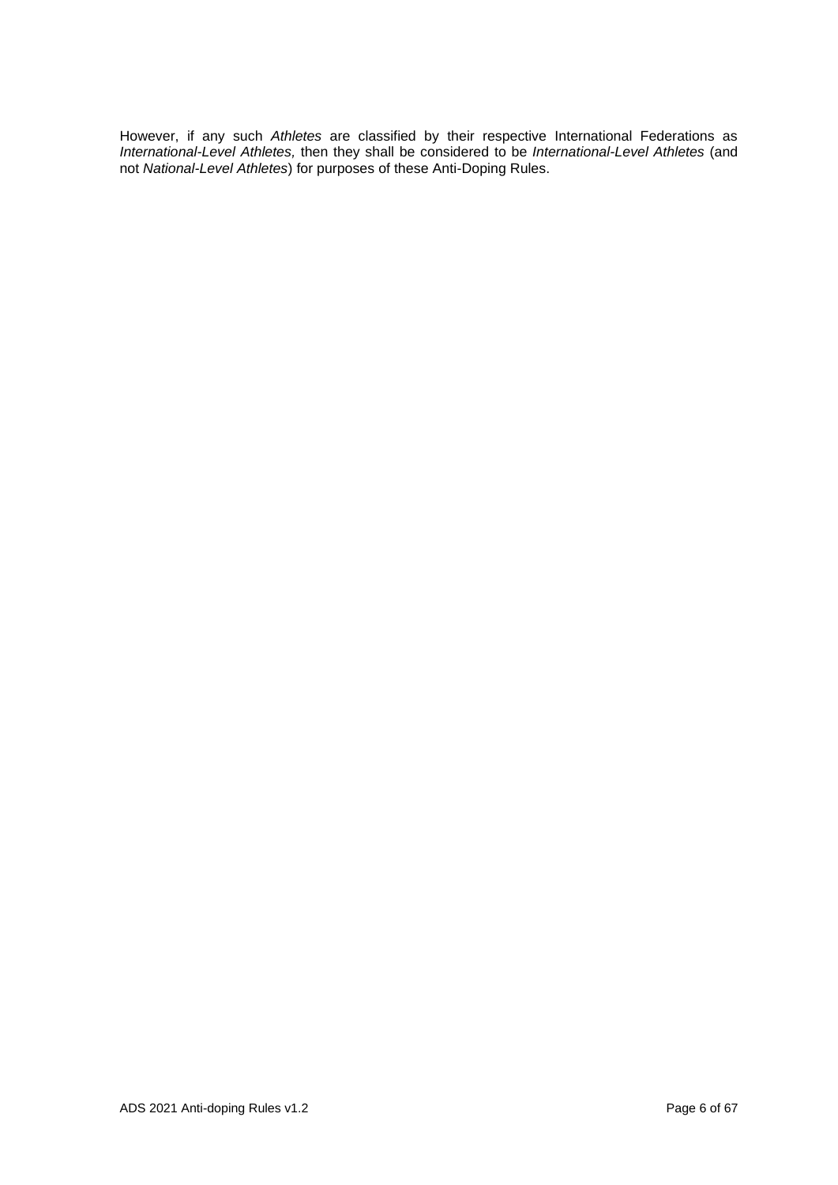However, if any such *Athletes* are classified by their respective International Federations as *International-Level Athletes,* then they shall be considered to be *International-Level Athletes* (and not *National-Level Athletes*) for purposes of these Anti-Doping Rules.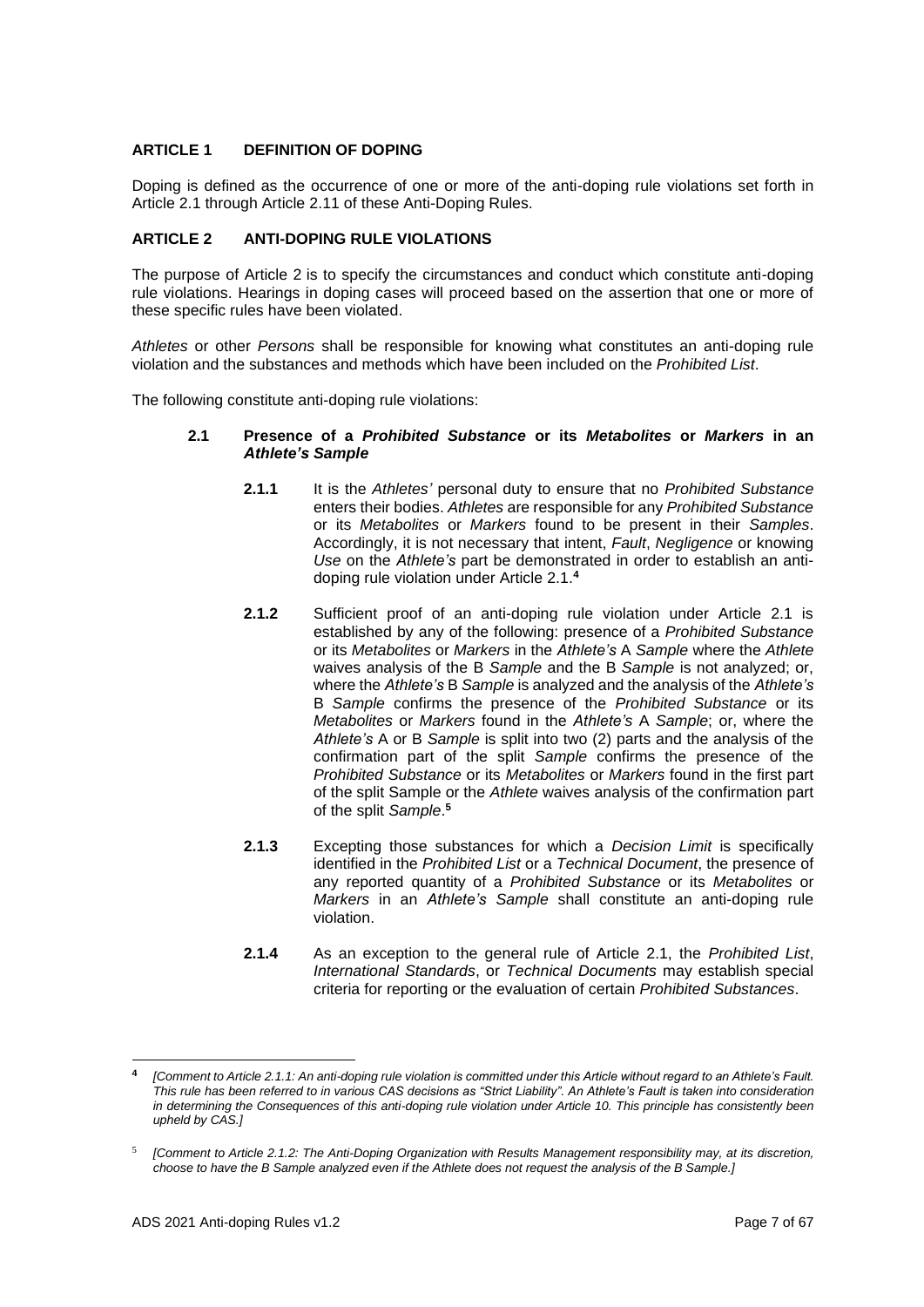## ARTICLE 1 DEFINITION OF DOPING

Doping is defined as the occurrence of one or more of the anti-doping rule violations set forth in Article 2.1 through Article 2.11 of these Anti-Doping Rules.

## ARTICLE 2 ANTI-DOPING RULE VIOLATIONS

The purpose of Article 2 is to specify the circumstances and conduct which constitute anti-doping rule violations. Hearings in doping cases will proceed based on the assertion that one or more of these specific rules have been violated.

*Athletes* or other *Persons* shall be responsible for knowing what constitutes an anti-doping rule violation and the substances and methods which have been included on the *Prohibited List*.

The following constitute anti-doping rule violations:

### 2.1 Presence of a *Prohibited Substance* or its *Metabolites* or *Markers* in an *Athlete's Sample*

**2.1.1** It is the *Athletes'* personal duty to ensure that no *Prohibited Substance* enters their bodies. *Athletes* are responsible for any *Prohibited Substance* or its *Metabolites* or *Markers* found to be present in their *Samples*. Accordingly, it is not necessary that intent, *Fault*, *Negligence* or knowing *Use* on the *Athlete's* part be demonstrated in order to establish an anti-doping rule violation under Article 2.1.[4]

**2.1.2** Sufficient proof of an anti-doping rule violation under Article 2.1 is established by any of the following: presence of a *Prohibited Substance* or its *Metabolites* or *Markers* in the *Athlete's* A *Sample* where the *Athlete* waives analysis of the B *Sample* and the B *Sample* is not analyzed; or, where the *Athlete's* B *Sample* is analyzed and the analysis of the *Athlete's* B *Sample* confirms the presence of the *Prohibited Substance* or its *Metabolites* or *Markers* found in the *Athlete's* A *Sample*; or, where the *Athlete's* A or B *Sample* is split into two (2) parts and the analysis of the confirmation part of the split *Sample* confirms the presence of the *Prohibited Substance* or its *Metabolites* or *Markers* found in the first part of the split Sample or the *Athlete* waives analysis of the confirmation part of the split *Sample*.[5]

**2.1.3** Excepting those substances for which a *Decision Limit* is specifically identified in the *Prohibited List* or a *Technical Document*, the presence of any reported quantity of a *Prohibited Substance* or its *Metabolites* or *Markers* in an *Athlete's Sample* shall constitute an anti-doping rule violation.

**2.1.4** As an exception to the general rule of Article 2.1, the *Prohibited List*, *International Standards*, or *Technical Documents* may establish special criteria for reporting or the evaluation of certain *Prohibited Substances*.

---

[4] *[Comment to Article 2.1.1: An anti-doping rule violation is committed under this Article without regard to an Athlete's Fault. This rule has been referred to in various CAS decisions as "Strict Liability". An Athlete's Fault is taken into consideration in determining the Consequences of this anti-doping rule violation under Article 10. This principle has consistently been upheld by CAS.]*

[5] *[Comment to Article 2.1.2: The Anti-Doping Organization with Results Management responsibility may, at its discretion, choose to have the B Sample analyzed even if the Athlete does not request the analysis of the B Sample.]*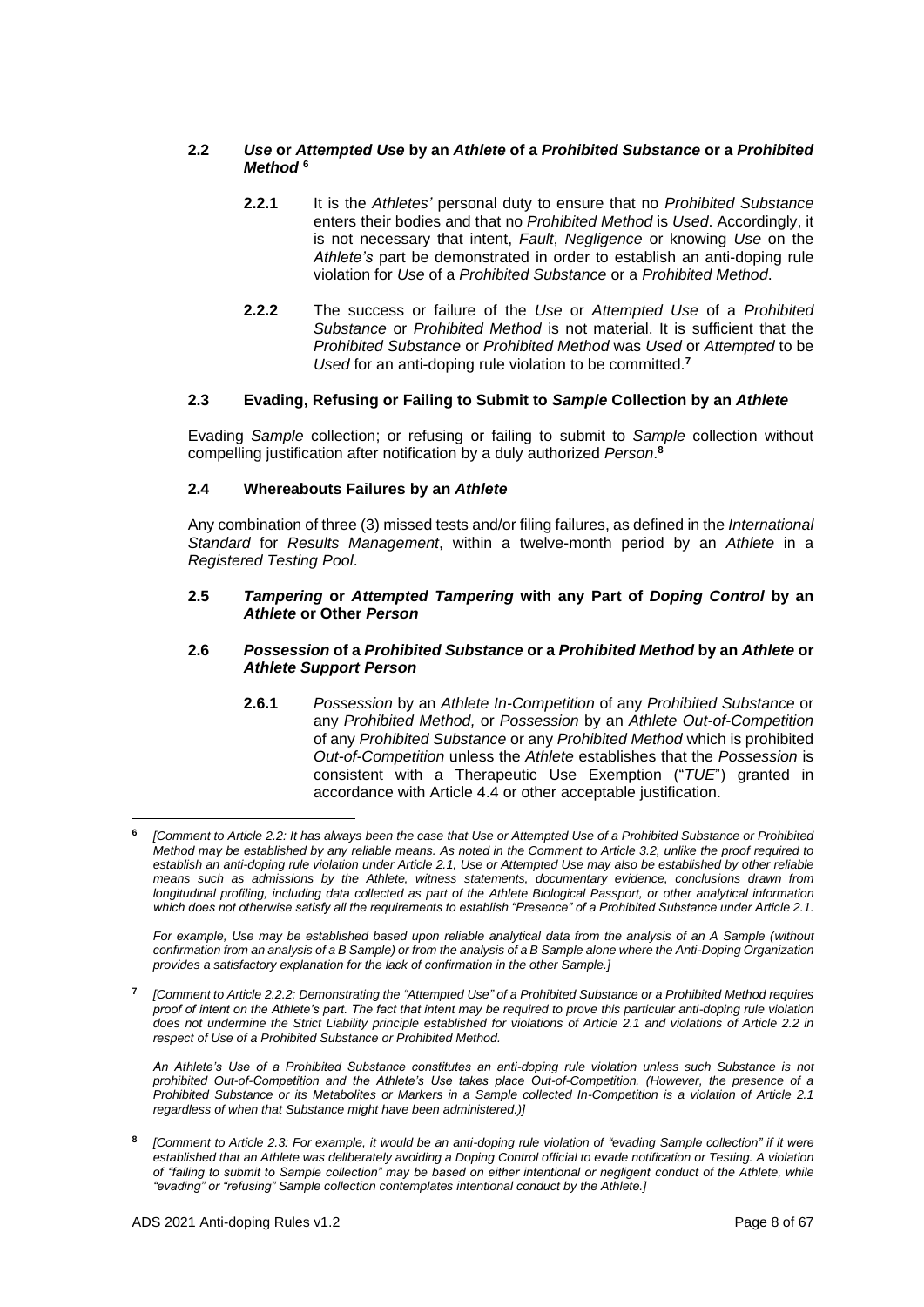### 2.2 *Use* or *Attempted Use* by an *Athlete* of a *Prohibited Substance* or a *Prohibited Method* [6]

**2.2.1** It is the *Athletes'* personal duty to ensure that no *Prohibited Substance* enters their bodies and that no *Prohibited Method* is *Used*. Accordingly, it is not necessary that intent, *Fault*, *Negligence* or knowing *Use* on the *Athlete's* part be demonstrated in order to establish an anti-doping rule violation for *Use* of a *Prohibited Substance* or a *Prohibited Method*.

**2.2.2** The success or failure of the *Use* or *Attempted Use* of a *Prohibited Substance* or *Prohibited Method* is not material. It is sufficient that the *Prohibited Substance* or *Prohibited Method* was *Used* or *Attempted* to be *Used* for an anti-doping rule violation to be committed.[7]

### 2.3 Evading, Refusing or Failing to Submit to *Sample* Collection by an *Athlete*

Evading *Sample* collection; or refusing or failing to submit to *Sample* collection without compelling justification after notification by a duly authorized *Person*.[8]

### 2.4 Whereabouts Failures by an *Athlete*

Any combination of three (3) missed tests and/or filing failures, as defined in the *International Standard* for *Results Management*, within a twelve-month period by an *Athlete* in a *Registered Testing Pool*.

### 2.5 *Tampering* or *Attempted Tampering* with any Part of *Doping Control* by an *Athlete* or Other *Person*

### 2.6 *Possession* of a *Prohibited Substance* or a *Prohibited Method* by an *Athlete* or *Athlete Support Person*

**2.6.1** *Possession* by an *Athlete In-Competition* of any *Prohibited Substance* or any *Prohibited Method,* or *Possession* by an *Athlete Out-of-Competition* of any *Prohibited Substance* or any *Prohibited Method* which is prohibited *Out-of-Competition* unless the *Athlete* establishes that the *Possession* is consistent with a Therapeutic Use Exemption ("*TUE*") granted in accordance with Article 4.4 or other acceptable justification.

---

[6] *[Comment to Article 2.2: It has always been the case that Use or Attempted Use of a Prohibited Substance or Prohibited Method may be established by any reliable means. As noted in the Comment to Article 3.2, unlike the proof required to establish an anti-doping rule violation under Article 2.1, Use or Attempted Use may also be established by other reliable means such as admissions by the Athlete, witness statements, documentary evidence, conclusions drawn from longitudinal profiling, including data collected as part of the Athlete Biological Passport, or other analytical information which does not otherwise satisfy all the requirements to establish "Presence" of a Prohibited Substance under Article 2.1.*

*For example, Use may be established based upon reliable analytical data from the analysis of an A Sample (without confirmation from an analysis of a B Sample) or from the analysis of a B Sample alone where the Anti-Doping Organization provides a satisfactory explanation for the lack of confirmation in the other Sample.]*

[7] *[Comment to Article 2.2.2: Demonstrating the "Attempted Use" of a Prohibited Substance or a Prohibited Method requires proof of intent on the Athlete's part. The fact that intent may be required to prove this particular anti-doping rule violation does not undermine the Strict Liability principle established for violations of Article 2.1 and violations of Article 2.2 in respect of Use of a Prohibited Substance or Prohibited Method.*

*An Athlete's Use of a Prohibited Substance constitutes an anti-doping rule violation unless such Substance is not prohibited Out-of-Competition and the Athlete's Use takes place Out-of-Competition. (However, the presence of a Prohibited Substance or its Metabolites or Markers in a Sample collected In-Competition is a violation of Article 2.1 regardless of when that Substance might have been administered.)]*

[8] *[Comment to Article 2.3: For example, it would be an anti-doping rule violation of "evading Sample collection" if it were established that an Athlete was deliberately avoiding a Doping Control official to evade notification or Testing. A violation of "failing to submit to Sample collection" may be based on either intentional or negligent conduct of the Athlete, while "evading" or "refusing" Sample collection contemplates intentional conduct by the Athlete.]*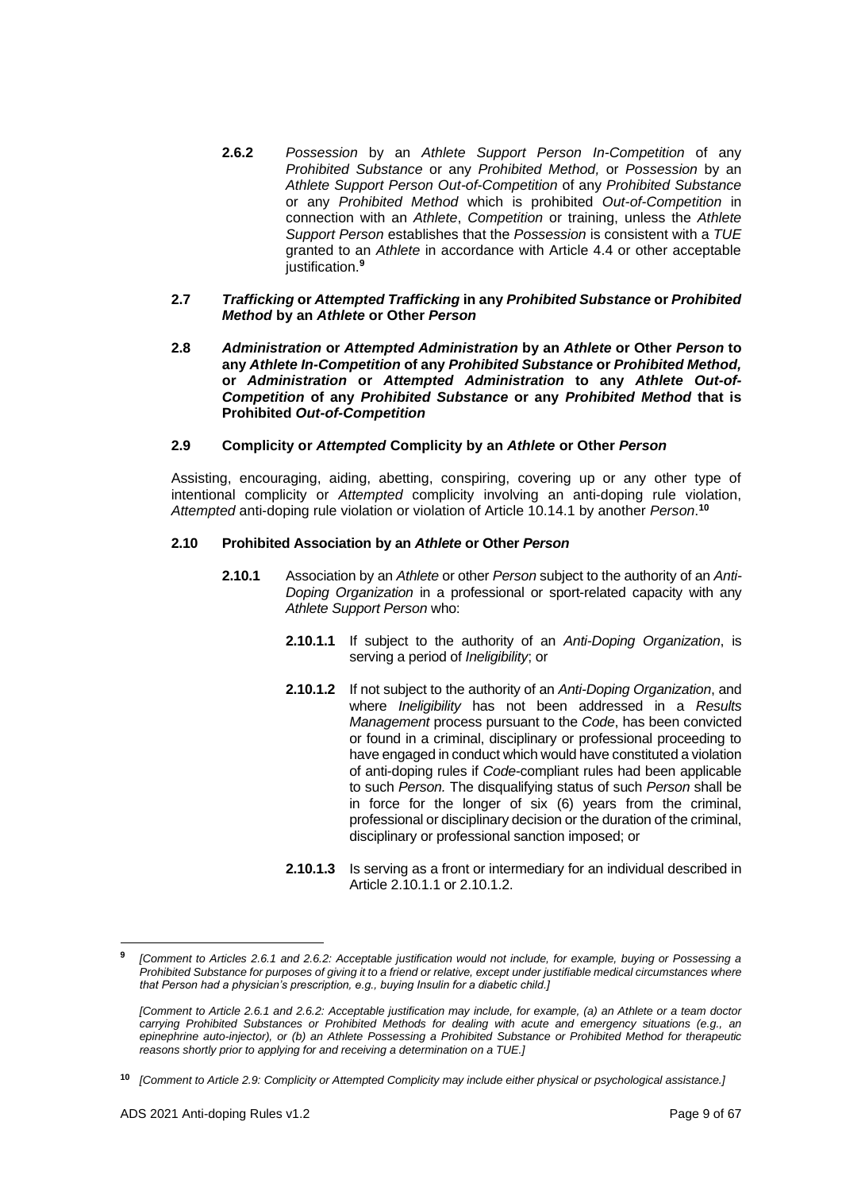**2.6.2** *Possession* by an *Athlete Support Person In-Competition* of any *Prohibited Substance* or any *Prohibited Method,* or *Possession* by an *Athlete Support Person Out-of-Competition* of any *Prohibited Substance* or any *Prohibited Method* which is prohibited *Out-of-Competition* in connection with an *Athlete*, *Competition* or training, unless the *Athlete Support Person* establishes that the *Possession* is consistent with a *TUE* granted to an *Athlete* in accordance with Article 4.4 or other acceptable justification.[9]

### 2.7 *Trafficking* or *Attempted Trafficking* in any *Prohibited Substance* or *Prohibited Method* by an *Athlete* or Other *Person*

### 2.8 *Administration* or *Attempted Administration* by an *Athlete* or Other *Person* to any *Athlete In-Competition* of any *Prohibited Substance* or *Prohibited Method,* or *Administration* or *Attempted Administration* to any *Athlete Out-of-Competition* of any *Prohibited Substance* or any *Prohibited Method* that is Prohibited *Out-of-Competition*

### 2.9 Complicity or *Attempted* Complicity by an *Athlete* or Other *Person*

Assisting, encouraging, aiding, abetting, conspiring, covering up or any other type of intentional complicity or *Attempted* complicity involving an anti-doping rule violation, *Attempted* anti-doping rule violation or violation of Article 10.14.1 by another *Person*.[10]

### 2.10 Prohibited Association by an *Athlete* or Other *Person*

**2.10.1** Association by an *Athlete* or other *Person* subject to the authority of an *Anti-Doping Organization* in a professional or sport-related capacity with any *Athlete Support Person* who:

**2.10.1.1** If subject to the authority of an *Anti-Doping Organization*, is serving a period of *Ineligibility*; or

**2.10.1.2** If not subject to the authority of an *Anti-Doping Organization*, and where *Ineligibility* has not been addressed in a *Results Management* process pursuant to the *Code*, has been convicted or found in a criminal, disciplinary or professional proceeding to have engaged in conduct which would have constituted a violation of anti-doping rules if *Code*-compliant rules had been applicable to such *Person.* The disqualifying status of such *Person* shall be in force for the longer of six (6) years from the criminal, professional or disciplinary decision or the duration of the criminal, disciplinary or professional sanction imposed; or

**2.10.1.3** Is serving as a front or intermediary for an individual described in Article 2.10.1.1 or 2.10.1.2.

---

[9] *[Comment to Articles 2.6.1 and 2.6.2: Acceptable justification would not include, for example, buying or Possessing a Prohibited Substance for purposes of giving it to a friend or relative, except under justifiable medical circumstances where that Person had a physician's prescription, e.g., buying Insulin for a diabetic child.]*

*[Comment to Article 2.6.1 and 2.6.2: Acceptable justification may include, for example, (a) an Athlete or a team doctor carrying Prohibited Substances or Prohibited Methods for dealing with acute and emergency situations (e.g., an epinephrine auto-injector), or (b) an Athlete Possessing a Prohibited Substance or Prohibited Method for therapeutic reasons shortly prior to applying for and receiving a determination on a TUE.]*

[10] *[Comment to Article 2.9: Complicity or Attempted Complicity may include either physical or psychological assistance.]*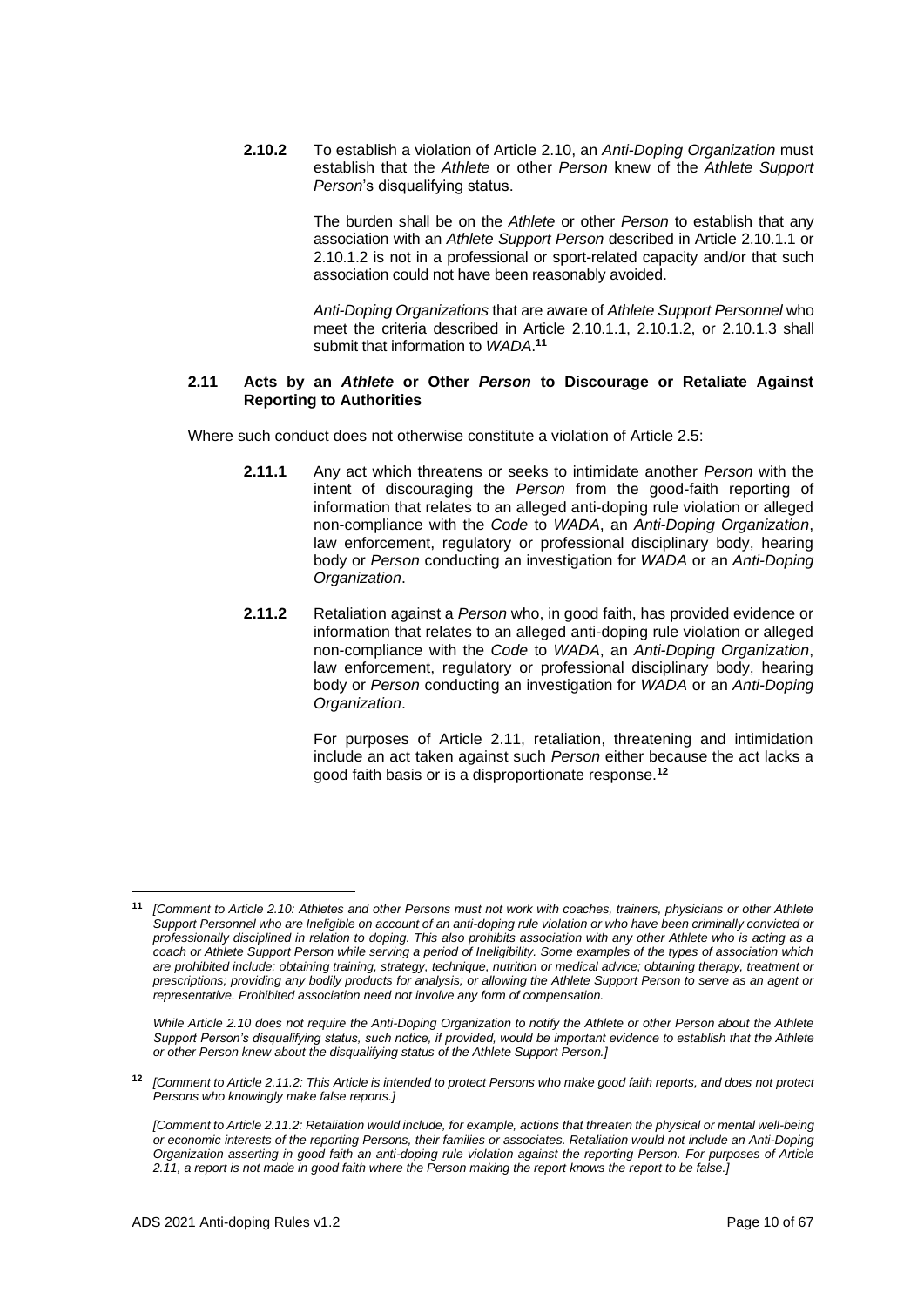**2.10.2** To establish a violation of Article 2.10, an *Anti-Doping Organization* must establish that the *Athlete* or other *Person* knew of the *Athlete Support Person*'s disqualifying status.

The burden shall be on the *Athlete* or other *Person* to establish that any association with an *Athlete Support Person* described in Article 2.10.1.1 or 2.10.1.2 is not in a professional or sport-related capacity and/or that such association could not have been reasonably avoided.

*Anti-Doping Organizations* that are aware of *Athlete Support Personnel* who meet the criteria described in Article 2.10.1.1, 2.10.1.2, or 2.10.1.3 shall submit that information to *WADA*.[11]

### 2.11 Acts by an *Athlete* or Other *Person* to Discourage or Retaliate Against Reporting to Authorities

Where such conduct does not otherwise constitute a violation of Article 2.5:

**2.11.1** Any act which threatens or seeks to intimidate another *Person* with the intent of discouraging the *Person* from the good-faith reporting of information that relates to an alleged anti-doping rule violation or alleged non-compliance with the *Code* to *WADA*, an *Anti-Doping Organization*, law enforcement, regulatory or professional disciplinary body, hearing body or *Person* conducting an investigation for *WADA* or an *Anti-Doping Organization*.

**2.11.2** Retaliation against a *Person* who, in good faith, has provided evidence or information that relates to an alleged anti-doping rule violation or alleged non-compliance with the *Code* to *WADA*, an *Anti-Doping Organization*, law enforcement, regulatory or professional disciplinary body, hearing body or *Person* conducting an investigation for *WADA* or an *Anti-Doping Organization*.

For purposes of Article 2.11, retaliation, threatening and intimidation include an act taken against such *Person* either because the act lacks a good faith basis or is a disproportionate response.[12]

---

[11] *[Comment to Article 2.10: Athletes and other Persons must not work with coaches, trainers, physicians or other Athlete Support Personnel who are Ineligible on account of an anti-doping rule violation or who have been criminally convicted or professionally disciplined in relation to doping. This also prohibits association with any other Athlete who is acting as a coach or Athlete Support Person while serving a period of Ineligibility. Some examples of the types of association which are prohibited include: obtaining training, strategy, technique, nutrition or medical advice; obtaining therapy, treatment or prescriptions; providing any bodily products for analysis; or allowing the Athlete Support Person to serve as an agent or representative. Prohibited association need not involve any form of compensation.*

*While Article 2.10 does not require the Anti-Doping Organization to notify the Athlete or other Person about the Athlete Support Person's disqualifying status, such notice, if provided, would be important evidence to establish that the Athlete or other Person knew about the disqualifying status of the Athlete Support Person.]*

[12] *[Comment to Article 2.11.2: This Article is intended to protect Persons who make good faith reports, and does not protect Persons who knowingly make false reports.]*

*[Comment to Article 2.11.2: Retaliation would include, for example, actions that threaten the physical or mental well-being or economic interests of the reporting Persons, their families or associates. Retaliation would not include an Anti-Doping Organization asserting in good faith an anti-doping rule violation against the reporting Person. For purposes of Article 2.11, a report is not made in good faith where the Person making the report knows the report to be false.]*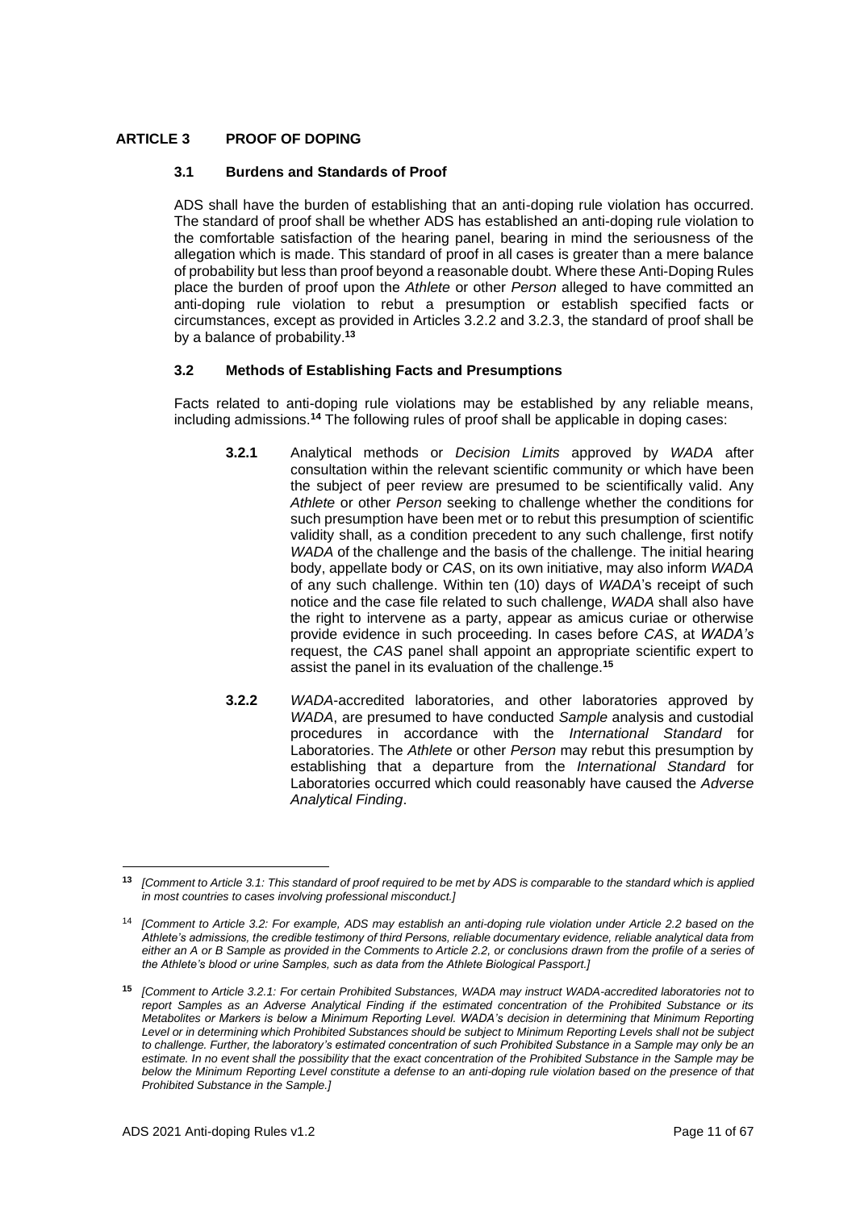## ARTICLE 3 PROOF OF DOPING

### 3.1 Burdens and Standards of Proof

ADS shall have the burden of establishing that an anti-doping rule violation has occurred. The standard of proof shall be whether ADS has established an anti-doping rule violation to the comfortable satisfaction of the hearing panel, bearing in mind the seriousness of the allegation which is made. This standard of proof in all cases is greater than a mere balance of probability but less than proof beyond a reasonable doubt. Where these Anti-Doping Rules place the burden of proof upon the *Athlete* or other *Person* alleged to have committed an anti-doping rule violation to rebut a presumption or establish specified facts or circumstances, except as provided in Articles 3.2.2 and 3.2.3, the standard of proof shall be by a balance of probability.[13]

### 3.2 Methods of Establishing Facts and Presumptions

Facts related to anti-doping rule violations may be established by any reliable means, including admissions.[14] The following rules of proof shall be applicable in doping cases:

**3.2.1** Analytical methods or *Decision Limits* approved by *WADA* after consultation within the relevant scientific community or which have been the subject of peer review are presumed to be scientifically valid. Any *Athlete* or other *Person* seeking to challenge whether the conditions for such presumption have been met or to rebut this presumption of scientific validity shall, as a condition precedent to any such challenge, first notify *WADA* of the challenge and the basis of the challenge. The initial hearing body, appellate body or *CAS*, on its own initiative, may also inform *WADA* of any such challenge. Within ten (10) days of *WADA*'s receipt of such notice and the case file related to such challenge, *WADA* shall also have the right to intervene as a party, appear as amicus curiae or otherwise provide evidence in such proceeding. In cases before *CAS*, at *WADA's* request, the *CAS* panel shall appoint an appropriate scientific expert to assist the panel in its evaluation of the challenge.[15]

**3.2.2** *WADA*-accredited laboratories, and other laboratories approved by *WADA*, are presumed to have conducted *Sample* analysis and custodial procedures in accordance with the *International Standard* for Laboratories. The *Athlete* or other *Person* may rebut this presumption by establishing that a departure from the *International Standard* for Laboratories occurred which could reasonably have caused the *Adverse Analytical Finding*.

---

[13] *[Comment to Article 3.1: This standard of proof required to be met by ADS is comparable to the standard which is applied in most countries to cases involving professional misconduct.]*

[14] *[Comment to Article 3.2: For example, ADS may establish an anti-doping rule violation under Article 2.2 based on the Athlete's admissions, the credible testimony of third Persons, reliable documentary evidence, reliable analytical data from either an A or B Sample as provided in the Comments to Article 2.2, or conclusions drawn from the profile of a series of the Athlete's blood or urine Samples, such as data from the Athlete Biological Passport.]*

[15] *[Comment to Article 3.2.1: For certain Prohibited Substances, WADA may instruct WADA-accredited laboratories not to report Samples as an Adverse Analytical Finding if the estimated concentration of the Prohibited Substance or its Metabolites or Markers is below a Minimum Reporting Level. WADA's decision in determining that Minimum Reporting Level or in determining which Prohibited Substances should be subject to Minimum Reporting Levels shall not be subject to challenge. Further, the laboratory's estimated concentration of such Prohibited Substance in a Sample may only be an estimate. In no event shall the possibility that the exact concentration of the Prohibited Substance in the Sample may be below the Minimum Reporting Level constitute a defense to an anti-doping rule violation based on the presence of that Prohibited Substance in the Sample.]*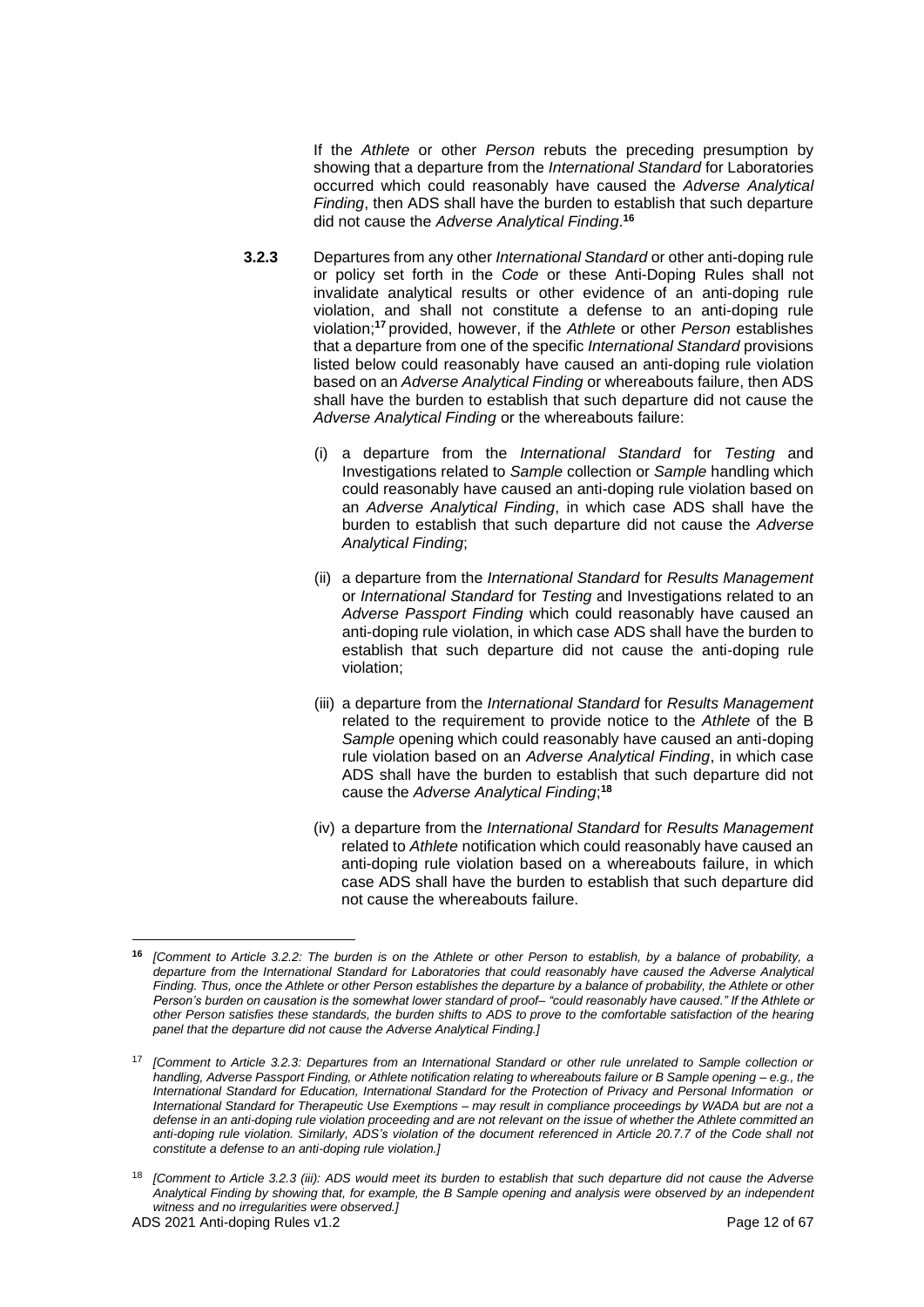If the *Athlete* or other *Person* rebuts the preceding presumption by showing that a departure from the *International Standard* for Laboratories occurred which could reasonably have caused the *Adverse Analytical Finding*, then ADS shall have the burden to establish that such departure did not cause the *Adverse Analytical Finding*.[16]

**3.2.3** Departures from any other *International Standard* or other anti-doping rule or policy set forth in the *Code* or these Anti-Doping Rules shall not invalidate analytical results or other evidence of an anti-doping rule violation, and shall not constitute a defense to an anti-doping rule violation;[17] provided, however, if the *Athlete* or other *Person* establishes that a departure from one of the specific *International Standard* provisions listed below could reasonably have caused an anti-doping rule violation based on an *Adverse Analytical Finding* or whereabouts failure, then ADS shall have the burden to establish that such departure did not cause the *Adverse Analytical Finding* or the whereabouts failure:

(i) a departure from the *International Standard* for *Testing* and Investigations related to *Sample* collection or *Sample* handling which could reasonably have caused an anti-doping rule violation based on an *Adverse Analytical Finding*, in which case ADS shall have the burden to establish that such departure did not cause the *Adverse Analytical Finding*;

(ii) a departure from the *International Standard* for *Results Management* or *International Standard* for *Testing* and Investigations related to an *Adverse Passport Finding* which could reasonably have caused an anti-doping rule violation, in which case ADS shall have the burden to establish that such departure did not cause the anti-doping rule violation;

(iii) a departure from the *International Standard* for *Results Management* related to the requirement to provide notice to the *Athlete* of the B *Sample* opening which could reasonably have caused an anti-doping rule violation based on an *Adverse Analytical Finding*, in which case ADS shall have the burden to establish that such departure did not cause the *Adverse Analytical Finding*;[18]

(iv) a departure from the *International Standard* for *Results Management* related to *Athlete* notification which could reasonably have caused an anti-doping rule violation based on a whereabouts failure, in which case ADS shall have the burden to establish that such departure did not cause the whereabouts failure.

---

[16] *[Comment to Article 3.2.2: The burden is on the Athlete or other Person to establish, by a balance of probability, a departure from the International Standard for Laboratories that could reasonably have caused the Adverse Analytical Finding. Thus, once the Athlete or other Person establishes the departure by a balance of probability, the Athlete or other Person's burden on causation is the somewhat lower standard of proof– "could reasonably have caused." If the Athlete or other Person satisfies these standards, the burden shifts to ADS to prove to the comfortable satisfaction of the hearing panel that the departure did not cause the Adverse Analytical Finding.]*

[17] *[Comment to Article 3.2.3: Departures from an International Standard or other rule unrelated to Sample collection or handling, Adverse Passport Finding, or Athlete notification relating to whereabouts failure or B Sample opening – e.g., the International Standard for Education, International Standard for the Protection of Privacy and Personal Information or International Standard for Therapeutic Use Exemptions – may result in compliance proceedings by WADA but are not a defense in an anti-doping rule violation proceeding and are not relevant on the issue of whether the Athlete committed an anti-doping rule violation. Similarly, ADS's violation of the document referenced in Article 20.7.7 of the Code shall not constitute a defense to an anti-doping rule violation.]*

[18] *[Comment to Article 3.2.3 (iii): ADS would meet its burden to establish that such departure did not cause the Adverse Analytical Finding by showing that, for example, the B Sample opening and analysis were observed by an independent witness and no irregularities were observed.]*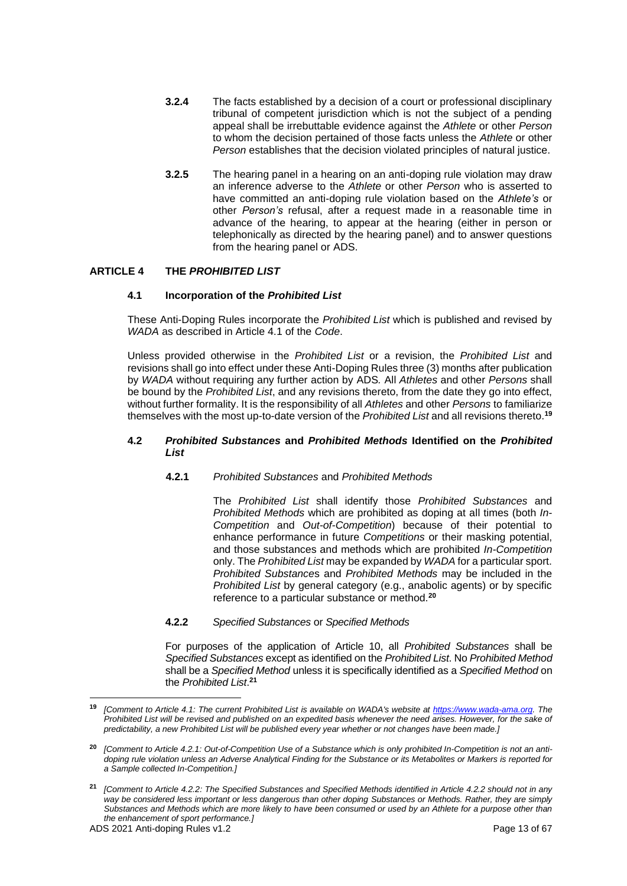**3.2.4** The facts established by a decision of a court or professional disciplinary tribunal of competent jurisdiction which is not the subject of a pending appeal shall be irrebuttable evidence against the *Athlete* or other *Person* to whom the decision pertained of those facts unless the *Athlete* or other *Person* establishes that the decision violated principles of natural justice.

**3.2.5** The hearing panel in a hearing on an anti-doping rule violation may draw an inference adverse to the *Athlete* or other *Person* who is asserted to have committed an anti-doping rule violation based on the *Athlete's* or other *Person's* refusal, after a request made in a reasonable time in advance of the hearing, to appear at the hearing (either in person or telephonically as directed by the hearing panel) and to answer questions from the hearing panel or ADS.

## ARTICLE 4 THE *PROHIBITED LIST*

### 4.1 Incorporation of the *Prohibited List*

These Anti-Doping Rules incorporate the *Prohibited List* which is published and revised by *WADA* as described in Article 4.1 of the *Code*.

Unless provided otherwise in the *Prohibited List* or a revision, the *Prohibited List* and revisions shall go into effect under these Anti-Doping Rules three (3) months after publication by *WADA* without requiring any further action by ADS. All *Athletes* and other *Persons* shall be bound by the *Prohibited List*, and any revisions thereto, from the date they go into effect, without further formality. It is the responsibility of all *Athletes* and other *Persons* to familiarize themselves with the most up-to-date version of the *Prohibited List* and all revisions thereto.[19]

### 4.2 *Prohibited Substances* and *Prohibited Methods* Identified on the *Prohibited List*

**4.2.1** *Prohibited Substances* and *Prohibited Methods*

The *Prohibited List* shall identify those *Prohibited Substances* and *Prohibited Methods* which are prohibited as doping at all times (both *In-Competition* and *Out-of-Competition*) because of their potential to enhance performance in future *Competitions* or their masking potential, and those substances and methods which are prohibited *In-Competition* only. The *Prohibited List* may be expanded by *WADA* for a particular sport. *Prohibited Substances* and *Prohibited Methods* may be included in the *Prohibited List* by general category (e.g., anabolic agents) or by specific reference to a particular substance or method.[20]

**4.2.2** *Specified Substances* or *Specified Methods*

For purposes of the application of Article 10, all *Prohibited Substances* shall be *Specified Substances* except as identified on the *Prohibited List*. No *Prohibited Method* shall be a *Specified Method* unless it is specifically identified as a *Specified Method* on the *Prohibited List*.[21]

---

[19] *[Comment to Article 4.1: The current Prohibited List is available on WADA's website at https://www.wada-ama.org. The Prohibited List will be revised and published on an expedited basis whenever the need arises. However, for the sake of predictability, a new Prohibited List will be published every year whether or not changes have been made.]*

[20] *[Comment to Article 4.2.1: Out-of-Competition Use of a Substance which is only prohibited In-Competition is not an anti-doping rule violation unless an Adverse Analytical Finding for the Substance or its Metabolites or Markers is reported for a Sample collected In-Competition.]*

[21] *[Comment to Article 4.2.2: The Specified Substances and Specified Methods identified in Article 4.2.2 should not in any way be considered less important or less dangerous than other doping Substances or Methods. Rather, they are simply Substances and Methods which are more likely to have been consumed or used by an Athlete for a purpose other than the enhancement of sport performance.]*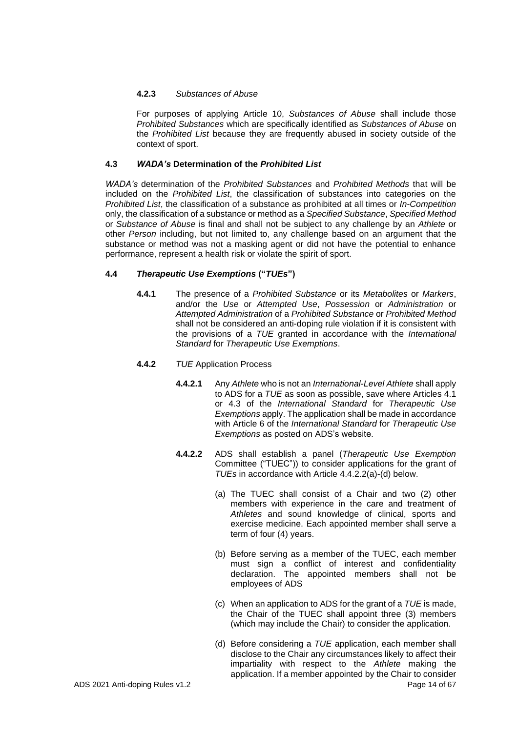**4.2.3** *Substances of Abuse*

For purposes of applying Article 10, *Substances of Abuse* shall include those *Prohibited Substances* which are specifically identified as *Substances of Abuse* on the *Prohibited List* because they are frequently abused in society outside of the context of sport.

### 4.3 *WADA's* Determination of the *Prohibited List*

*WADA's* determination of the *Prohibited Substances* and *Prohibited Methods* that will be included on the *Prohibited List*, the classification of substances into categories on the *Prohibited List*, the classification of a substance as prohibited at all times or *In-Competition* only, the classification of a substance or method as a *Specified Substance*, *Specified Method* or *Substance of Abuse* is final and shall not be subject to any challenge by an *Athlete* or other *Person* including, but not limited to, any challenge based on an argument that the substance or method was not a masking agent or did not have the potential to enhance performance, represent a health risk or violate the spirit of sport.

### 4.4 *Therapeutic Use Exemptions* ("*TUEs*")

**4.4.1** The presence of a *Prohibited Substance* or its *Metabolites* or *Markers*, and/or the *Use* or *Attempted Use*, *Possession* or *Administration* or *Attempted Administration* of a *Prohibited Substance* or *Prohibited Method* shall not be considered an anti-doping rule violation if it is consistent with the provisions of a *TUE* granted in accordance with the *International Standard* for *Therapeutic Use Exemptions*.

**4.4.2** *TUE* Application Process

**4.4.2.1** Any *Athlete* who is not an *International-Level Athlete* shall apply to ADS for a *TUE* as soon as possible, save where Articles 4.1 or 4.3 of the *International Standard* for *Therapeutic Use Exemptions* apply. The application shall be made in accordance with Article 6 of the *International Standard* for *Therapeutic Use Exemptions* as posted on ADS's website.

**4.4.2.2** ADS shall establish a panel (*Therapeutic Use Exemption* Committee ("TUEC")) to consider applications for the grant of *TUEs* in accordance with Article 4.4.2.2(a)-(d) below.

(a) The TUEC shall consist of a Chair and two (2) other members with experience in the care and treatment of *Athletes* and sound knowledge of clinical, sports and exercise medicine. Each appointed member shall serve a term of four (4) years.

(b) Before serving as a member of the TUEC, each member must sign a conflict of interest and confidentiality declaration. The appointed members shall not be employees of ADS

(c) When an application to ADS for the grant of a *TUE* is made, the Chair of the TUEC shall appoint three (3) members (which may include the Chair) to consider the application.

(d) Before considering a *TUE* application, each member shall disclose to the Chair any circumstances likely to affect their impartiality with respect to the *Athlete* making the application. If a member appointed by the Chair to consider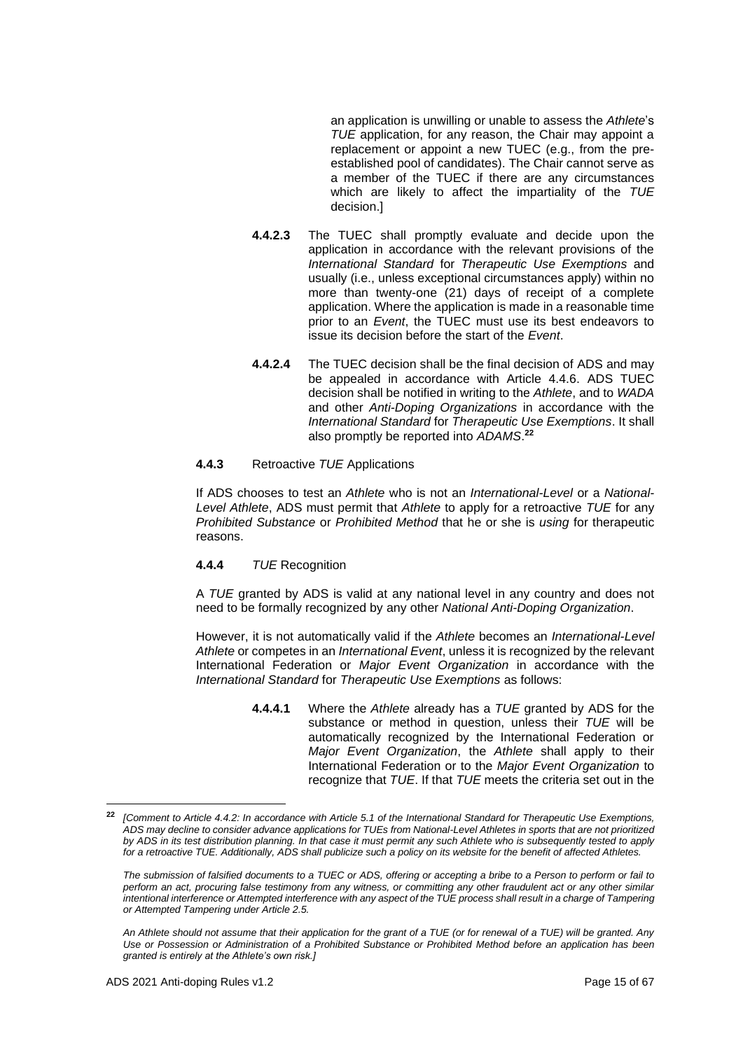an application is unwilling or unable to assess the *Athlete*'s *TUE* application, for any reason, the Chair may appoint a replacement or appoint a new TUEC (e.g., from the pre-established pool of candidates). The Chair cannot serve as a member of the TUEC if there are any circumstances which are likely to affect the impartiality of the *TUE* decision.]

**4.4.2.3** The TUEC shall promptly evaluate and decide upon the application in accordance with the relevant provisions of the *International Standard* for *Therapeutic Use Exemptions* and usually (i.e., unless exceptional circumstances apply) within no more than twenty-one (21) days of receipt of a complete application. Where the application is made in a reasonable time prior to an *Event*, the TUEC must use its best endeavors to issue its decision before the start of the *Event*.

**4.4.2.4** The TUEC decision shall be the final decision of ADS and may be appealed in accordance with Article 4.4.6. ADS TUEC decision shall be notified in writing to the *Athlete*, and to *WADA* and other *Anti-Doping Organizations* in accordance with the *International Standard* for *Therapeutic Use Exemptions*. It shall also promptly be reported into *ADAMS*.[22]

**4.4.3** Retroactive *TUE* Applications

If ADS chooses to test an *Athlete* who is not an *International-Level* or a *National-Level Athlete*, ADS must permit that *Athlete* to apply for a retroactive *TUE* for any *Prohibited Substance* or *Prohibited Method* that he or she is *using* for therapeutic reasons.

**4.4.4** *TUE* Recognition

A *TUE* granted by ADS is valid at any national level in any country and does not need to be formally recognized by any other *National Anti-Doping Organization*.

However, it is not automatically valid if the *Athlete* becomes an *International-Level Athlete* or competes in an *International Event*, unless it is recognized by the relevant International Federation or *Major Event Organization* in accordance with the *International Standard* for *Therapeutic Use Exemptions* as follows:

**4.4.4.1** Where the *Athlete* already has a *TUE* granted by ADS for the substance or method in question, unless their *TUE* will be automatically recognized by the International Federation or *Major Event Organization*, the *Athlete* shall apply to their International Federation or to the *Major Event Organization* to recognize that *TUE*. If that *TUE* meets the criteria set out in the

---

[22] *[Comment to Article 4.4.2: In accordance with Article 5.1 of the International Standard for Therapeutic Use Exemptions, ADS may decline to consider advance applications for TUEs from National-Level Athletes in sports that are not prioritized by ADS in its test distribution planning. In that case it must permit any such Athlete who is subsequently tested to apply for a retroactive TUE. Additionally, ADS shall publicize such a policy on its website for the benefit of affected Athletes.*

*The submission of falsified documents to a TUEC or ADS, offering or accepting a bribe to a Person to perform or fail to perform an act, procuring false testimony from any witness, or committing any other fraudulent act or any other similar intentional interference or Attempted interference with any aspect of the TUE process shall result in a charge of Tampering or Attempted Tampering under Article 2.5.*

*An Athlete should not assume that their application for the grant of a TUE (or for renewal of a TUE) will be granted. Any Use or Possession or Administration of a Prohibited Substance or Prohibited Method before an application has been granted is entirely at the Athlete's own risk.]*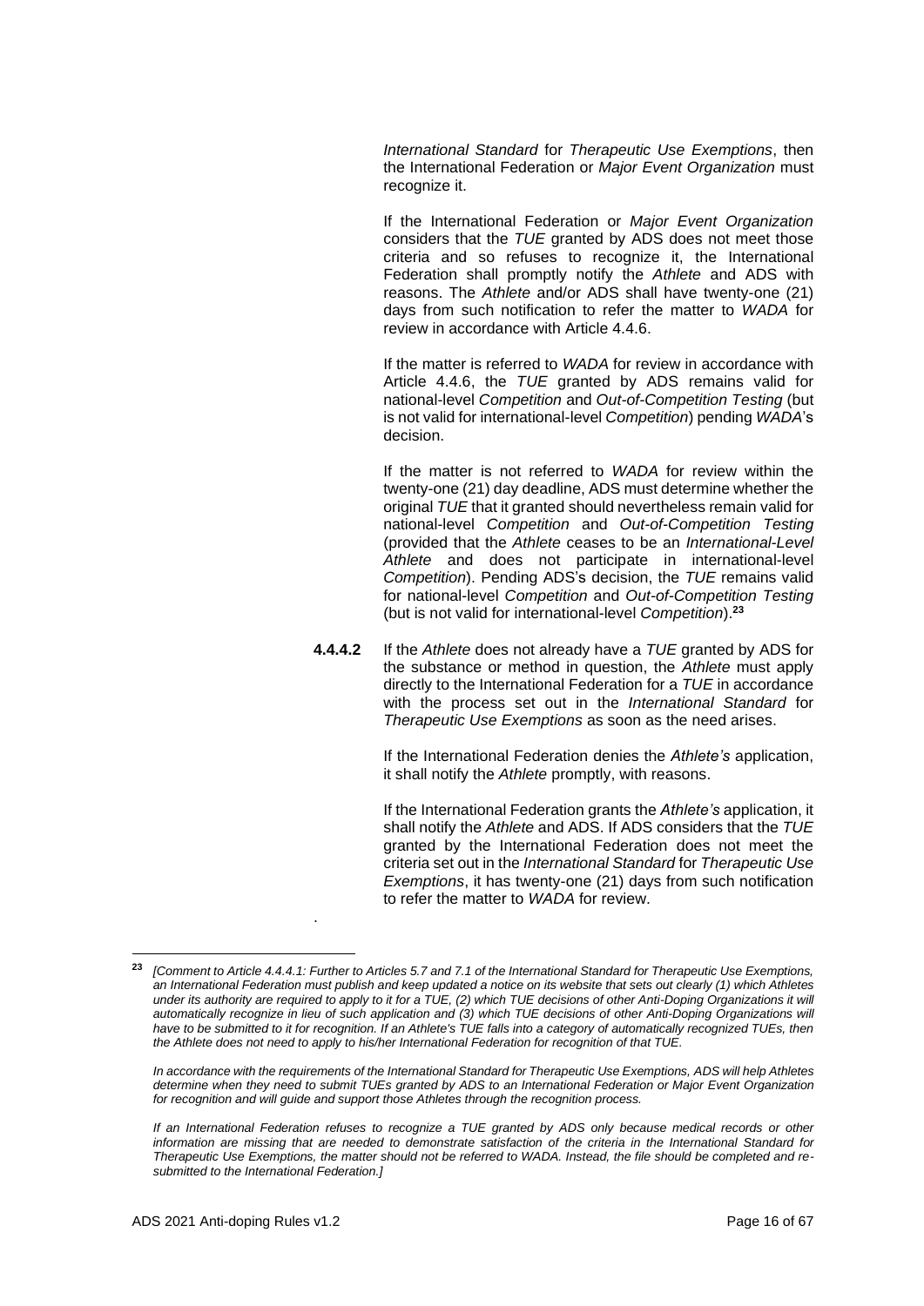*International Standard* for *Therapeutic Use Exemptions*, then the International Federation or *Major Event Organization* must recognize it.

If the International Federation or *Major Event Organization* considers that the *TUE* granted by ADS does not meet those criteria and so refuses to recognize it, the International Federation shall promptly notify the *Athlete* and ADS with reasons. The *Athlete* and/or ADS shall have twenty-one (21) days from such notification to refer the matter to *WADA* for review in accordance with Article 4.4.6.

If the matter is referred to *WADA* for review in accordance with Article 4.4.6, the *TUE* granted by ADS remains valid for national-level *Competition* and *Out-of-Competition Testing* (but is not valid for international-level *Competition*) pending *WADA*'s decision.

If the matter is not referred to *WADA* for review within the twenty-one (21) day deadline, ADS must determine whether the original *TUE* that it granted should nevertheless remain valid for national-level *Competition* and *Out-of-Competition Testing* (provided that the *Athlete* ceases to be an *International-Level Athlete* and does not participate in international-level *Competition*). Pending ADS's decision, the *TUE* remains valid for national-level *Competition* and *Out-of-Competition Testing* (but is not valid for international-level *Competition*).[23]

**4.4.4.2** If the *Athlete* does not already have a *TUE* granted by ADS for the substance or method in question, the *Athlete* must apply directly to the International Federation for a *TUE* in accordance with the process set out in the *International Standard* for *Therapeutic Use Exemptions* as soon as the need arises.

If the International Federation denies the *Athlete's* application, it shall notify the *Athlete* promptly, with reasons.

If the International Federation grants the *Athlete's* application, it shall notify the *Athlete* and ADS. If ADS considers that the *TUE* granted by the International Federation does not meet the criteria set out in the *International Standard* for *Therapeutic Use Exemptions*, it has twenty-one (21) days from such notification to refer the matter to *WADA* for review.

.

---

[23] *[Comment to Article 4.4.4.1: Further to Articles 5.7 and 7.1 of the International Standard for Therapeutic Use Exemptions, an International Federation must publish and keep updated a notice on its website that sets out clearly (1) which Athletes under its authority are required to apply to it for a TUE, (2) which TUE decisions of other Anti-Doping Organizations it will automatically recognize in lieu of such application and (3) which TUE decisions of other Anti-Doping Organizations will have to be submitted to it for recognition. If an Athlete's TUE falls into a category of automatically recognized TUEs, then the Athlete does not need to apply to his/her International Federation for recognition of that TUE.*

*In accordance with the requirements of the International Standard for Therapeutic Use Exemptions, ADS will help Athletes determine when they need to submit TUEs granted by ADS to an International Federation or Major Event Organization for recognition and will guide and support those Athletes through the recognition process.*

*If an International Federation refuses to recognize a TUE granted by ADS only because medical records or other information are missing that are needed to demonstrate satisfaction of the criteria in the International Standard for Therapeutic Use Exemptions, the matter should not be referred to WADA. Instead, the file should be completed and re-submitted to the International Federation.]*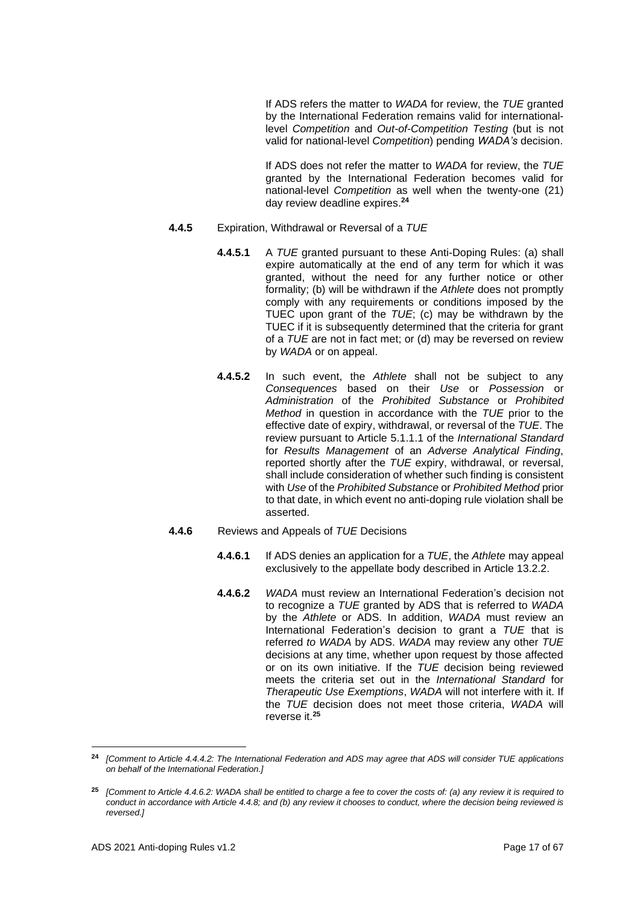If ADS refers the matter to *WADA* for review, the *TUE* granted by the International Federation remains valid for international-level *Competition* and *Out-of-Competition Testing* (but is not valid for national-level *Competition*) pending *WADA's* decision.

If ADS does not refer the matter to *WADA* for review, the *TUE* granted by the International Federation becomes valid for national-level *Competition* as well when the twenty-one (21) day review deadline expires.[24]

**4.4.5** Expiration, Withdrawal or Reversal of a *TUE*

**4.4.5.1** A *TUE* granted pursuant to these Anti-Doping Rules: (a) shall expire automatically at the end of any term for which it was granted, without the need for any further notice or other formality; (b) will be withdrawn if the *Athlete* does not promptly comply with any requirements or conditions imposed by the TUEC upon grant of the *TUE*; (c) may be withdrawn by the TUEC if it is subsequently determined that the criteria for grant of a *TUE* are not in fact met; or (d) may be reversed on review by *WADA* or on appeal.

**4.4.5.2** In such event, the *Athlete* shall not be subject to any *Consequences* based on their *Use* or *Possession* or *Administration* of the *Prohibited Substance* or *Prohibited Method* in question in accordance with the *TUE* prior to the effective date of expiry, withdrawal, or reversal of the *TUE*. The review pursuant to Article 5.1.1.1 of the *International Standard* for *Results Management* of an *Adverse Analytical Finding*, reported shortly after the *TUE* expiry, withdrawal, or reversal, shall include consideration of whether such finding is consistent with *Use* of the *Prohibited Substance* or *Prohibited Method* prior to that date, in which event no anti-doping rule violation shall be asserted.

**4.4.6** Reviews and Appeals of *TUE* Decisions

**4.4.6.1** If ADS denies an application for a *TUE*, the *Athlete* may appeal exclusively to the appellate body described in Article 13.2.2.

**4.4.6.2** *WADA* must review an International Federation's decision not to recognize a *TUE* granted by ADS that is referred to *WADA* by the *Athlete* or ADS. In addition, *WADA* must review an International Federation's decision to grant a *TUE* that is referred *to WADA* by ADS. *WADA* may review any other *TUE* decisions at any time, whether upon request by those affected or on its own initiative. If the *TUE* decision being reviewed meets the criteria set out in the *International Standard* for *Therapeutic Use Exemptions*, *WADA* will not interfere with it. If the *TUE* decision does not meet those criteria, *WADA* will reverse it.[25]

---

[24] *[Comment to Article 4.4.4.2: The International Federation and ADS may agree that ADS will consider TUE applications on behalf of the International Federation.]*

[25] *[Comment to Article 4.4.6.2: WADA shall be entitled to charge a fee to cover the costs of: (a) any review it is required to conduct in accordance with Article 4.4.8; and (b) any review it chooses to conduct, where the decision being reviewed is reversed.]*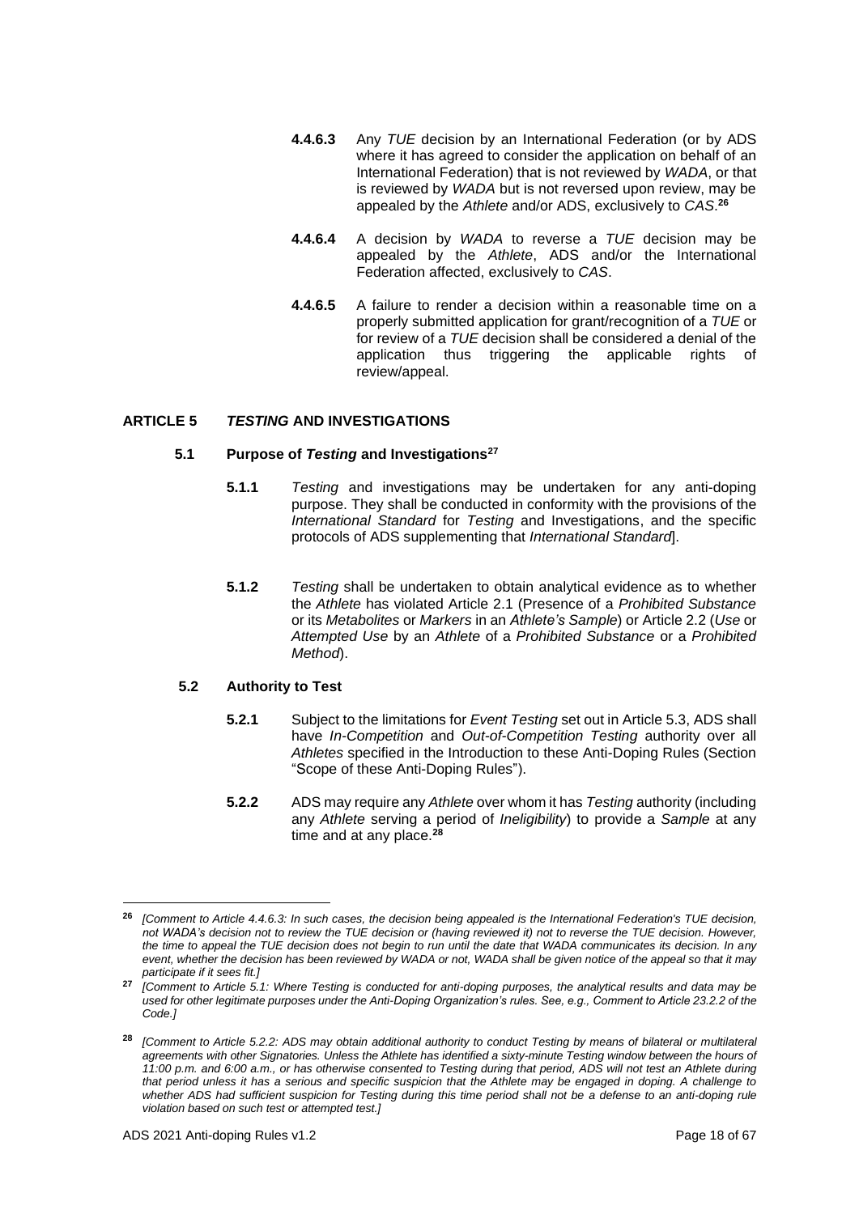**4.4.6.3** Any *TUE* decision by an International Federation (or by ADS where it has agreed to consider the application on behalf of an International Federation) that is not reviewed by *WADA*, or that is reviewed by *WADA* but is not reversed upon review, may be appealed by the *Athlete* and/or ADS, exclusively to *CAS*.[26]

**4.4.6.4** A decision by *WADA* to reverse a *TUE* decision may be appealed by the *Athlete*, ADS and/or the International Federation affected, exclusively to *CAS*.

**4.4.6.5** A failure to render a decision within a reasonable time on a properly submitted application for grant/recognition of a *TUE* or for review of a *TUE* decision shall be considered a denial of the application thus triggering the applicable rights of review/appeal.

## ARTICLE 5 *TESTING* AND INVESTIGATIONS

### 5.1 Purpose of *Testing* and Investigations[27]

**5.1.1** *Testing* and investigations may be undertaken for any anti-doping purpose. They shall be conducted in conformity with the provisions of the *International Standard* for *Testing* and Investigations, and the specific protocols of ADS supplementing that *International Standard*].

**5.1.2** *Testing* shall be undertaken to obtain analytical evidence as to whether the *Athlete* has violated Article 2.1 (Presence of a *Prohibited Substance* or its *Metabolites* or *Markers* in an *Athlete's Sample*) or Article 2.2 (*Use* or *Attempted Use* by an *Athlete* of a *Prohibited Substance* or a *Prohibited Method*).

### 5.2 Authority to Test

**5.2.1** Subject to the limitations for *Event Testing* set out in Article 5.3, ADS shall have *In-Competition* and *Out-of-Competition Testing* authority over all *Athletes* specified in the Introduction to these Anti-Doping Rules (Section "Scope of these Anti-Doping Rules").

**5.2.2** ADS may require any *Athlete* over whom it has *Testing* authority (including any *Athlete* serving a period of *Ineligibility*) to provide a *Sample* at any time and at any place.[28]

---

[26] *[Comment to Article 4.4.6.3: In such cases, the decision being appealed is the International Federation's TUE decision, not WADA's decision not to review the TUE decision or (having reviewed it) not to reverse the TUE decision. However, the time to appeal the TUE decision does not begin to run until the date that WADA communicates its decision. In any event, whether the decision has been reviewed by WADA or not, WADA shall be given notice of the appeal so that it may participate if it sees fit.]*

[27] *[Comment to Article 5.1: Where Testing is conducted for anti-doping purposes, the analytical results and data may be used for other legitimate purposes under the Anti-Doping Organization's rules. See, e.g., Comment to Article 23.2.2 of the Code.]*

[28] *[Comment to Article 5.2.2: ADS may obtain additional authority to conduct Testing by means of bilateral or multilateral agreements with other Signatories. Unless the Athlete has identified a sixty-minute Testing window between the hours of 11:00 p.m. and 6:00 a.m., or has otherwise consented to Testing during that period, ADS will not test an Athlete during that period unless it has a serious and specific suspicion that the Athlete may be engaged in doping. A challenge to whether ADS had sufficient suspicion for Testing during this time period shall not be a defense to an anti-doping rule violation based on such test or attempted test.]*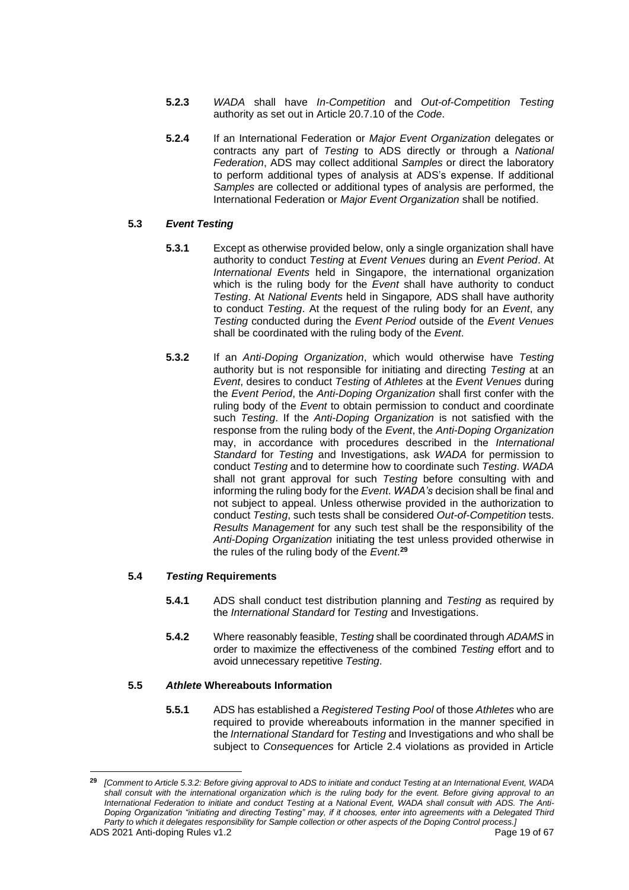**5.2.3** *WADA* shall have *In-Competition* and *Out-of-Competition Testing* authority as set out in Article 20.7.10 of the *Code*.

**5.2.4** If an International Federation or *Major Event Organization* delegates or contracts any part of *Testing* to ADS directly or through a *National Federation*, ADS may collect additional *Samples* or direct the laboratory to perform additional types of analysis at ADS's expense. If additional *Samples* are collected or additional types of analysis are performed, the International Federation or *Major Event Organization* shall be notified.

### **5.3** ***Event Testing***

**5.3.1** Except as otherwise provided below, only a single organization shall have authority to conduct *Testing* at *Event Venues* during an *Event Period*. At *International Events* held in Singapore, the international organization which is the ruling body for the *Event* shall have authority to conduct *Testing*. At *National Events* held in Singapore, ADS shall have authority to conduct *Testing*. At the request of the ruling body for an *Event*, any *Testing* conducted during the *Event Period* outside of the *Event Venues* shall be coordinated with the ruling body of the *Event*.

**5.3.2** If an *Anti-Doping Organization*, which would otherwise have *Testing* authority but is not responsible for initiating and directing *Testing* at an *Event*, desires to conduct *Testing* of *Athletes* at the *Event Venues* during the *Event Period*, the *Anti-Doping Organization* shall first confer with the ruling body of the *Event* to obtain permission to conduct and coordinate such *Testing*. If the *Anti-Doping Organization* is not satisfied with the response from the ruling body of the *Event*, the *Anti-Doping Organization* may, in accordance with procedures described in the *International Standard* for *Testing* and Investigations, ask *WADA* for permission to conduct *Testing* and to determine how to coordinate such *Testing*. *WADA* shall not grant approval for such *Testing* before consulting with and informing the ruling body for the *Event*. *WADA's* decision shall be final and not subject to appeal. Unless otherwise provided in the authorization to conduct *Testing*, such tests shall be considered *Out-of-Competition* tests. *Results Management* for any such test shall be the responsibility of the *Anti-Doping Organization* initiating the test unless provided otherwise in the rules of the ruling body of the *Event*.[29]

### **5.4** ***Testing* Requirements**

**5.4.1** ADS shall conduct test distribution planning and *Testing* as required by the *International Standard* for *Testing* and Investigations.

**5.4.2** Where reasonably feasible, *Testing* shall be coordinated through *ADAMS* in order to maximize the effectiveness of the combined *Testing* effort and to avoid unnecessary repetitive *Testing*.

### **5.5** ***Athlete* Whereabouts Information**

**5.5.1** ADS has established a *Registered Testing Pool* of those *Athletes* who are required to provide whereabouts information in the manner specified in the *International Standard* for *Testing* and Investigations and who shall be subject to *Consequences* for Article 2.4 violations as provided in Article

---

[29] *[Comment to Article 5.3.2: Before giving approval to ADS to initiate and conduct Testing at an International Event, WADA shall consult with the international organization which is the ruling body for the event. Before giving approval to an International Federation to initiate and conduct Testing at a National Event, WADA shall consult with ADS. The Anti-Doping Organization "initiating and directing Testing" may, if it chooses, enter into agreements with a Delegated Third Party to which it delegates responsibility for Sample collection or other aspects of the Doping Control process.]*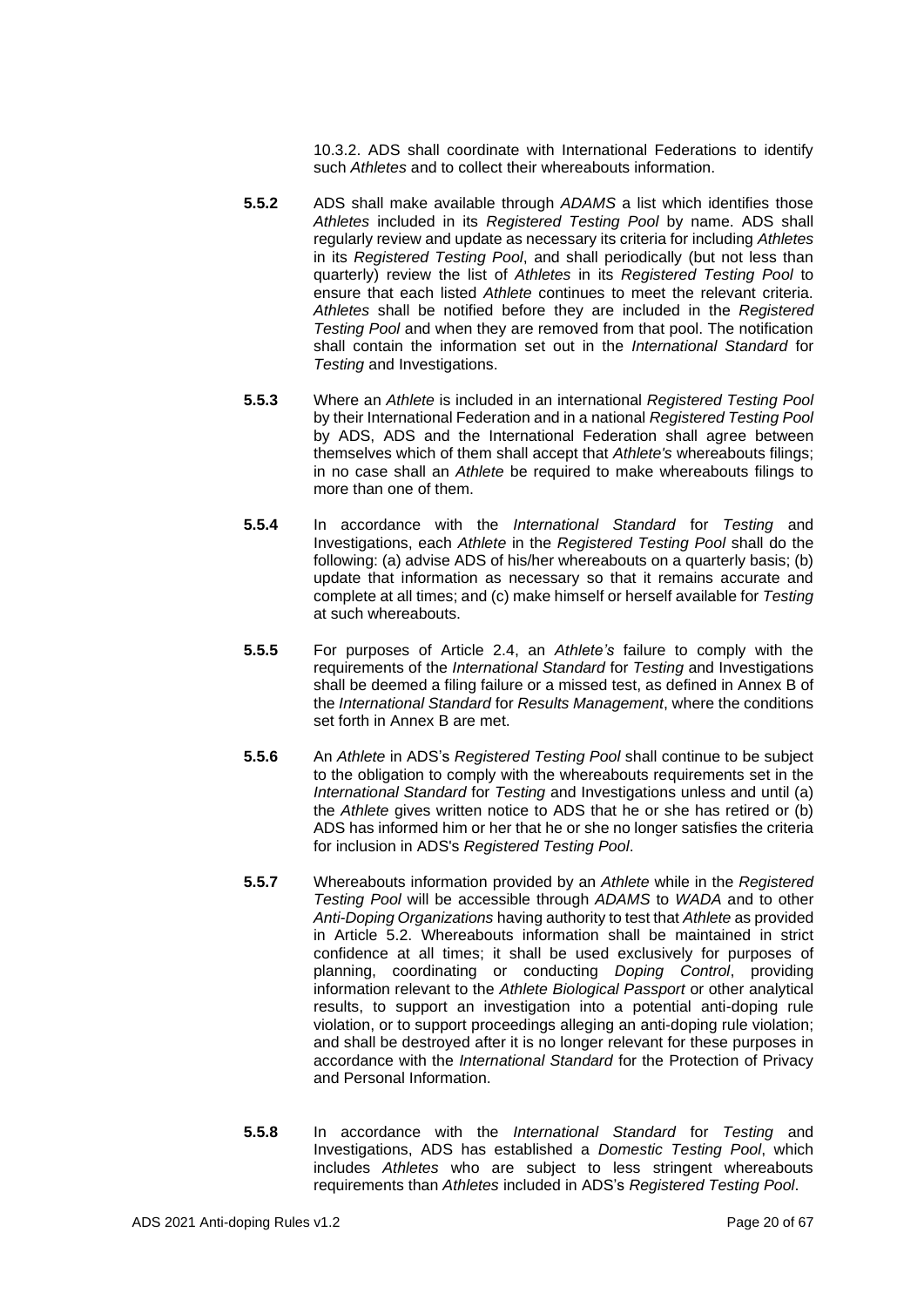10.3.2. ADS shall coordinate with International Federations to identify such *Athletes* and to collect their whereabouts information.

**5.5.2** ADS shall make available through *ADAMS* a list which identifies those *Athletes* included in its *Registered Testing Pool* by name. ADS shall regularly review and update as necessary its criteria for including *Athletes* in its *Registered Testing Pool*, and shall periodically (but not less than quarterly) review the list of *Athletes* in its *Registered Testing Pool* to ensure that each listed *Athlete* continues to meet the relevant criteria. *Athletes* shall be notified before they are included in the *Registered Testing Pool* and when they are removed from that pool. The notification shall contain the information set out in the *International Standard* for *Testing* and Investigations.

**5.5.3** Where an *Athlete* is included in an international *Registered Testing Pool* by their International Federation and in a national *Registered Testing Pool* by ADS, ADS and the International Federation shall agree between themselves which of them shall accept that *Athlete's* whereabouts filings; in no case shall an *Athlete* be required to make whereabouts filings to more than one of them.

**5.5.4** In accordance with the *International Standard* for *Testing* and Investigations, each *Athlete* in the *Registered Testing Pool* shall do the following: (a) advise ADS of his/her whereabouts on a quarterly basis; (b) update that information as necessary so that it remains accurate and complete at all times; and (c) make himself or herself available for *Testing* at such whereabouts.

**5.5.5** For purposes of Article 2.4, an *Athlete's* failure to comply with the requirements of the *International Standard* for *Testing* and Investigations shall be deemed a filing failure or a missed test, as defined in Annex B of the *International Standard* for *Results Management*, where the conditions set forth in Annex B are met.

**5.5.6** An *Athlete* in ADS's *Registered Testing Pool* shall continue to be subject to the obligation to comply with the whereabouts requirements set in the *International Standard* for *Testing* and Investigations unless and until (a) the *Athlete* gives written notice to ADS that he or she has retired or (b) ADS has informed him or her that he or she no longer satisfies the criteria for inclusion in ADS's *Registered Testing Pool*.

**5.5.7** Whereabouts information provided by an *Athlete* while in the *Registered Testing Pool* will be accessible through *ADAMS* to *WADA* and to other *Anti-Doping Organizations* having authority to test that *Athlete* as provided in Article 5.2. Whereabouts information shall be maintained in strict confidence at all times; it shall be used exclusively for purposes of planning, coordinating or conducting *Doping Control*, providing information relevant to the *Athlete Biological Passport* or other analytical results, to support an investigation into a potential anti-doping rule violation, or to support proceedings alleging an anti-doping rule violation; and shall be destroyed after it is no longer relevant for these purposes in accordance with the *International Standard* for the Protection of Privacy and Personal Information.

**5.5.8** In accordance with the *International Standard* for *Testing* and Investigations, ADS has established a *Domestic Testing Pool*, which includes *Athletes* who are subject to less stringent whereabouts requirements than *Athletes* included in ADS's *Registered Testing Pool*.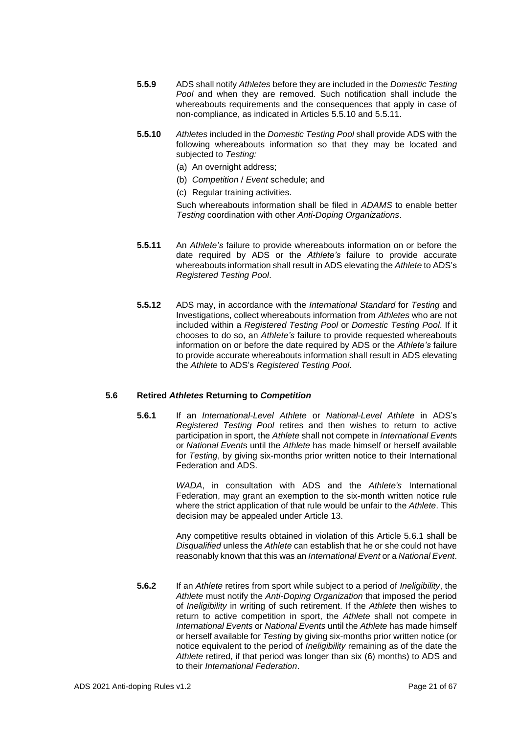**5.5.9** ADS shall notify *Athletes* before they are included in the *Domestic Testing Pool* and when they are removed. Such notification shall include the whereabouts requirements and the consequences that apply in case of non-compliance, as indicated in Articles 5.5.10 and 5.5.11.

**5.5.10** *Athletes* included in the *Domestic Testing Pool* shall provide ADS with the following whereabouts information so that they may be located and subjected to *Testing:*

(a) An overnight address;

(b) *Competition* / *Event* schedule; and

(c) Regular training activities.

Such whereabouts information shall be filed in *ADAMS* to enable better *Testing* coordination with other *Anti-Doping Organizations*.

**5.5.11** An *Athlete's* failure to provide whereabouts information on or before the date required by ADS or the *Athlete's* failure to provide accurate whereabouts information shall result in ADS elevating the *Athlete* to ADS's *Registered Testing Pool*.

**5.5.12** ADS may, in accordance with the *International Standard* for *Testing* and Investigations, collect whereabouts information from *Athletes* who are not included within a *Registered Testing Pool* or *Domestic Testing Pool*. If it chooses to do so, an *Athlete's* failure to provide requested whereabouts information on or before the date required by ADS or the *Athlete's* failure to provide accurate whereabouts information shall result in ADS elevating the *Athlete* to ADS's *Registered Testing Pool*.

### 5.6 Retired *Athletes* Returning to *Competition*

**5.6.1** If an *International-Level Athlete* or *National-Level Athlete* in ADS's *Registered Testing Pool* retires and then wishes to return to active participation in sport, the *Athlete* shall not compete in *International Event*s or *National Event*s until the *Athlete* has made himself or herself available for *Testing*, by giving six-months prior written notice to their International Federation and ADS.

*WADA*, in consultation with ADS and the *Athlete's* International Federation, may grant an exemption to the six-month written notice rule where the strict application of that rule would be unfair to the *Athlete*. This decision may be appealed under Article 13.

Any competitive results obtained in violation of this Article 5.6.1 shall be *Disqualified* unless the *Athlete* can establish that he or she could not have reasonably known that this was an *International Event* or a *National Event*.

**5.6.2** If an *Athlete* retires from sport while subject to a period of *Ineligibility*, the *Athlete* must notify the *Anti-Doping Organization* that imposed the period of *Ineligibility* in writing of such retirement. If the *Athlete* then wishes to return to active competition in sport, the *Athlete* shall not compete in *International Events* or *National Events* until the *Athlete* has made himself or herself available for *Testing* by giving six-months prior written notice (or notice equivalent to the period of *Ineligibility* remaining as of the date the *Athlete* retired, if that period was longer than six (6) months) to ADS and to their *International Federation*.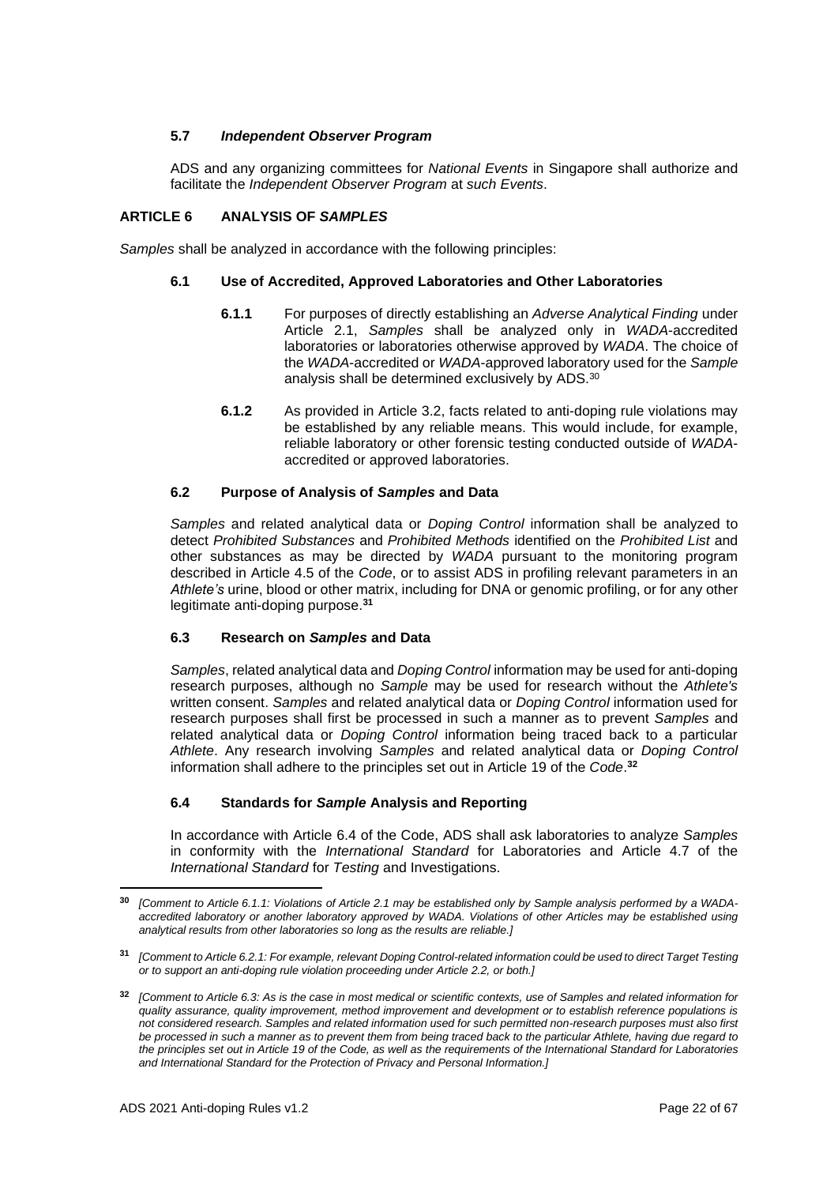### 5.7 *Independent Observer Program*

ADS and any organizing committees for *National Events* in Singapore shall authorize and facilitate the *Independent Observer Program* at *such Events*.

## ARTICLE 6 ANALYSIS OF *SAMPLES*

*Samples* shall be analyzed in accordance with the following principles:

### 6.1 Use of Accredited, Approved Laboratories and Other Laboratories

**6.1.1** For purposes of directly establishing an *Adverse Analytical Finding* under Article 2.1, *Samples* shall be analyzed only in *WADA*-accredited laboratories or laboratories otherwise approved by *WADA*. The choice of the *WADA*-accredited or *WADA*-approved laboratory used for the *Sample* analysis shall be determined exclusively by ADS.[30]

**6.1.2** As provided in Article 3.2, facts related to anti-doping rule violations may be established by any reliable means. This would include, for example, reliable laboratory or other forensic testing conducted outside of *WADA*-accredited or approved laboratories.

### 6.2 Purpose of Analysis of *Samples* and Data

*Samples* and related analytical data or *Doping Control* information shall be analyzed to detect *Prohibited Substances* and *Prohibited Methods* identified on the *Prohibited List* and other substances as may be directed by *WADA* pursuant to the monitoring program described in Article 4.5 of the *Code*, or to assist ADS in profiling relevant parameters in an *Athlete's* urine, blood or other matrix, including for DNA or genomic profiling, or for any other legitimate anti-doping purpose.[31]

### 6.3 Research on *Samples* and Data

*Samples*, related analytical data and *Doping Control* information may be used for anti-doping research purposes, although no *Sample* may be used for research without the *Athlete's* written consent. *Samples* and related analytical data or *Doping Control* information used for research purposes shall first be processed in such a manner as to prevent *Samples* and related analytical data or *Doping Control* information being traced back to a particular *Athlete*. Any research involving *Samples* and related analytical data or *Doping Control* information shall adhere to the principles set out in Article 19 of the *Code*.[32]

### 6.4 Standards for *Sample* Analysis and Reporting

In accordance with Article 6.4 of the Code, ADS shall ask laboratories to analyze *Samples* in conformity with the *International Standard* for Laboratories and Article 4.7 of the *International Standard* for *Testing* and Investigations.

---

[30] *[Comment to Article 6.1.1: Violations of Article 2.1 may be established only by Sample analysis performed by a WADA-accredited laboratory or another laboratory approved by WADA. Violations of other Articles may be established using analytical results from other laboratories so long as the results are reliable.]*

[31] *[Comment to Article 6.2.1: For example, relevant Doping Control-related information could be used to direct Target Testing or to support an anti-doping rule violation proceeding under Article 2.2, or both.]*

[32] *[Comment to Article 6.3: As is the case in most medical or scientific contexts, use of Samples and related information for quality assurance, quality improvement, method improvement and development or to establish reference populations is not considered research. Samples and related information used for such permitted non-research purposes must also first be processed in such a manner as to prevent them from being traced back to the particular Athlete, having due regard to the principles set out in Article 19 of the Code, as well as the requirements of the International Standard for Laboratories and International Standard for the Protection of Privacy and Personal Information.]*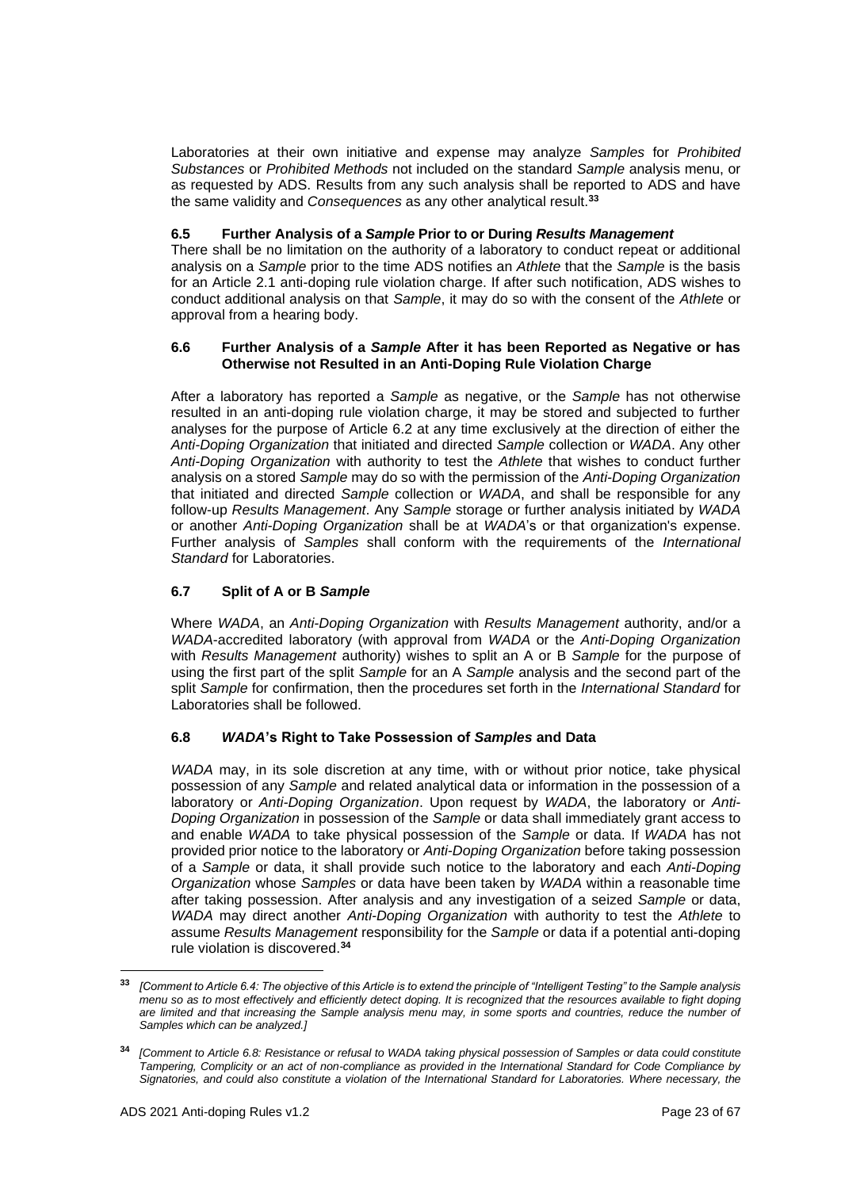Laboratories at their own initiative and expense may analyze *Samples* for *Prohibited Substances* or *Prohibited Methods* not included on the standard *Sample* analysis menu, or as requested by ADS. Results from any such analysis shall be reported to ADS and have the same validity and *Consequences* as any other analytical result.[33]

### 6.5 Further Analysis of a *Sample* Prior to or During *Results Management*

There shall be no limitation on the authority of a laboratory to conduct repeat or additional analysis on a *Sample* prior to the time ADS notifies an *Athlete* that the *Sample* is the basis for an Article 2.1 anti-doping rule violation charge. If after such notification, ADS wishes to conduct additional analysis on that *Sample*, it may do so with the consent of the *Athlete* or approval from a hearing body.

### 6.6 Further Analysis of a *Sample* After it has been Reported as Negative or has Otherwise not Resulted in an Anti-Doping Rule Violation Charge

After a laboratory has reported a *Sample* as negative, or the *Sample* has not otherwise resulted in an anti-doping rule violation charge, it may be stored and subjected to further analyses for the purpose of Article 6.2 at any time exclusively at the direction of either the *Anti-Doping Organization* that initiated and directed *Sample* collection or *WADA*. Any other *Anti-Doping Organization* with authority to test the *Athlete* that wishes to conduct further analysis on a stored *Sample* may do so with the permission of the *Anti-Doping Organization* that initiated and directed *Sample* collection or *WADA*, and shall be responsible for any follow-up *Results Management*. Any *Sample* storage or further analysis initiated by *WADA* or another *Anti-Doping Organization* shall be at *WADA*'s or that organization's expense. Further analysis of *Samples* shall conform with the requirements of the *International Standard* for Laboratories.

### 6.7 Split of A or B *Sample*

Where *WADA*, an *Anti-Doping Organization* with *Results Management* authority, and/or a *WADA*-accredited laboratory (with approval from *WADA* or the *Anti-Doping Organization* with *Results Management* authority) wishes to split an A or B *Sample* for the purpose of using the first part of the split *Sample* for an A *Sample* analysis and the second part of the split *Sample* for confirmation, then the procedures set forth in the *International Standard* for Laboratories shall be followed.

### 6.8 *WADA*'s Right to Take Possession of *Samples* and Data

*WADA* may, in its sole discretion at any time, with or without prior notice, take physical possession of any *Sample* and related analytical data or information in the possession of a laboratory or *Anti-Doping Organization*. Upon request by *WADA*, the laboratory or *Anti-Doping Organization* in possession of the *Sample* or data shall immediately grant access to and enable *WADA* to take physical possession of the *Sample* or data. If *WADA* has not provided prior notice to the laboratory or *Anti-Doping Organization* before taking possession of a *Sample* or data, it shall provide such notice to the laboratory and each *Anti-Doping Organization* whose *Samples* or data have been taken by *WADA* within a reasonable time after taking possession. After analysis and any investigation of a seized *Sample* or data, *WADA* may direct another *Anti-Doping Organization* with authority to test the *Athlete* to assume *Results Management* responsibility for the *Sample* or data if a potential anti-doping rule violation is discovered.[34]

---

[33] *[Comment to Article 6.4: The objective of this Article is to extend the principle of "Intelligent Testing" to the Sample analysis menu so as to most effectively and efficiently detect doping. It is recognized that the resources available to fight doping are limited and that increasing the Sample analysis menu may, in some sports and countries, reduce the number of Samples which can be analyzed.]*

[34] *[Comment to Article 6.8: Resistance or refusal to WADA taking physical possession of Samples or data could constitute Tampering, Complicity or an act of non-compliance as provided in the International Standard for Code Compliance by Signatories, and could also constitute a violation of the International Standard for Laboratories. Where necessary, the*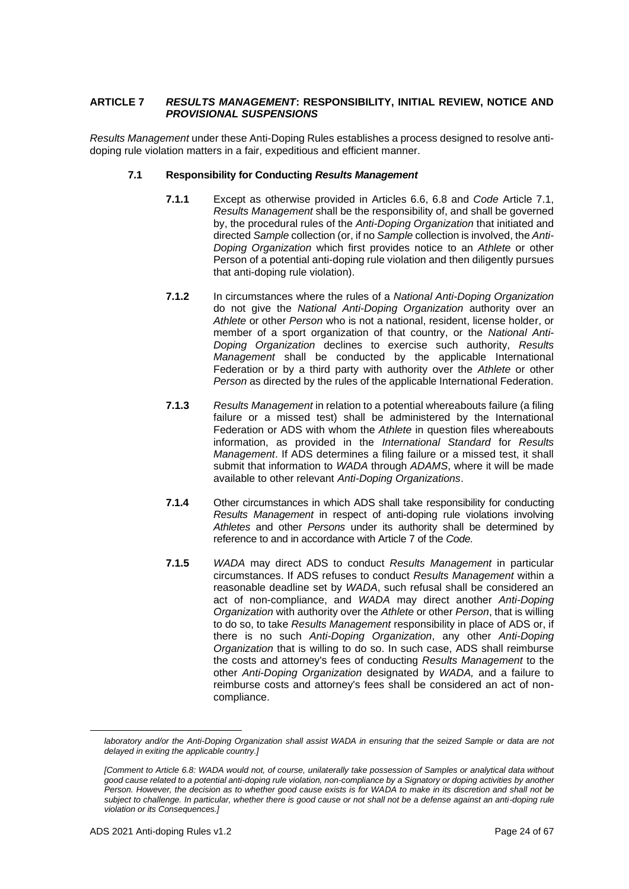## ARTICLE 7 *RESULTS MANAGEMENT*: RESPONSIBILITY, INITIAL REVIEW, NOTICE AND *PROVISIONAL SUSPENSIONS*

*Results Management* under these Anti-Doping Rules establishes a process designed to resolve anti-doping rule violation matters in a fair, expeditious and efficient manner.

### 7.1 Responsibility for Conducting *Results Management*

**7.1.1** Except as otherwise provided in Articles 6.6, 6.8 and *Code* Article 7.1, *Results Management* shall be the responsibility of, and shall be governed by, the procedural rules of the *Anti-Doping Organization* that initiated and directed *Sample* collection (or, if no *Sample* collection is involved, the *Anti-Doping Organization* which first provides notice to an *Athlete* or other Person of a potential anti-doping rule violation and then diligently pursues that anti-doping rule violation).

**7.1.2** In circumstances where the rules of a *National Anti-Doping Organization* do not give the *National Anti-Doping Organization* authority over an *Athlete* or other *Person* who is not a national, resident, license holder, or member of a sport organization of that country, or the *National Anti-Doping Organization* declines to exercise such authority, *Results Management* shall be conducted by the applicable International Federation or by a third party with authority over the *Athlete* or other *Person* as directed by the rules of the applicable International Federation.

**7.1.3** *Results Management* in relation to a potential whereabouts failure (a filing failure or a missed test) shall be administered by the International Federation or ADS with whom the *Athlete* in question files whereabouts information, as provided in the *International Standard* for *Results Management*. If ADS determines a filing failure or a missed test, it shall submit that information to *WADA* through *ADAMS*, where it will be made available to other relevant *Anti-Doping Organizations*.

**7.1.4** Other circumstances in which ADS shall take responsibility for conducting *Results Management* in respect of anti-doping rule violations involving *Athletes* and other *Persons* under its authority shall be determined by reference to and in accordance with Article 7 of the *Code.*

**7.1.5** *WADA* may direct ADS to conduct *Results Management* in particular circumstances. If ADS refuses to conduct *Results Management* within a reasonable deadline set by *WADA*, such refusal shall be considered an act of non-compliance, and *WADA* may direct another *Anti-Doping Organization* with authority over the *Athlete* or other *Person*, that is willing to do so, to take *Results Management* responsibility in place of ADS or, if there is no such *Anti-Doping Organization*, any other *Anti-Doping Organization* that is willing to do so. In such case, ADS shall reimburse the costs and attorney's fees of conducting *Results Management* to the other *Anti-Doping Organization* designated by *WADA,* and a failure to reimburse costs and attorney's fees shall be considered an act of non-compliance.

---

*laboratory and/or the Anti-Doping Organization shall assist WADA in ensuring that the seized Sample or data are not delayed in exiting the applicable country.]*

*[Comment to Article 6.8: WADA would not, of course, unilaterally take possession of Samples or analytical data without good cause related to a potential anti-doping rule violation, non-compliance by a Signatory or doping activities by another Person. However, the decision as to whether good cause exists is for WADA to make in its discretion and shall not be subject to challenge. In particular, whether there is good cause or not shall not be a defense against an anti-doping rule violation or its Consequences.]*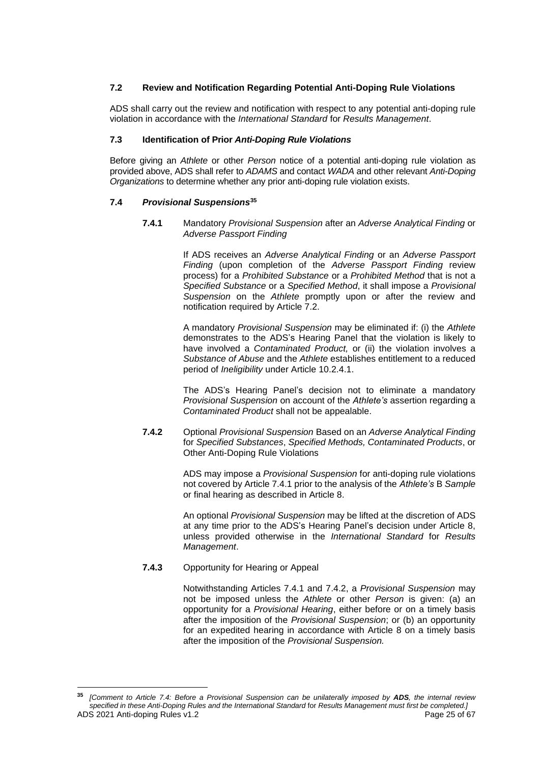### 7.2 Review and Notification Regarding Potential Anti-Doping Rule Violations

ADS shall carry out the review and notification with respect to any potential anti-doping rule violation in accordance with the *International Standard* for *Results Management*.

### 7.3 Identification of Prior *Anti-Doping Rule Violations*

Before giving an *Athlete* or other *Person* notice of a potential anti-doping rule violation as provided above, ADS shall refer to *ADAMS* and contact *WADA* and other relevant *Anti-Doping Organizations* to determine whether any prior anti-doping rule violation exists.

### 7.4 *Provisional Suspensions*[35]

**7.4.1** Mandatory *Provisional Suspension* after an *Adverse Analytical Finding* or *Adverse Passport Finding*

If ADS receives an *Adverse Analytical Finding* or an *Adverse Passport Finding* (upon completion of the *Adverse Passport Finding* review process) for a *Prohibited Substance* or a *Prohibited Method* that is not a *Specified Substance* or a *Specified Method*, it shall impose a *Provisional Suspension* on the *Athlete* promptly upon or after the review and notification required by Article 7.2.

A mandatory *Provisional Suspension* may be eliminated if: (i) the *Athlete* demonstrates to the ADS's Hearing Panel that the violation is likely to have involved a *Contaminated Product,* or (ii) the violation involves a *Substance of Abuse* and the *Athlete* establishes entitlement to a reduced period of *Ineligibility* under Article 10.2.4.1.

The ADS's Hearing Panel's decision not to eliminate a mandatory *Provisional Suspension* on account of the *Athlete's* assertion regarding a *Contaminated Product* shall not be appealable.

**7.4.2** Optional *Provisional Suspension* Based on an *Adverse Analytical Finding* for *Specified Substances*, *Specified Methods, Contaminated Products*, or Other Anti-Doping Rule Violations

ADS may impose a *Provisional Suspension* for anti-doping rule violations not covered by Article 7.4.1 prior to the analysis of the *Athlete's* B *Sample* or final hearing as described in Article 8.

An optional *Provisional Suspension* may be lifted at the discretion of ADS at any time prior to the ADS's Hearing Panel's decision under Article 8, unless provided otherwise in the *International Standard* for *Results Management*.

**7.4.3** Opportunity for Hearing or Appeal

Notwithstanding Articles 7.4.1 and 7.4.2, a *Provisional Suspension* may not be imposed unless the *Athlete* or other *Person* is given: (a) an opportunity for a *Provisional Hearing*, either before or on a timely basis after the imposition of the *Provisional Suspension*; or (b) an opportunity for an expedited hearing in accordance with Article 8 on a timely basis after the imposition of the *Provisional Suspension.*

---

[35] *[Comment to Article 7.4: Before a Provisional Suspension can be unilaterally imposed by **ADS**, the internal review specified in these Anti-Doping Rules and the International Standard* for *Results Management must first be completed.]*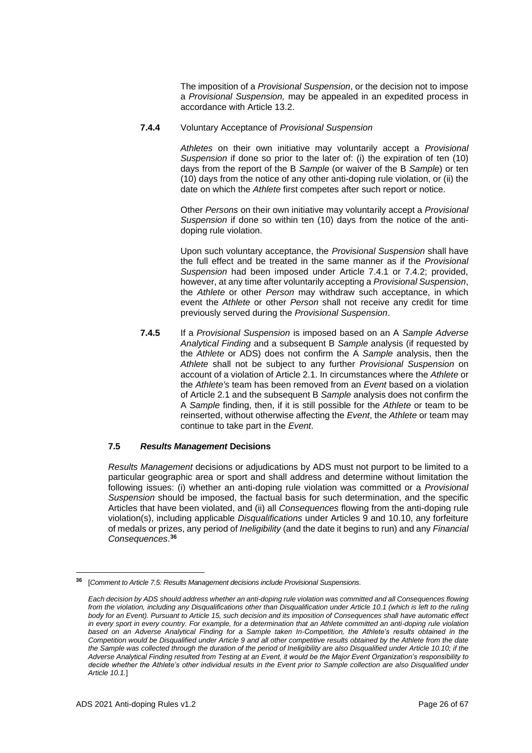The imposition of a *Provisional Suspension*, or the decision not to impose a *Provisional Suspension,* may be appealed in an expedited process in accordance with Article 13.2.

**7.4.4** Voluntary Acceptance of *Provisional Suspension*

*Athletes* on their own initiative may voluntarily accept a *Provisional Suspension* if done so prior to the later of: (i) the expiration of ten (10) days from the report of the B *Sample* (or waiver of the B *Sample*) or ten (10) days from the notice of any other anti-doping rule violation, or (ii) the date on which the *Athlete* first competes after such report or notice.

Other *Persons* on their own initiative may voluntarily accept a *Provisional Suspension* if done so within ten (10) days from the notice of the anti-doping rule violation.

Upon such voluntary acceptance, the *Provisional Suspension* shall have the full effect and be treated in the same manner as if the *Provisional Suspension* had been imposed under Article 7.4.1 or 7.4.2; provided, however, at any time after voluntarily accepting a *Provisional Suspension*, the *Athlete* or other *Person* may withdraw such acceptance, in which event the *Athlete* or other *Person* shall not receive any credit for time previously served during the *Provisional Suspension*.

**7.4.5** If a *Provisional Suspension* is imposed based on an A *Sample Adverse Analytical Finding* and a subsequent B *Sample* analysis (if requested by the *Athlete* or ADS) does not confirm the A *Sample* analysis, then the *Athlete* shall not be subject to any further *Provisional Suspension* on account of a violation of Article 2.1. In circumstances where the *Athlete* or the *Athlete's* team has been removed from an *Event* based on a violation of Article 2.1 and the subsequent B *Sample* analysis does not confirm the A *Sample* finding, then, if it is still possible for the *Athlete* or team to be reinserted, without otherwise affecting the *Event*, the *Athlete* or team may continue to take part in the *Event*.

### 7.5 *Results Management* Decisions

*Results Management* decisions or adjudications by ADS must not purport to be limited to a particular geographic area or sport and shall address and determine without limitation the following issues: (i) whether an anti-doping rule violation was committed or a *Provisional Suspension* should be imposed, the factual basis for such determination, and the specific Articles that have been violated, and (ii) all *Consequences* flowing from the anti-doping rule violation(s), including applicable *Disqualifications* under Articles 9 and 10.10, any forfeiture of medals or prizes, any period of *Ineligibility* (and the date it begins to run) and any *Financial Consequences*.[36]

---

[36] [*Comment to Article 7.5: Results Management decisions include Provisional Suspensions.*

*Each decision by ADS should address whether an anti-doping rule violation was committed and all Consequences flowing from the violation, including any Disqualifications other than Disqualification under Article 10.1 (which is left to the ruling body for an Event). Pursuant to Article 15, such decision and its imposition of Consequences shall have automatic effect in every sport in every country. For example, for a determination that an Athlete committed an anti-doping rule violation based on an Adverse Analytical Finding for a Sample taken In-Competition, the Athlete's results obtained in the Competition would be Disqualified under Article 9 and all other competitive results obtained by the Athlete from the date the Sample was collected through the duration of the period of Ineligibility are also Disqualified under Article 10.10; if the Adverse Analytical Finding resulted from Testing at an Event, it would be the Major Event Organization's responsibility to decide whether the Athlete's other individual results in the Event prior to Sample collection are also Disqualified under Article 10.1.*]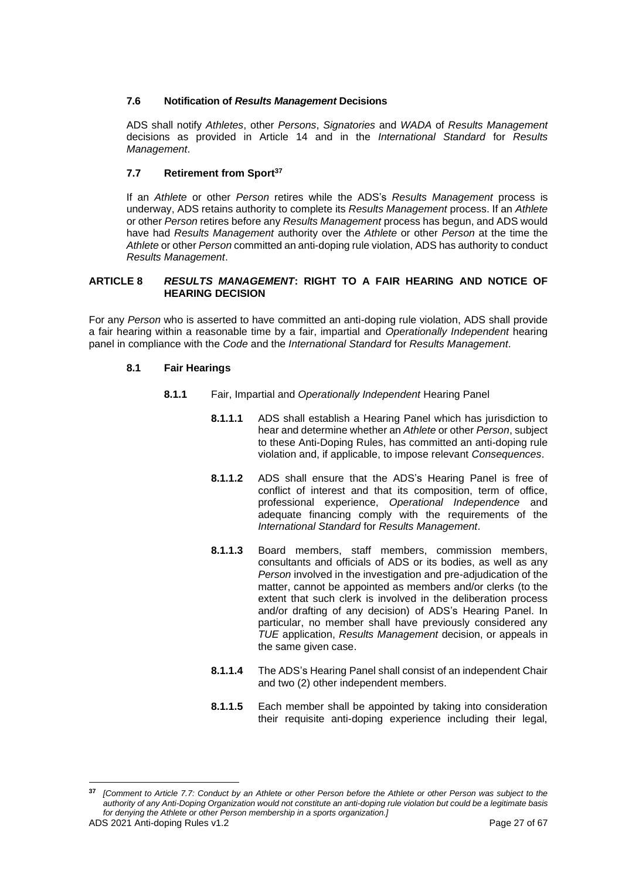### 7.6 Notification of *Results Management* Decisions

ADS shall notify *Athletes*, other *Persons*, *Signatories* and *WADA* of *Results Management* decisions as provided in Article 14 and in the *International Standard* for *Results Management*.

### 7.7 Retirement from Sport[37]

If an *Athlete* or other *Person* retires while the ADS's *Results Management* process is underway, ADS retains authority to complete its *Results Management* process. If an *Athlete* or other *Person* retires before any *Results Management* process has begun, and ADS would have had *Results Management* authority over the *Athlete* or other *Person* at the time the *Athlete* or other *Person* committed an anti-doping rule violation, ADS has authority to conduct *Results Management*.

## ARTICLE 8 *RESULTS MANAGEMENT*: RIGHT TO A FAIR HEARING AND NOTICE OF HEARING DECISION

For any *Person* who is asserted to have committed an anti-doping rule violation, ADS shall provide a fair hearing within a reasonable time by a fair, impartial and *Operationally Independent* hearing panel in compliance with the *Code* and the *International Standard* for *Results Management*.

### 8.1 Fair Hearings

**8.1.1** Fair, Impartial and *Operationally Independent* Hearing Panel

**8.1.1.1** ADS shall establish a Hearing Panel which has jurisdiction to hear and determine whether an *Athlete* or other *Person*, subject to these Anti-Doping Rules, has committed an anti-doping rule violation and, if applicable, to impose relevant *Consequences*.

**8.1.1.2** ADS shall ensure that the ADS's Hearing Panel is free of conflict of interest and that its composition, term of office, professional experience, *Operational Independence* and adequate financing comply with the requirements of the *International Standard* for *Results Management*.

**8.1.1.3** Board members, staff members, commission members, consultants and officials of ADS or its bodies, as well as any *Person* involved in the investigation and pre-adjudication of the matter, cannot be appointed as members and/or clerks (to the extent that such clerk is involved in the deliberation process and/or drafting of any decision) of ADS's Hearing Panel. In particular, no member shall have previously considered any *TUE* application, *Results Management* decision, or appeals in the same given case.

**8.1.1.4** The ADS's Hearing Panel shall consist of an independent Chair and two (2) other independent members.

**8.1.1.5** Each member shall be appointed by taking into consideration their requisite anti-doping experience including their legal,

---

[37] *[Comment to Article 7.7: Conduct by an Athlete or other Person before the Athlete or other Person was subject to the authority of any Anti-Doping Organization would not constitute an anti-doping rule violation but could be a legitimate basis for denying the Athlete or other Person membership in a sports organization.]*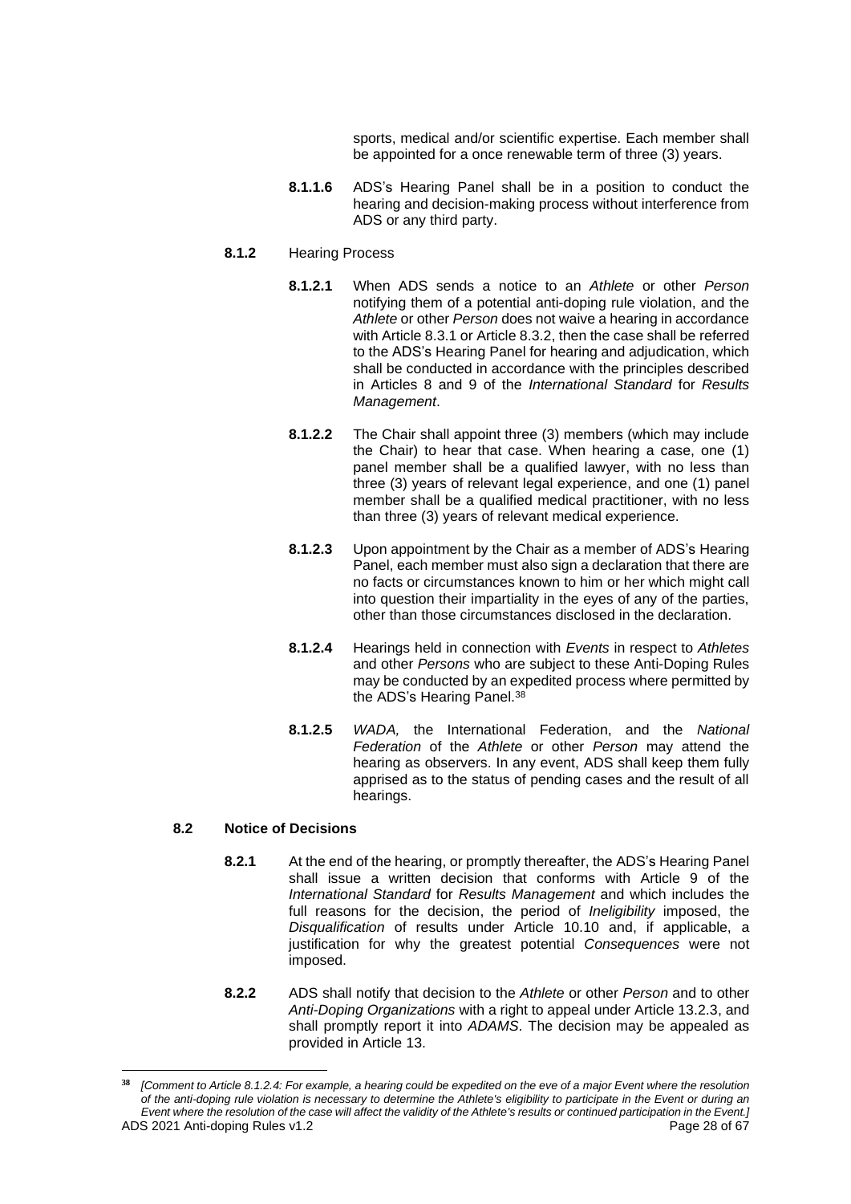sports, medical and/or scientific expertise. Each member shall be appointed for a once renewable term of three (3) years.

**8.1.1.6** ADS's Hearing Panel shall be in a position to conduct the hearing and decision-making process without interference from ADS or any third party.

**8.1.2** Hearing Process

**8.1.2.1** When ADS sends a notice to an *Athlete* or other *Person* notifying them of a potential anti-doping rule violation, and the *Athlete* or other *Person* does not waive a hearing in accordance with Article 8.3.1 or Article 8.3.2, then the case shall be referred to the ADS's Hearing Panel for hearing and adjudication, which shall be conducted in accordance with the principles described in Articles 8 and 9 of the *International Standard* for *Results Management*.

**8.1.2.2** The Chair shall appoint three (3) members (which may include the Chair) to hear that case. When hearing a case, one (1) panel member shall be a qualified lawyer, with no less than three (3) years of relevant legal experience, and one (1) panel member shall be a qualified medical practitioner, with no less than three (3) years of relevant medical experience.

**8.1.2.3** Upon appointment by the Chair as a member of ADS's Hearing Panel, each member must also sign a declaration that there are no facts or circumstances known to him or her which might call into question their impartiality in the eyes of any of the parties, other than those circumstances disclosed in the declaration.

**8.1.2.4** Hearings held in connection with *Events* in respect to *Athletes* and other *Persons* who are subject to these Anti-Doping Rules may be conducted by an expedited process where permitted by the ADS's Hearing Panel.[38]

**8.1.2.5** *WADA,* the International Federation, and the *National Federation* of the *Athlete* or other *Person* may attend the hearing as observers. In any event, ADS shall keep them fully apprised as to the status of pending cases and the result of all hearings.

**8.2 Notice of Decisions**

**8.2.1** At the end of the hearing, or promptly thereafter, the ADS's Hearing Panel shall issue a written decision that conforms with Article 9 of the *International Standard* for *Results Management* and which includes the full reasons for the decision, the period of *Ineligibility* imposed, the *Disqualification* of results under Article 10.10 and, if applicable, a justification for why the greatest potential *Consequences* were not imposed.

**8.2.2** ADS shall notify that decision to the *Athlete* or other *Person* and to other *Anti-Doping Organizations* with a right to appeal under Article 13.2.3, and shall promptly report it into *ADAMS*. The decision may be appealed as provided in Article 13.

[38] *[Comment to Article 8.1.2.4: For example, a hearing could be expedited on the eve of a major Event where the resolution of the anti-doping rule violation is necessary to determine the Athlete's eligibility to participate in the Event or during an Event where the resolution of the case will affect the validity of the Athlete's results or continued participation in the Event.]*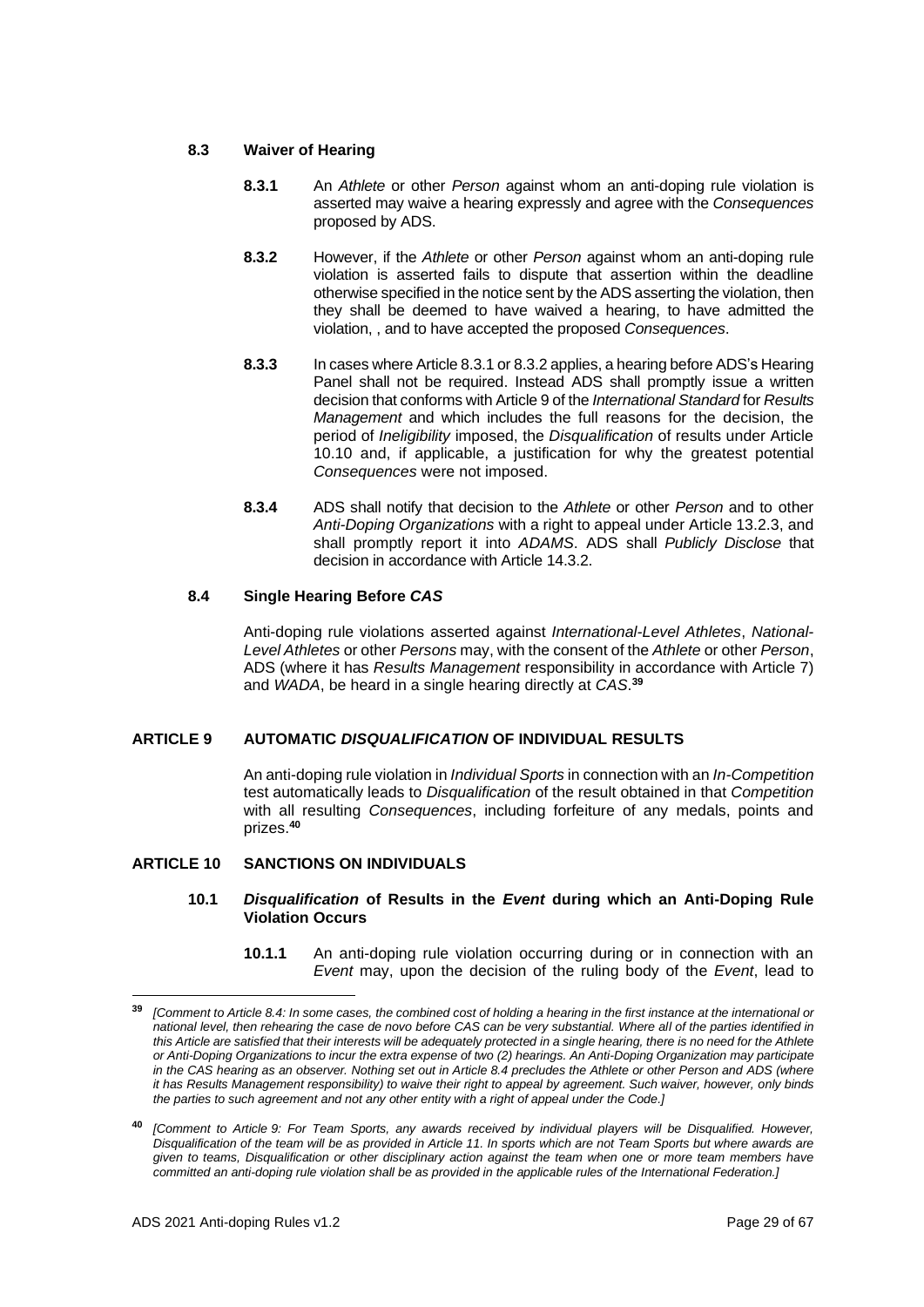### 8.3 Waiver of Hearing

**8.3.1** An *Athlete* or other *Person* against whom an anti-doping rule violation is asserted may waive a hearing expressly and agree with the *Consequences* proposed by ADS.

**8.3.2** However, if the *Athlete* or other *Person* against whom an anti-doping rule violation is asserted fails to dispute that assertion within the deadline otherwise specified in the notice sent by the ADS asserting the violation, then they shall be deemed to have waived a hearing, to have admitted the violation, , and to have accepted the proposed *Consequences*.

**8.3.3** In cases where Article 8.3.1 or 8.3.2 applies, a hearing before ADS's Hearing Panel shall not be required. Instead ADS shall promptly issue a written decision that conforms with Article 9 of the *International Standard* for *Results Management* and which includes the full reasons for the decision, the period of *Ineligibility* imposed, the *Disqualification* of results under Article 10.10 and, if applicable, a justification for why the greatest potential *Consequences* were not imposed.

**8.3.4** ADS shall notify that decision to the *Athlete* or other *Person* and to other *Anti-Doping Organizations* with a right to appeal under Article 13.2.3, and shall promptly report it into *ADAMS*. ADS shall *Publicly Disclose* that decision in accordance with Article 14.3.2.

### 8.4 Single Hearing Before *CAS*

Anti-doping rule violations asserted against *International-Level Athletes*, *National-Level Athletes* or other *Persons* may, with the consent of the *Athlete* or other *Person*, ADS (where it has *Results Management* responsibility in accordance with Article 7) and *WADA*, be heard in a single hearing directly at *CAS*.[39]

## ARTICLE 9 AUTOMATIC *DISQUALIFICATION* OF INDIVIDUAL RESULTS

An anti-doping rule violation in *Individual Sports* in connection with an *In-Competition* test automatically leads to *Disqualification* of the result obtained in that *Competition* with all resulting *Consequences*, including forfeiture of any medals, points and prizes.[40]

## ARTICLE 10 SANCTIONS ON INDIVIDUALS

### 10.1 *Disqualification* of Results in the *Event* during which an Anti-Doping Rule Violation Occurs

**10.1.1** An anti-doping rule violation occurring during or in connection with an *Event* may, upon the decision of the ruling body of the *Event*, lead to

---

[39] *[Comment to Article 8.4: In some cases, the combined cost of holding a hearing in the first instance at the international or national level, then rehearing the case de novo before CAS can be very substantial. Where all of the parties identified in this Article are satisfied that their interests will be adequately protected in a single hearing, there is no need for the Athlete or Anti-Doping Organizations to incur the extra expense of two (2) hearings. An Anti-Doping Organization may participate in the CAS hearing as an observer. Nothing set out in Article 8.4 precludes the Athlete or other Person and ADS (where it has Results Management responsibility) to waive their right to appeal by agreement. Such waiver, however, only binds the parties to such agreement and not any other entity with a right of appeal under the Code.]*

[40] *[Comment to Article 9: For Team Sports, any awards received by individual players will be Disqualified. However, Disqualification of the team will be as provided in Article 11. In sports which are not Team Sports but where awards are given to teams, Disqualification or other disciplinary action against the team when one or more team members have committed an anti-doping rule violation shall be as provided in the applicable rules of the International Federation.]*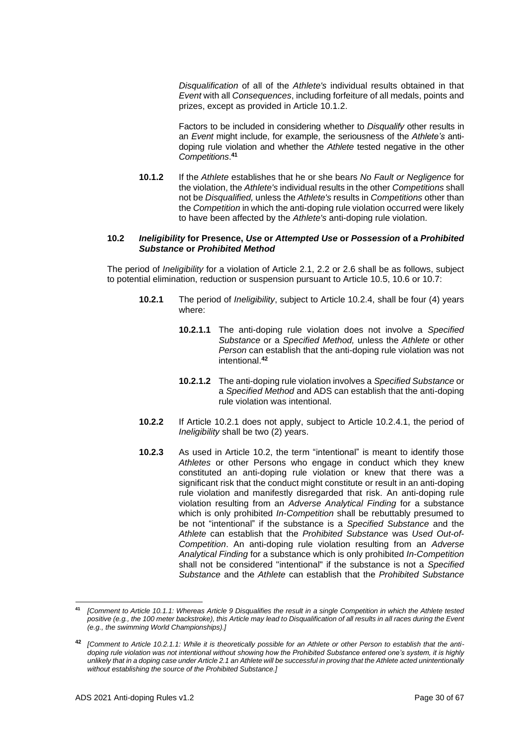*Disqualification* of all of the *Athlete's* individual results obtained in that *Event* with all *Consequences*, including forfeiture of all medals, points and prizes, except as provided in Article 10.1.2.

Factors to be included in considering whether to *Disqualify* other results in an *Event* might include, for example, the seriousness of the *Athlete's* anti-doping rule violation and whether the *Athlete* tested negative in the other *Competitions*.[41]

**10.1.2** If the *Athlete* establishes that he or she bears *No Fault or Negligence* for the violation, the *Athlete's* individual results in the other *Competitions* shall not be *Disqualified,* unless the *Athlete's* results in *Competitions* other than the *Competition* in which the anti-doping rule violation occurred were likely to have been affected by the *Athlete's* anti-doping rule violation.

### 10.2 *Ineligibility* for Presence, *Use* or *Attempted Use* or *Possession* of a *Prohibited Substance* or *Prohibited Method*

The period of *Ineligibility* for a violation of Article 2.1, 2.2 or 2.6 shall be as follows, subject to potential elimination, reduction or suspension pursuant to Article 10.5, 10.6 or 10.7:

**10.2.1** The period of *Ineligibility*, subject to Article 10.2.4, shall be four (4) years where:

**10.2.1.1** The anti-doping rule violation does not involve a *Specified Substance* or a *Specified Method,* unless the *Athlete* or other *Person* can establish that the anti-doping rule violation was not intentional.[42]

**10.2.1.2** The anti-doping rule violation involves a *Specified Substance* or a *Specified Method* and ADS can establish that the anti-doping rule violation was intentional.

**10.2.2** If Article 10.2.1 does not apply, subject to Article 10.2.4.1, the period of *Ineligibility* shall be two (2) years.

**10.2.3** As used in Article 10.2, the term "intentional" is meant to identify those *Athletes* or other Persons who engage in conduct which they knew constituted an anti-doping rule violation or knew that there was a significant risk that the conduct might constitute or result in an anti-doping rule violation and manifestly disregarded that risk. An anti-doping rule violation resulting from an *Adverse Analytical Finding* for a substance which is only prohibited *In-Competition* shall be rebuttably presumed to be not "intentional" if the substance is a *Specified Substance* and the *Athlete* can establish that the *Prohibited Substance* was *Used Out-of-Competition*. An anti-doping rule violation resulting from an *Adverse Analytical Finding* for a substance which is only prohibited *In-Competition* shall not be considered "intentional" if the substance is not a *Specified Substance* and the *Athlete* can establish that the *Prohibited Substance*

---

[41] *[Comment to Article 10.1.1: Whereas Article 9 Disqualifies the result in a single Competition in which the Athlete tested positive (e.g., the 100 meter backstroke), this Article may lead to Disqualification of all results in all races during the Event (e.g., the swimming World Championships).]*

[42] *[Comment to Article 10.2.1.1: While it is theoretically possible for an Athlete or other Person to establish that the anti-doping rule violation was not intentional without showing how the Prohibited Substance entered one's system, it is highly unlikely that in a doping case under Article 2.1 an Athlete will be successful in proving that the Athlete acted unintentionally without establishing the source of the Prohibited Substance.]*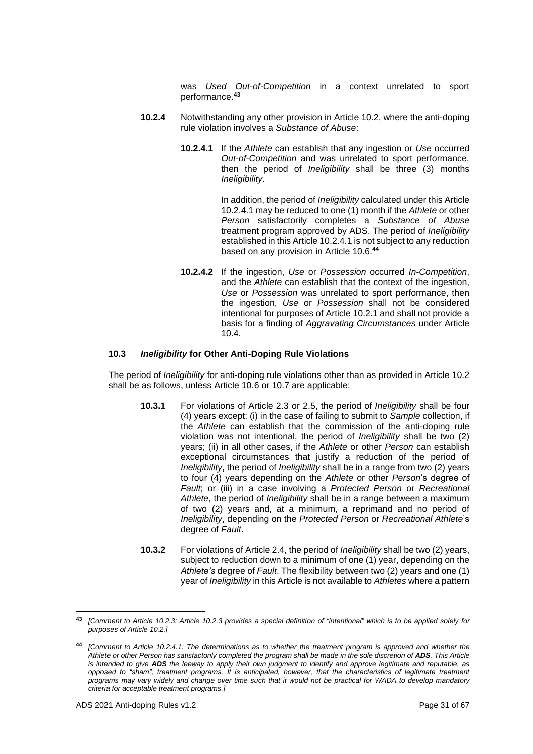was *Used Out-of-Competition* in a context unrelated to sport performance.[43]

**10.2.4** Notwithstanding any other provision in Article 10.2, where the anti-doping rule violation involves a *Substance of Abuse*:

**10.2.4.1** If the *Athlete* can establish that any ingestion or *Use* occurred *Out-of-Competition* and was unrelated to sport performance, then the period of *Ineligibility* shall be three (3) months *Ineligibility*.

In addition, the period of *Ineligibility* calculated under this Article 10.2.4.1 may be reduced to one (1) month if the *Athlete* or other *Person* satisfactorily completes a *Substance of Abuse* treatment program approved by ADS. The period of *Ineligibility* established in this Article 10.2.4.1 is not subject to any reduction based on any provision in Article 10.6.[44]

**10.2.4.2** If the ingestion, *Use* or *Possession* occurred *In-Competition*, and the *Athlete* can establish that the context of the ingestion, *Use* or *Possession* was unrelated to sport performance, then the ingestion, *Use* or *Possession* shall not be considered intentional for purposes of Article 10.2.1 and shall not provide a basis for a finding of *Aggravating Circumstances* under Article 10.4.

### 10.3 *Ineligibility* for Other Anti-Doping Rule Violations

The period of *Ineligibility* for anti-doping rule violations other than as provided in Article 10.2 shall be as follows, unless Article 10.6 or 10.7 are applicable:

**10.3.1** For violations of Article 2.3 or 2.5, the period of *Ineligibility* shall be four (4) years except: (i) in the case of failing to submit to *Sample* collection, if the *Athlete* can establish that the commission of the anti-doping rule violation was not intentional, the period of *Ineligibility* shall be two (2) years; (ii) in all other cases, if the *Athlete* or other *Person* can establish exceptional circumstances that justify a reduction of the period of *Ineligibility*, the period of *Ineligibility* shall be in a range from two (2) years to four (4) years depending on the *Athlete* or other *Person*'s degree of *Fault*; or (iii) in a case involving a *Protected Person* or *Recreational Athlete*, the period of *Ineligibility* shall be in a range between a maximum of two (2) years and, at a minimum, a reprimand and no period of *Ineligibility*, depending on the *Protected Person* or *Recreational Athlete*'s degree of *Fault*.

**10.3.2** For violations of Article 2.4, the period of *Ineligibility* shall be two (2) years, subject to reduction down to a minimum of one (1) year, depending on the *Athlete's* degree of *Fault*. The flexibility between two (2) years and one (1) year of *Ineligibility* in this Article is not available to *Athletes* where a pattern

---

[43] *[Comment to Article 10.2.3: Article 10.2.3 provides a special definition of "intentional" which is to be applied solely for purposes of Article 10.2.]*

[44] *[Comment to Article 10.2.4.1: The determinations as to whether the treatment program is approved and whether the Athlete or other Person has satisfactorily completed the program shall be made in the sole discretion of* ***ADS****. This Article is intended to give* ***ADS*** *the leeway to apply their own judgment to identify and approve legitimate and reputable, as opposed to "sham", treatment programs. It is anticipated, however, that the characteristics of legitimate treatment programs may vary widely and change over time such that it would not be practical for WADA to develop mandatory criteria for acceptable treatment programs.]*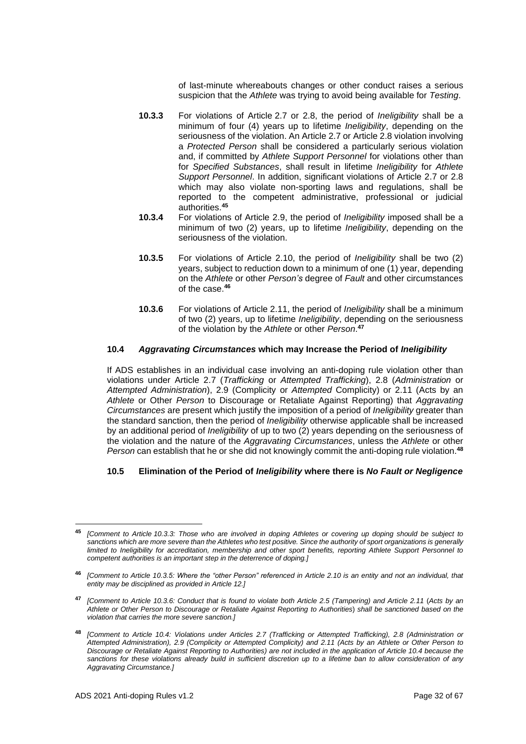of last-minute whereabouts changes or other conduct raises a serious suspicion that the *Athlete* was trying to avoid being available for *Testing*.

**10.3.3** For violations of Article 2.7 or 2.8, the period of *Ineligibility* shall be a minimum of four (4) years up to lifetime *Ineligibility*, depending on the seriousness of the violation. An Article 2.7 or Article 2.8 violation involving a *Protected Person* shall be considered a particularly serious violation and, if committed by *Athlete Support Personnel* for violations other than for *Specified Substances*, shall result in lifetime *Ineligibility* for *Athlete Support Personnel*. In addition, significant violations of Article 2.7 or 2.8 which may also violate non-sporting laws and regulations, shall be reported to the competent administrative, professional or judicial authorities.[45]

**10.3.4** For violations of Article 2.9, the period of *Ineligibility* imposed shall be a minimum of two (2) years, up to lifetime *Ineligibility*, depending on the seriousness of the violation.

**10.3.5** For violations of Article 2.10, the period of *Ineligibility* shall be two (2) years, subject to reduction down to a minimum of one (1) year, depending on the *Athlete* or other *Person's* degree of *Fault* and other circumstances of the case.[46]

**10.3.6** For violations of Article 2.11, the period of *Ineligibility* shall be a minimum of two (2) years, up to lifetime *Ineligibility*, depending on the seriousness of the violation by the *Athlete* or other *Person*.[47]

### 10.4 *Aggravating Circumstances* which may Increase the Period of *Ineligibility*

If ADS establishes in an individual case involving an anti-doping rule violation other than violations under Article 2.7 (*Trafficking* or *Attempted Trafficking*), 2.8 (*Administration* or *Attempted Administration*), 2.9 (Complicity or *Attempted* Complicity) or 2.11 (Acts by an *Athlete* or Other *Person* to Discourage or Retaliate Against Reporting) that *Aggravating Circumstances* are present which justify the imposition of a period of *Ineligibility* greater than the standard sanction, then the period of *Ineligibility* otherwise applicable shall be increased by an additional period of *Ineligibility* of up to two (2) years depending on the seriousness of the violation and the nature of the *Aggravating Circumstances*, unless the *Athlete* or other *Person* can establish that he or she did not knowingly commit the anti-doping rule violation.[48]

### 10.5 Elimination of the Period of *Ineligibility* where there is *No Fault or Negligence*

---

[45] *[Comment to Article 10.3.3: Those who are involved in doping Athletes or covering up doping should be subject to sanctions which are more severe than the Athletes who test positive. Since the authority of sport organizations is generally limited to Ineligibility for accreditation, membership and other sport benefits, reporting Athlete Support Personnel to competent authorities is an important step in the deterrence of doping.]*

[46] *[Comment to Article 10.3.5: Where the "other Person" referenced in Article 2.10 is an entity and not an individual, that entity may be disciplined as provided in Article 12.]*

[47] *[Comment to Article 10.3.6: Conduct that is found to violate both Article 2.5 (Tampering) and Article 2.11 (Acts by an Athlete or Other Person to Discourage or Retaliate Against Reporting to Authorities) shall be sanctioned based on the violation that carries the more severe sanction.]*

[48] *[Comment to Article 10.4: Violations under Articles 2.7 (Trafficking or Attempted Trafficking), 2.8 (Administration or Attempted Administration), 2.9 (Complicity or Attempted Complicity) and 2.11 (Acts by an Athlete or Other Person to Discourage or Retaliate Against Reporting to Authorities) are not included in the application of Article 10.4 because the sanctions for these violations already build in sufficient discretion up to a lifetime ban to allow consideration of any Aggravating Circumstance.]*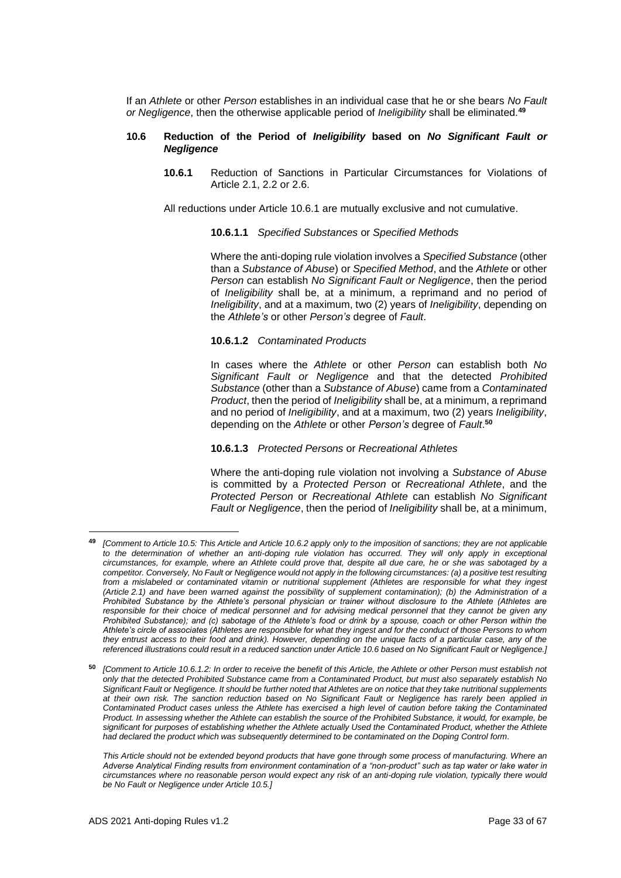If an *Athlete* or other *Person* establishes in an individual case that he or she bears *No Fault or Negligence*, then the otherwise applicable period of *Ineligibility* shall be eliminated.[49]

**10.6 Reduction of the Period of *Ineligibility* based on *No Significant Fault or Negligence***

**10.6.1** Reduction of Sanctions in Particular Circumstances for Violations of Article 2.1, 2.2 or 2.6.

All reductions under Article 10.6.1 are mutually exclusive and not cumulative.

**10.6.1.1** *Specified Substances* or *Specified Methods*

Where the anti-doping rule violation involves a *Specified Substance* (other than a *Substance of Abuse*) or *Specified Method*, and the *Athlete* or other *Person* can establish *No Significant Fault or Negligence*, then the period of *Ineligibility* shall be, at a minimum, a reprimand and no period of *Ineligibility*, and at a maximum, two (2) years of *Ineligibility*, depending on the *Athlete's* or other *Person's* degree of *Fault*.

**10.6.1.2** *Contaminated Products*

In cases where the *Athlete* or other *Person* can establish both *No Significant Fault or Negligence* and that the detected *Prohibited Substance* (other than a *Substance of Abuse*) came from a *Contaminated Product*, then the period of *Ineligibility* shall be, at a minimum, a reprimand and no period of *Ineligibility*, and at a maximum, two (2) years *Ineligibility*, depending on the *Athlete* or other *Person's* degree of *Fault*.[50]

**10.6.1.3** *Protected Persons* or *Recreational Athletes*

Where the anti-doping rule violation not involving a *Substance of Abuse* is committed by a *Protected Person* or *Recreational Athlete*, and the *Protected Person* or *Recreational Athlete* can establish *No Significant Fault or Negligence*, then the period of *Ineligibility* shall be, at a minimum,

---

[49] *[Comment to Article 10.5: This Article and Article 10.6.2 apply only to the imposition of sanctions; they are not applicable to the determination of whether an anti-doping rule violation has occurred. They will only apply in exceptional circumstances, for example, where an Athlete could prove that, despite all due care, he or she was sabotaged by a competitor. Conversely, No Fault or Negligence would not apply in the following circumstances: (a) a positive test resulting from a mislabeled or contaminated vitamin or nutritional supplement (Athletes are responsible for what they ingest (Article 2.1) and have been warned against the possibility of supplement contamination); (b) the Administration of a Prohibited Substance by the Athlete's personal physician or trainer without disclosure to the Athlete (Athletes are responsible for their choice of medical personnel and for advising medical personnel that they cannot be given any Prohibited Substance); and (c) sabotage of the Athlete's food or drink by a spouse, coach or other Person within the Athlete's circle of associates (Athletes are responsible for what they ingest and for the conduct of those Persons to whom they entrust access to their food and drink). However, depending on the unique facts of a particular case, any of the referenced illustrations could result in a reduced sanction under Article 10.6 based on No Significant Fault or Negligence.]*

[50] *[Comment to Article 10.6.1.2: In order to receive the benefit of this Article, the Athlete or other Person must establish not only that the detected Prohibited Substance came from a Contaminated Product, but must also separately establish No Significant Fault or Negligence. It should be further noted that Athletes are on notice that they take nutritional supplements at their own risk. The sanction reduction based on No Significant Fault or Negligence has rarely been applied in Contaminated Product cases unless the Athlete has exercised a high level of caution before taking the Contaminated Product. In assessing whether the Athlete can establish the source of the Prohibited Substance, it would, for example, be significant for purposes of establishing whether the Athlete actually Used the Contaminated Product, whether the Athlete had declared the product which was subsequently determined to be contaminated on the Doping Control form.*

*This Article should not be extended beyond products that have gone through some process of manufacturing. Where an Adverse Analytical Finding results from environment contamination of a "non-product" such as tap water or lake water in circumstances where no reasonable person would expect any risk of an anti-doping rule violation, typically there would be No Fault or Negligence under Article 10.5.]*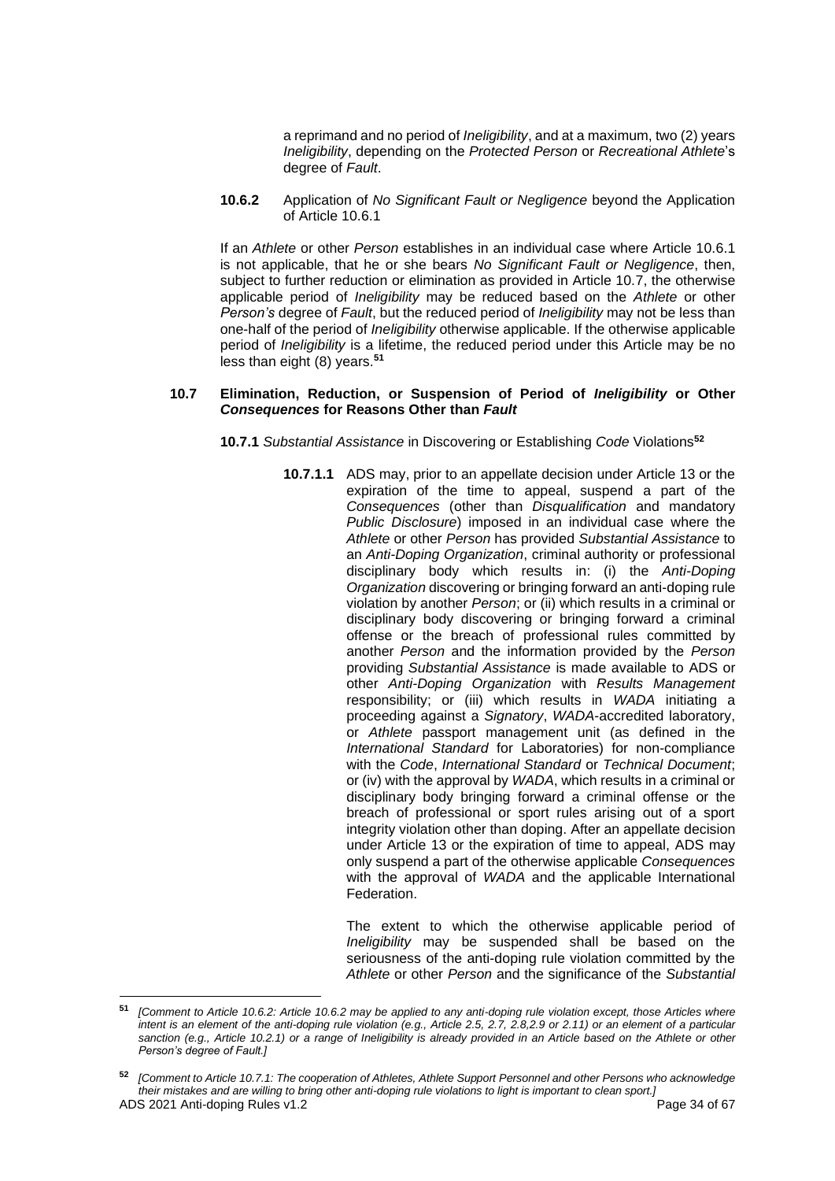a reprimand and no period of *Ineligibility*, and at a maximum, two (2) years *Ineligibility*, depending on the *Protected Person* or *Recreational Athlete*'s degree of *Fault*.

**10.6.2** Application of *No Significant Fault or Negligence* beyond the Application of Article 10.6.1

If an *Athlete* or other *Person* establishes in an individual case where Article 10.6.1 is not applicable, that he or she bears *No Significant Fault or Negligence*, then, subject to further reduction or elimination as provided in Article 10.7, the otherwise applicable period of *Ineligibility* may be reduced based on the *Athlete* or other *Person's* degree of *Fault*, but the reduced period of *Ineligibility* may not be less than one-half of the period of *Ineligibility* otherwise applicable. If the otherwise applicable period of *Ineligibility* is a lifetime, the reduced period under this Article may be no less than eight (8) years.[51]

### 10.7 Elimination, Reduction, or Suspension of Period of *Ineligibility* or Other *Consequences* for Reasons Other than *Fault*

**10.7.1** *Substantial Assistance* in Discovering or Establishing *Code* Violations[52]

**10.7.1.1** ADS may, prior to an appellate decision under Article 13 or the expiration of the time to appeal, suspend a part of the *Consequences* (other than *Disqualification* and mandatory *Public Disclosure*) imposed in an individual case where the *Athlete* or other *Person* has provided *Substantial Assistance* to an *Anti-Doping Organization*, criminal authority or professional disciplinary body which results in: (i) the *Anti-Doping Organization* discovering or bringing forward an anti-doping rule violation by another *Person*; or (ii) which results in a criminal or disciplinary body discovering or bringing forward a criminal offense or the breach of professional rules committed by another *Person* and the information provided by the *Person* providing *Substantial Assistance* is made available to ADS or other *Anti-Doping Organization* with *Results Management* responsibility; or (iii) which results in *WADA* initiating a proceeding against a *Signatory*, *WADA*-accredited laboratory, or *Athlete* passport management unit (as defined in the *International Standard* for Laboratories) for non-compliance with the *Code*, *International Standard* or *Technical Document*; or (iv) with the approval by *WADA*, which results in a criminal or disciplinary body bringing forward a criminal offense or the breach of professional or sport rules arising out of a sport integrity violation other than doping. After an appellate decision under Article 13 or the expiration of time to appeal, ADS may only suspend a part of the otherwise applicable *Consequences* with the approval of *WADA* and the applicable International Federation.

The extent to which the otherwise applicable period of *Ineligibility* may be suspended shall be based on the seriousness of the anti-doping rule violation committed by the *Athlete* or other *Person* and the significance of the *Substantial*

---

[51] *[Comment to Article 10.6.2: Article 10.6.2 may be applied to any anti-doping rule violation except, those Articles where intent is an element of the anti-doping rule violation (e.g., Article 2.5, 2.7, 2.8,2.9 or 2.11) or an element of a particular sanction (e.g., Article 10.2.1) or a range of Ineligibility is already provided in an Article based on the Athlete or other Person's degree of Fault.]*

[52] *[Comment to Article 10.7.1: The cooperation of Athletes, Athlete Support Personnel and other Persons who acknowledge their mistakes and are willing to bring other anti-doping rule violations to light is important to clean sport.]*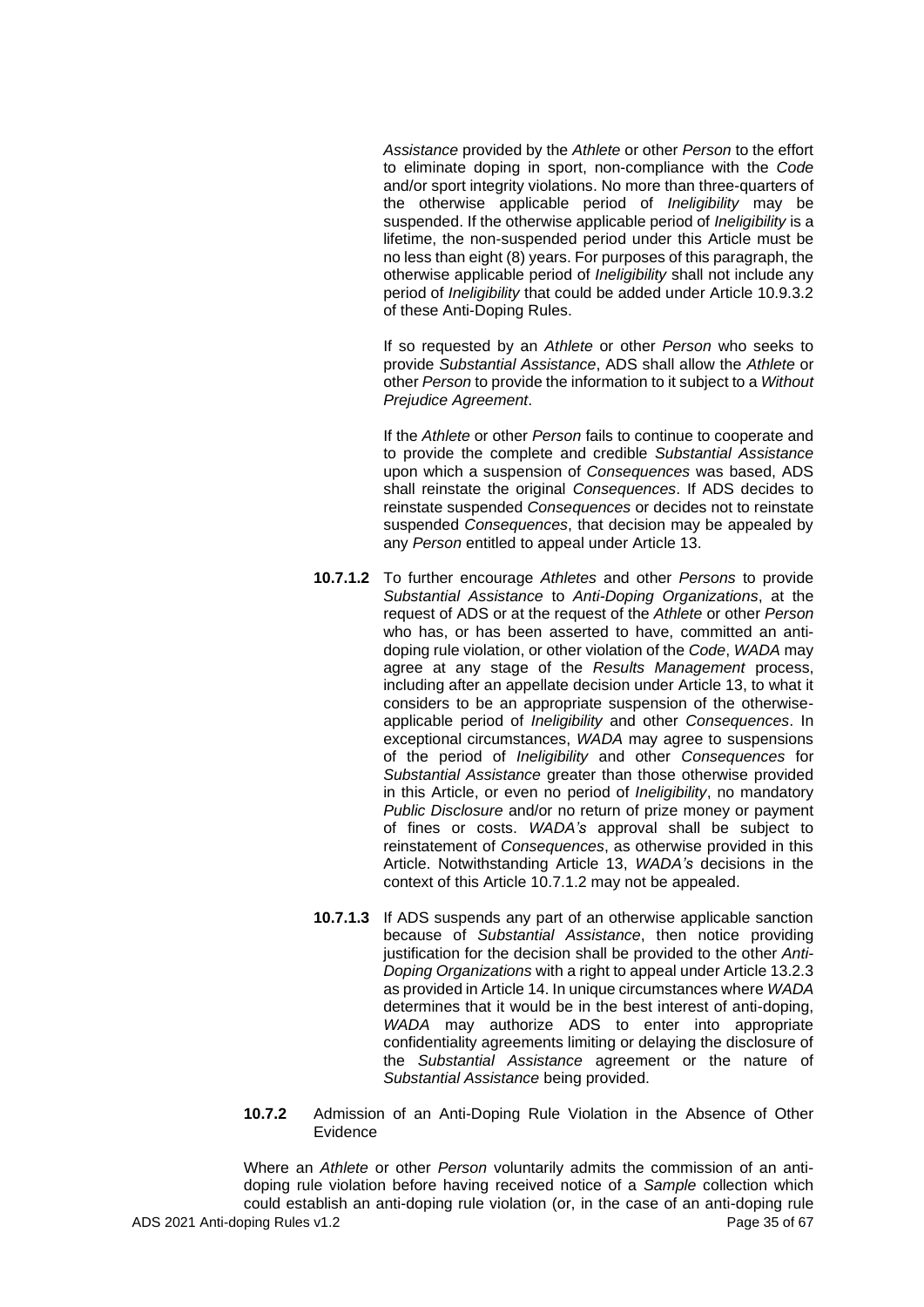*Assistance* provided by the *Athlete* or other *Person* to the effort to eliminate doping in sport, non-compliance with the *Code* and/or sport integrity violations. No more than three-quarters of the otherwise applicable period of *Ineligibility* may be suspended. If the otherwise applicable period of *Ineligibility* is a lifetime, the non-suspended period under this Article must be no less than eight (8) years. For purposes of this paragraph, the otherwise applicable period of *Ineligibility* shall not include any period of *Ineligibility* that could be added under Article 10.9.3.2 of these Anti-Doping Rules.

If so requested by an *Athlete* or other *Person* who seeks to provide *Substantial Assistance*, ADS shall allow the *Athlete* or other *Person* to provide the information to it subject to a *Without Prejudice Agreement*.

If the *Athlete* or other *Person* fails to continue to cooperate and to provide the complete and credible *Substantial Assistance* upon which a suspension of *Consequences* was based, ADS shall reinstate the original *Consequences*. If ADS decides to reinstate suspended *Consequences* or decides not to reinstate suspended *Consequences*, that decision may be appealed by any *Person* entitled to appeal under Article 13.

**10.7.1.2** To further encourage *Athletes* and other *Persons* to provide *Substantial Assistance* to *Anti-Doping Organizations*, at the request of ADS or at the request of the *Athlete* or other *Person* who has, or has been asserted to have, committed an anti-doping rule violation, or other violation of the *Code*, *WADA* may agree at any stage of the *Results Management* process, including after an appellate decision under Article 13, to what it considers to be an appropriate suspension of the otherwise-applicable period of *Ineligibility* and other *Consequences*. In exceptional circumstances, *WADA* may agree to suspensions of the period of *Ineligibility* and other *Consequences* for *Substantial Assistance* greater than those otherwise provided in this Article, or even no period of *Ineligibility*, no mandatory *Public Disclosure* and/or no return of prize money or payment of fines or costs. *WADA's* approval shall be subject to reinstatement of *Consequences*, as otherwise provided in this Article. Notwithstanding Article 13, *WADA's* decisions in the context of this Article 10.7.1.2 may not be appealed.

**10.7.1.3** If ADS suspends any part of an otherwise applicable sanction because of *Substantial Assistance*, then notice providing justification for the decision shall be provided to the other *Anti-Doping Organizations* with a right to appeal under Article 13.2.3 as provided in Article 14. In unique circumstances where *WADA* determines that it would be in the best interest of anti-doping, *WADA* may authorize ADS to enter into appropriate confidentiality agreements limiting or delaying the disclosure of the *Substantial Assistance* agreement or the nature of *Substantial Assistance* being provided.

**10.7.2** Admission of an Anti-Doping Rule Violation in the Absence of Other Evidence

Where an *Athlete* or other *Person* voluntarily admits the commission of an anti-doping rule violation before having received notice of a *Sample* collection which could establish an anti-doping rule violation (or, in the case of an anti-doping rule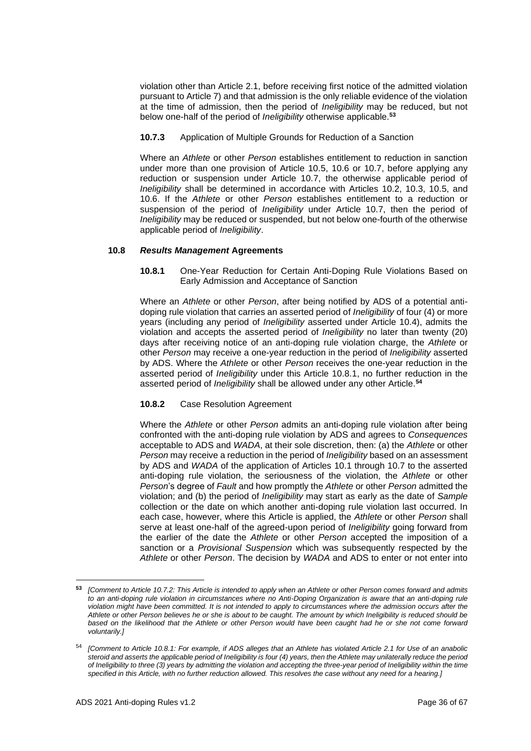violation other than Article 2.1, before receiving first notice of the admitted violation pursuant to Article 7) and that admission is the only reliable evidence of the violation at the time of admission, then the period of *Ineligibility* may be reduced, but not below one-half of the period of *Ineligibility* otherwise applicable.[53]

**10.7.3** Application of Multiple Grounds for Reduction of a Sanction

Where an *Athlete* or other *Person* establishes entitlement to reduction in sanction under more than one provision of Article 10.5, 10.6 or 10.7, before applying any reduction or suspension under Article 10.7, the otherwise applicable period of *Ineligibility* shall be determined in accordance with Articles 10.2, 10.3, 10.5, and 10.6. If the *Athlete* or other *Person* establishes entitlement to a reduction or suspension of the period of *Ineligibility* under Article 10.7, then the period of *Ineligibility* may be reduced or suspended, but not below one-fourth of the otherwise applicable period of *Ineligibility*.

### 10.8 *Results Management* Agreements

**10.8.1** One-Year Reduction for Certain Anti-Doping Rule Violations Based on Early Admission and Acceptance of Sanction

Where an *Athlete* or other *Person*, after being notified by ADS of a potential anti-doping rule violation that carries an asserted period of *Ineligibility* of four (4) or more years (including any period of *Ineligibility* asserted under Article 10.4), admits the violation and accepts the asserted period of *Ineligibility* no later than twenty (20) days after receiving notice of an anti-doping rule violation charge, the *Athlete* or other *Person* may receive a one-year reduction in the period of *Ineligibility* asserted by ADS. Where the *Athlete* or other *Person* receives the one-year reduction in the asserted period of *Ineligibility* under this Article 10.8.1, no further reduction in the asserted period of *Ineligibility* shall be allowed under any other Article.[54]

**10.8.2** Case Resolution Agreement

Where the *Athlete* or other *Person* admits an anti-doping rule violation after being confronted with the anti-doping rule violation by ADS and agrees to *Consequences* acceptable to ADS and *WADA*, at their sole discretion, then: (a) the *Athlete* or other *Person* may receive a reduction in the period of *Ineligibility* based on an assessment by ADS and *WADA* of the application of Articles 10.1 through 10.7 to the asserted anti-doping rule violation, the seriousness of the violation, the *Athlete* or other *Person*'s degree of *Fault* and how promptly the *Athlete* or other *Person* admitted the violation; and (b) the period of *Ineligibility* may start as early as the date of *Sample* collection or the date on which another anti-doping rule violation last occurred. In each case, however, where this Article is applied, the *Athlete* or other *Person* shall serve at least one-half of the agreed-upon period of *Ineligibility* going forward from the earlier of the date the *Athlete* or other *Person* accepted the imposition of a sanction or a *Provisional Suspension* which was subsequently respected by the *Athlete* or other *Person*. The decision by *WADA* and ADS to enter or not enter into

---

[53] *[Comment to Article 10.7.2: This Article is intended to apply when an Athlete or other Person comes forward and admits to an anti-doping rule violation in circumstances where no Anti-Doping Organization is aware that an anti-doping rule violation might have been committed. It is not intended to apply to circumstances where the admission occurs after the Athlete or other Person believes he or she is about to be caught. The amount by which Ineligibility is reduced should be based on the likelihood that the Athlete or other Person would have been caught had he or she not come forward voluntarily.]*

[54] *[Comment to Article 10.8.1: For example, if ADS alleges that an Athlete has violated Article 2.1 for Use of an anabolic steroid and asserts the applicable period of Ineligibility is four (4) years, then the Athlete may unilaterally reduce the period of Ineligibility to three (3) years by admitting the violation and accepting the three-year period of Ineligibility within the time specified in this Article, with no further reduction allowed. This resolves the case without any need for a hearing.]*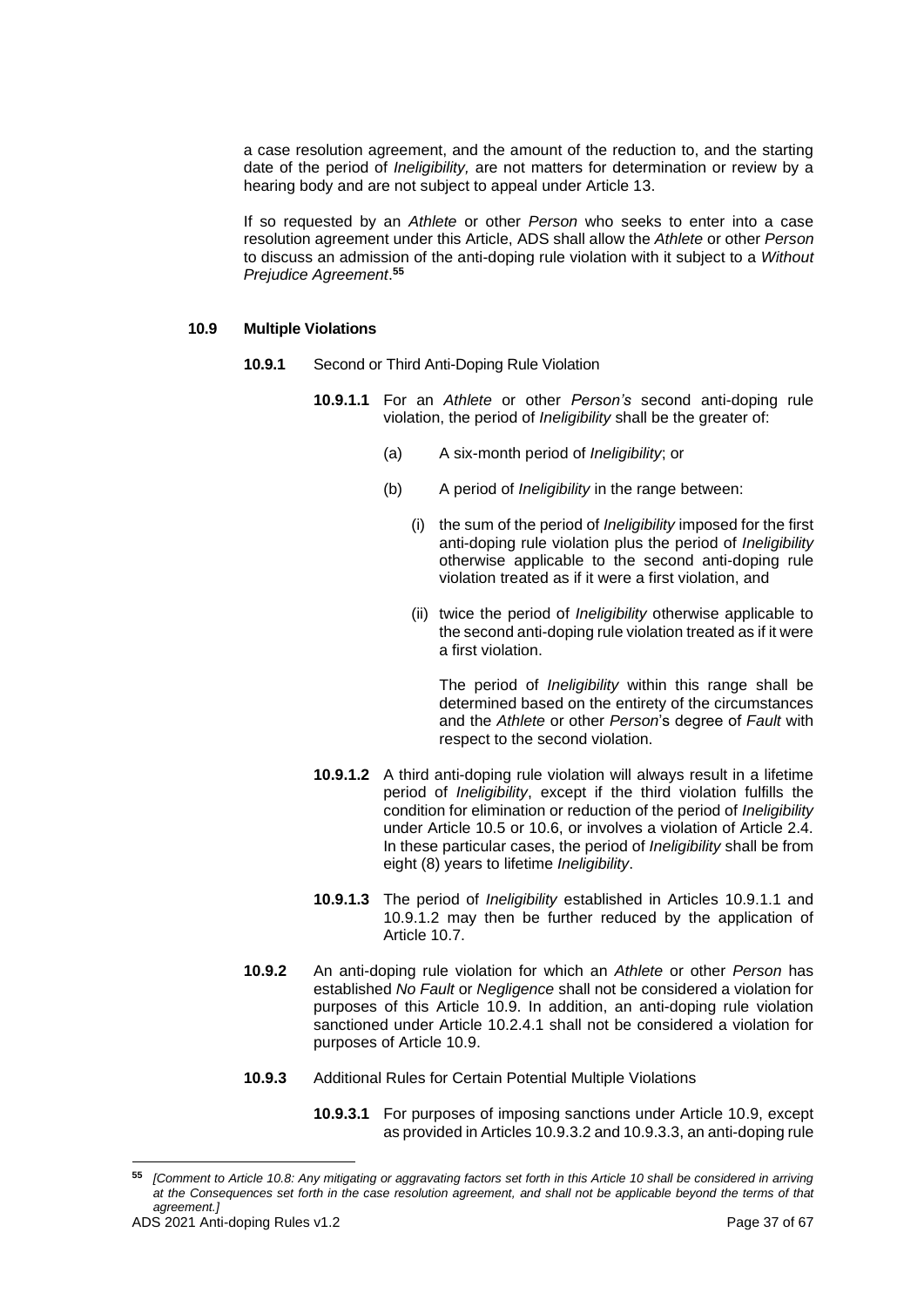a case resolution agreement, and the amount of the reduction to, and the starting date of the period of *Ineligibility,* are not matters for determination or review by a hearing body and are not subject to appeal under Article 13.

If so requested by an *Athlete* or other *Person* who seeks to enter into a case resolution agreement under this Article, ADS shall allow the *Athlete* or other *Person* to discuss an admission of the anti-doping rule violation with it subject to a *Without Prejudice Agreement*.[55]

**10.9 Multiple Violations**

**10.9.1** Second or Third Anti-Doping Rule Violation

**10.9.1.1** For an *Athlete* or other *Person's* second anti-doping rule violation, the period of *Ineligibility* shall be the greater of:

(a) A six-month period of *Ineligibility*; or

(b) A period of *Ineligibility* in the range between:

(i) the sum of the period of *Ineligibility* imposed for the first anti-doping rule violation plus the period of *Ineligibility* otherwise applicable to the second anti-doping rule violation treated as if it were a first violation, and

(ii) twice the period of *Ineligibility* otherwise applicable to the second anti-doping rule violation treated as if it were a first violation.

The period of *Ineligibility* within this range shall be determined based on the entirety of the circumstances and the *Athlete* or other *Person*'s degree of *Fault* with respect to the second violation.

**10.9.1.2** A third anti-doping rule violation will always result in a lifetime period of *Ineligibility*, except if the third violation fulfills the condition for elimination or reduction of the period of *Ineligibility* under Article 10.5 or 10.6, or involves a violation of Article 2.4. In these particular cases, the period of *Ineligibility* shall be from eight (8) years to lifetime *Ineligibility*.

**10.9.1.3** The period of *Ineligibility* established in Articles 10.9.1.1 and 10.9.1.2 may then be further reduced by the application of Article 10.7.

**10.9.2** An anti-doping rule violation for which an *Athlete* or other *Person* has established *No Fault* or *Negligence* shall not be considered a violation for purposes of this Article 10.9. In addition, an anti-doping rule violation sanctioned under Article 10.2.4.1 shall not be considered a violation for purposes of Article 10.9.

**10.9.3** Additional Rules for Certain Potential Multiple Violations

**10.9.3.1** For purposes of imposing sanctions under Article 10.9, except as provided in Articles 10.9.3.2 and 10.9.3.3, an anti-doping rule

---

[55] *[Comment to Article 10.8: Any mitigating or aggravating factors set forth in this Article 10 shall be considered in arriving at the Consequences set forth in the case resolution agreement, and shall not be applicable beyond the terms of that agreement.]*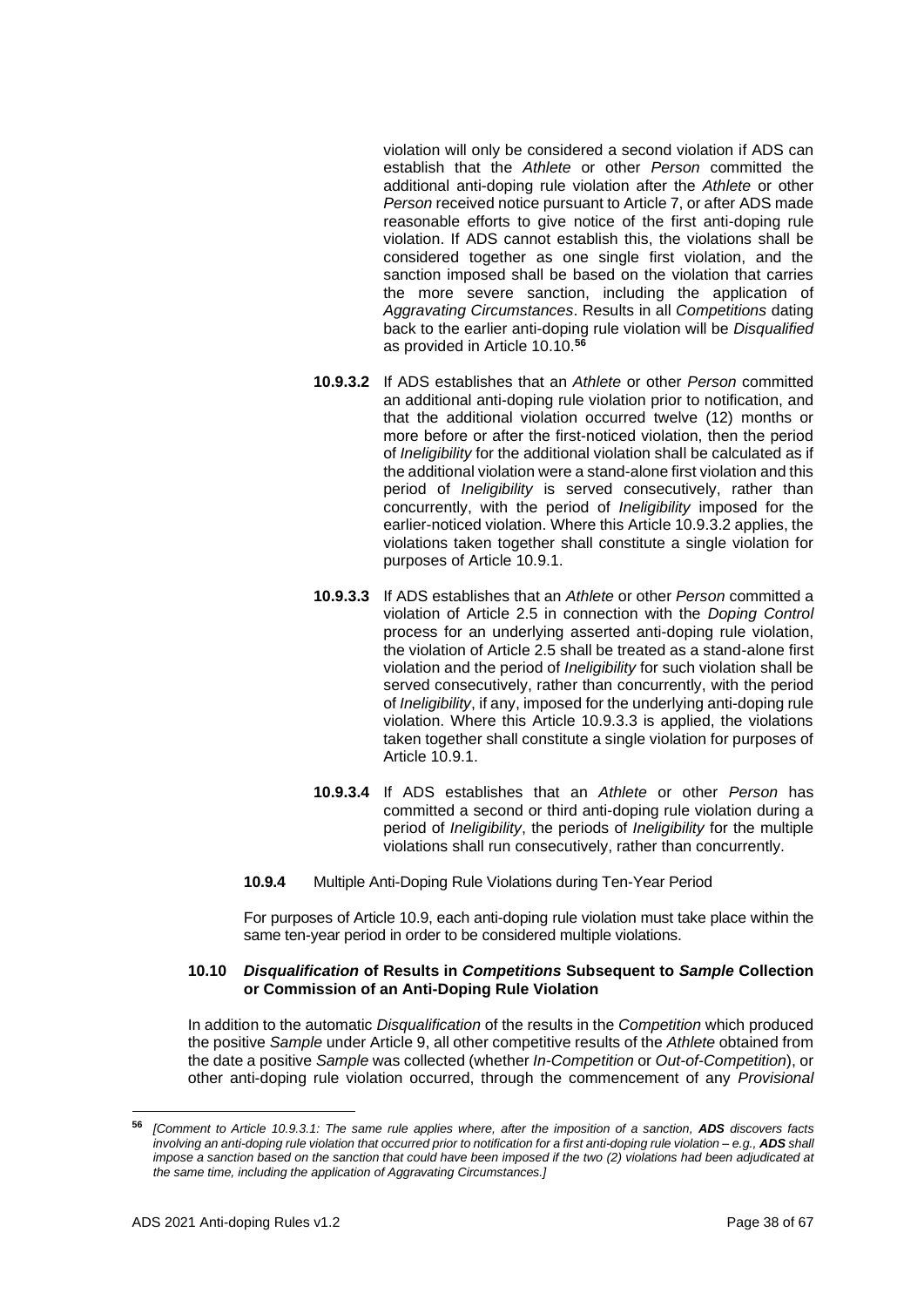violation will only be considered a second violation if ADS can establish that the *Athlete* or other *Person* committed the additional anti-doping rule violation after the *Athlete* or other *Person* received notice pursuant to Article 7, or after ADS made reasonable efforts to give notice of the first anti-doping rule violation. If ADS cannot establish this, the violations shall be considered together as one single first violation, and the sanction imposed shall be based on the violation that carries the more severe sanction, including the application of *Aggravating Circumstances*. Results in all *Competitions* dating back to the earlier anti-doping rule violation will be *Disqualified* as provided in Article 10.10.[56]

**10.9.3.2** If ADS establishes that an *Athlete* or other *Person* committed an additional anti-doping rule violation prior to notification, and that the additional violation occurred twelve (12) months or more before or after the first-noticed violation, then the period of *Ineligibility* for the additional violation shall be calculated as if the additional violation were a stand-alone first violation and this period of *Ineligibility* is served consecutively, rather than concurrently, with the period of *Ineligibility* imposed for the earlier-noticed violation. Where this Article 10.9.3.2 applies, the violations taken together shall constitute a single violation for purposes of Article 10.9.1.

**10.9.3.3** If ADS establishes that an *Athlete* or other *Person* committed a violation of Article 2.5 in connection with the *Doping Control* process for an underlying asserted anti-doping rule violation, the violation of Article 2.5 shall be treated as a stand-alone first violation and the period of *Ineligibility* for such violation shall be served consecutively, rather than concurrently, with the period of *Ineligibility*, if any, imposed for the underlying anti-doping rule violation. Where this Article 10.9.3.3 is applied, the violations taken together shall constitute a single violation for purposes of Article 10.9.1.

**10.9.3.4** If ADS establishes that an *Athlete* or other *Person* has committed a second or third anti-doping rule violation during a period of *Ineligibility*, the periods of *Ineligibility* for the multiple violations shall run consecutively, rather than concurrently.

**10.9.4** Multiple Anti-Doping Rule Violations during Ten-Year Period

For purposes of Article 10.9, each anti-doping rule violation must take place within the same ten-year period in order to be considered multiple violations.

### 10.10 *Disqualification* of Results in *Competitions* Subsequent to *Sample* Collection or Commission of an Anti-Doping Rule Violation

In addition to the automatic *Disqualification* of the results in the *Competition* which produced the positive *Sample* under Article 9, all other competitive results of the *Athlete* obtained from the date a positive *Sample* was collected (whether *In-Competition* or *Out-of-Competition*), or other anti-doping rule violation occurred, through the commencement of any *Provisional*

---

[56] *[Comment to Article 10.9.3.1: The same rule applies where, after the imposition of a sanction,* ***ADS*** *discovers facts involving an anti-doping rule violation that occurred prior to notification for a first anti-doping rule violation – e.g.,* ***ADS*** *shall impose a sanction based on the sanction that could have been imposed if the two (2) violations had been adjudicated at the same time, including the application of Aggravating Circumstances.]*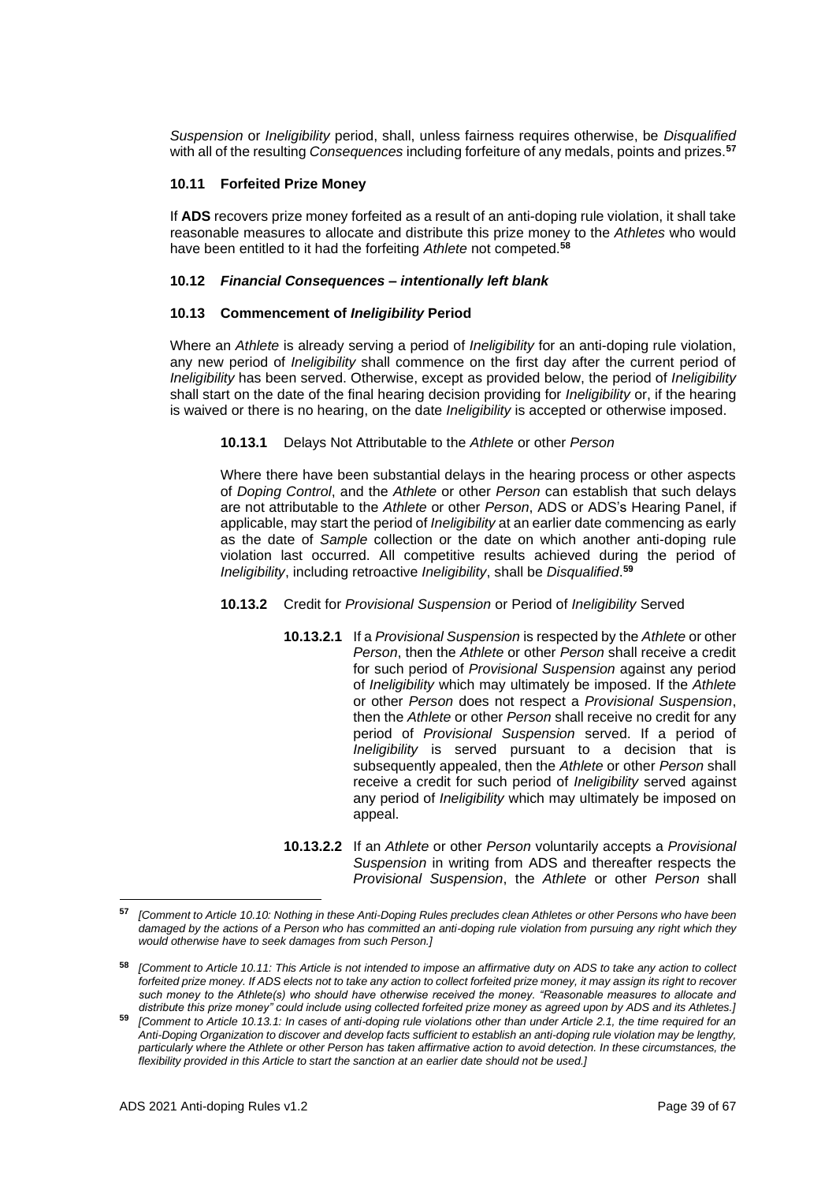*Suspension* or *Ineligibility* period, shall, unless fairness requires otherwise, be *Disqualified* with all of the resulting *Consequences* including forfeiture of any medals, points and prizes.[57]

### 10.11 Forfeited Prize Money

If **ADS** recovers prize money forfeited as a result of an anti-doping rule violation, it shall take reasonable measures to allocate and distribute this prize money to the *Athletes* who would have been entitled to it had the forfeiting *Athlete* not competed.[58]

### 10.12 *Financial Consequences – intentionally left blank*

### 10.13 Commencement of *Ineligibility* Period

Where an *Athlete* is already serving a period of *Ineligibility* for an anti-doping rule violation, any new period of *Ineligibility* shall commence on the first day after the current period of *Ineligibility* has been served. Otherwise, except as provided below, the period of *Ineligibility* shall start on the date of the final hearing decision providing for *Ineligibility* or, if the hearing is waived or there is no hearing, on the date *Ineligibility* is accepted or otherwise imposed.

**10.13.1** Delays Not Attributable to the *Athlete* or other *Person*

Where there have been substantial delays in the hearing process or other aspects of *Doping Control*, and the *Athlete* or other *Person* can establish that such delays are not attributable to the *Athlete* or other *Person*, ADS or ADS's Hearing Panel, if applicable, may start the period of *Ineligibility* at an earlier date commencing as early as the date of *Sample* collection or the date on which another anti-doping rule violation last occurred. All competitive results achieved during the period of *Ineligibility*, including retroactive *Ineligibility*, shall be *Disqualified*.[59]

**10.13.2** Credit for *Provisional Suspension* or Period of *Ineligibility* Served

**10.13.2.1** If a *Provisional Suspension* is respected by the *Athlete* or other *Person*, then the *Athlete* or other *Person* shall receive a credit for such period of *Provisional Suspension* against any period of *Ineligibility* which may ultimately be imposed. If the *Athlete* or other *Person* does not respect a *Provisional Suspension*, then the *Athlete* or other *Person* shall receive no credit for any period of *Provisional Suspension* served. If a period of *Ineligibility* is served pursuant to a decision that is subsequently appealed, then the *Athlete* or other *Person* shall receive a credit for such period of *Ineligibility* served against any period of *Ineligibility* which may ultimately be imposed on appeal.

**10.13.2.2** If an *Athlete* or other *Person* voluntarily accepts a *Provisional Suspension* in writing from ADS and thereafter respects the *Provisional Suspension*, the *Athlete* or other *Person* shall

---

[57] *[Comment to Article 10.10: Nothing in these Anti-Doping Rules precludes clean Athletes or other Persons who have been damaged by the actions of a Person who has committed an anti-doping rule violation from pursuing any right which they would otherwise have to seek damages from such Person.]*

[58] *[Comment to Article 10.11: This Article is not intended to impose an affirmative duty on ADS to take any action to collect forfeited prize money. If ADS elects not to take any action to collect forfeited prize money, it may assign its right to recover such money to the Athlete(s) who should have otherwise received the money. "Reasonable measures to allocate and distribute this prize money" could include using collected forfeited prize money as agreed upon by ADS and its Athletes.]*

[59] *[Comment to Article 10.13.1: In cases of anti-doping rule violations other than under Article 2.1, the time required for an Anti-Doping Organization to discover and develop facts sufficient to establish an anti-doping rule violation may be lengthy, particularly where the Athlete or other Person has taken affirmative action to avoid detection. In these circumstances, the flexibility provided in this Article to start the sanction at an earlier date should not be used.]*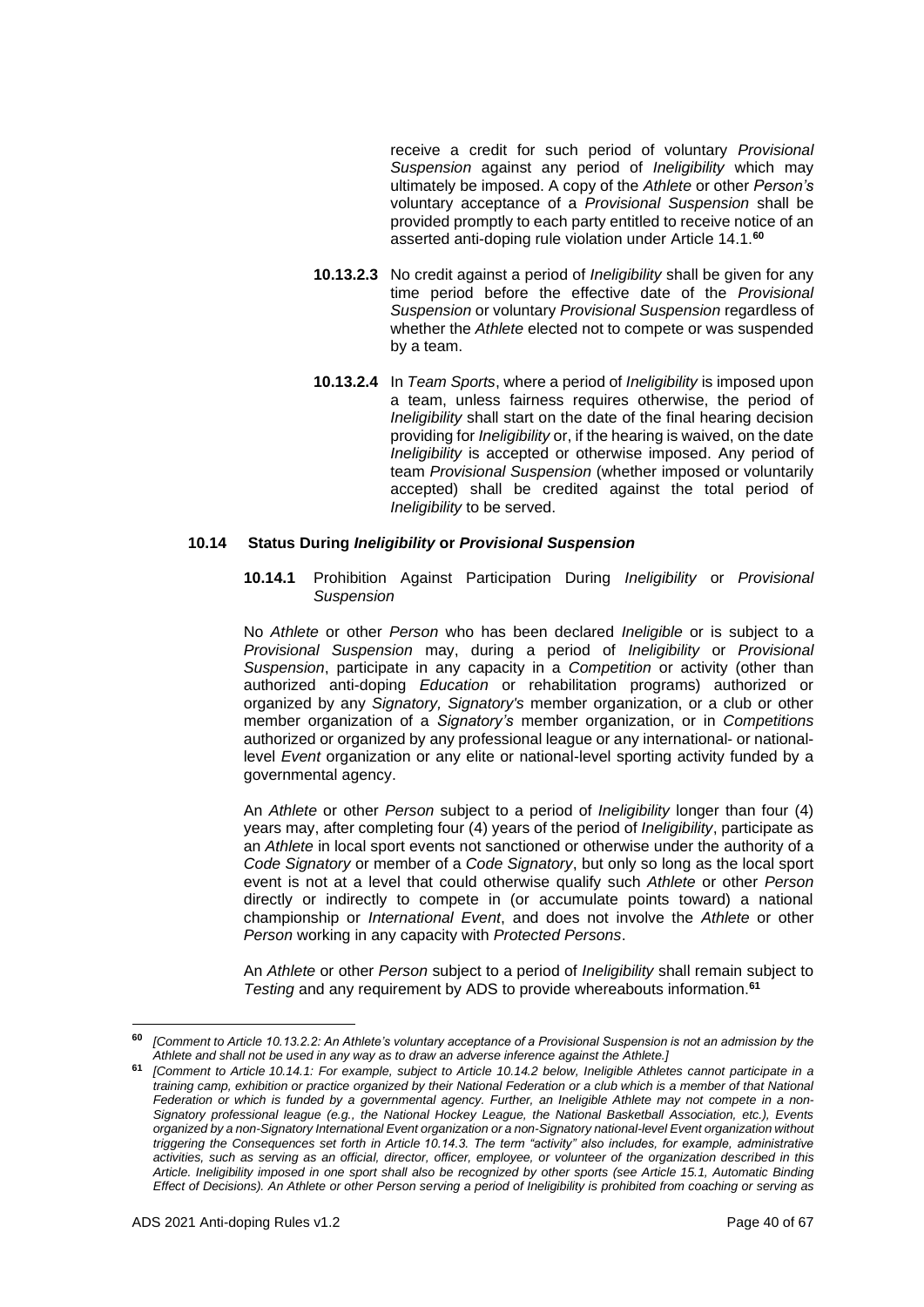receive a credit for such period of voluntary *Provisional Suspension* against any period of *Ineligibility* which may ultimately be imposed. A copy of the *Athlete* or other *Person's* voluntary acceptance of a *Provisional Suspension* shall be provided promptly to each party entitled to receive notice of an asserted anti-doping rule violation under Article 14.1.[60]

**10.13.2.3** No credit against a period of *Ineligibility* shall be given for any time period before the effective date of the *Provisional Suspension* or voluntary *Provisional Suspension* regardless of whether the *Athlete* elected not to compete or was suspended by a team.

**10.13.2.4** In *Team Sports*, where a period of *Ineligibility* is imposed upon a team, unless fairness requires otherwise, the period of *Ineligibility* shall start on the date of the final hearing decision providing for *Ineligibility* or, if the hearing is waived, on the date *Ineligibility* is accepted or otherwise imposed. Any period of team *Provisional Suspension* (whether imposed or voluntarily accepted) shall be credited against the total period of *Ineligibility* to be served.

### 10.14 Status During *Ineligibility* or *Provisional Suspension*

**10.14.1** Prohibition Against Participation During *Ineligibility* or *Provisional Suspension*

No *Athlete* or other *Person* who has been declared *Ineligible* or is subject to a *Provisional Suspension* may, during a period of *Ineligibility* or *Provisional Suspension*, participate in any capacity in a *Competition* or activity (other than authorized anti-doping *Education* or rehabilitation programs) authorized or organized by any *Signatory, Signatory's* member organization, or a club or other member organization of a *Signatory's* member organization, or in *Competitions* authorized or organized by any professional league or any international- or national-level *Event* organization or any elite or national-level sporting activity funded by a governmental agency.

An *Athlete* or other *Person* subject to a period of *Ineligibility* longer than four (4) years may, after completing four (4) years of the period of *Ineligibility*, participate as an *Athlete* in local sport events not sanctioned or otherwise under the authority of a *Code Signatory* or member of a *Code Signatory*, but only so long as the local sport event is not at a level that could otherwise qualify such *Athlete* or other *Person* directly or indirectly to compete in (or accumulate points toward) a national championship or *International Event*, and does not involve the *Athlete* or other *Person* working in any capacity with *Protected Persons*.

An *Athlete* or other *Person* subject to a period of *Ineligibility* shall remain subject to *Testing* and any requirement by ADS to provide whereabouts information.[61]

---

[60] *[Comment to Article 10.13.2.2: An Athlete's voluntary acceptance of a Provisional Suspension is not an admission by the Athlete and shall not be used in any way as to draw an adverse inference against the Athlete.]*

[61] *[Comment to Article 10.14.1: For example, subject to Article 10.14.2 below, Ineligible Athletes cannot participate in a training camp, exhibition or practice organized by their National Federation or a club which is a member of that National Federation or which is funded by a governmental agency. Further, an Ineligible Athlete may not compete in a non-Signatory professional league (e.g., the National Hockey League, the National Basketball Association, etc.), Events organized by a non-Signatory International Event organization or a non-Signatory national-level Event organization without triggering the Consequences set forth in Article 10.14.3. The term "activity" also includes, for example, administrative activities, such as serving as an official, director, officer, employee, or volunteer of the organization described in this Article. Ineligibility imposed in one sport shall also be recognized by other sports (see Article 15.1, Automatic Binding Effect of Decisions). An Athlete or other Person serving a period of Ineligibility is prohibited from coaching or serving as*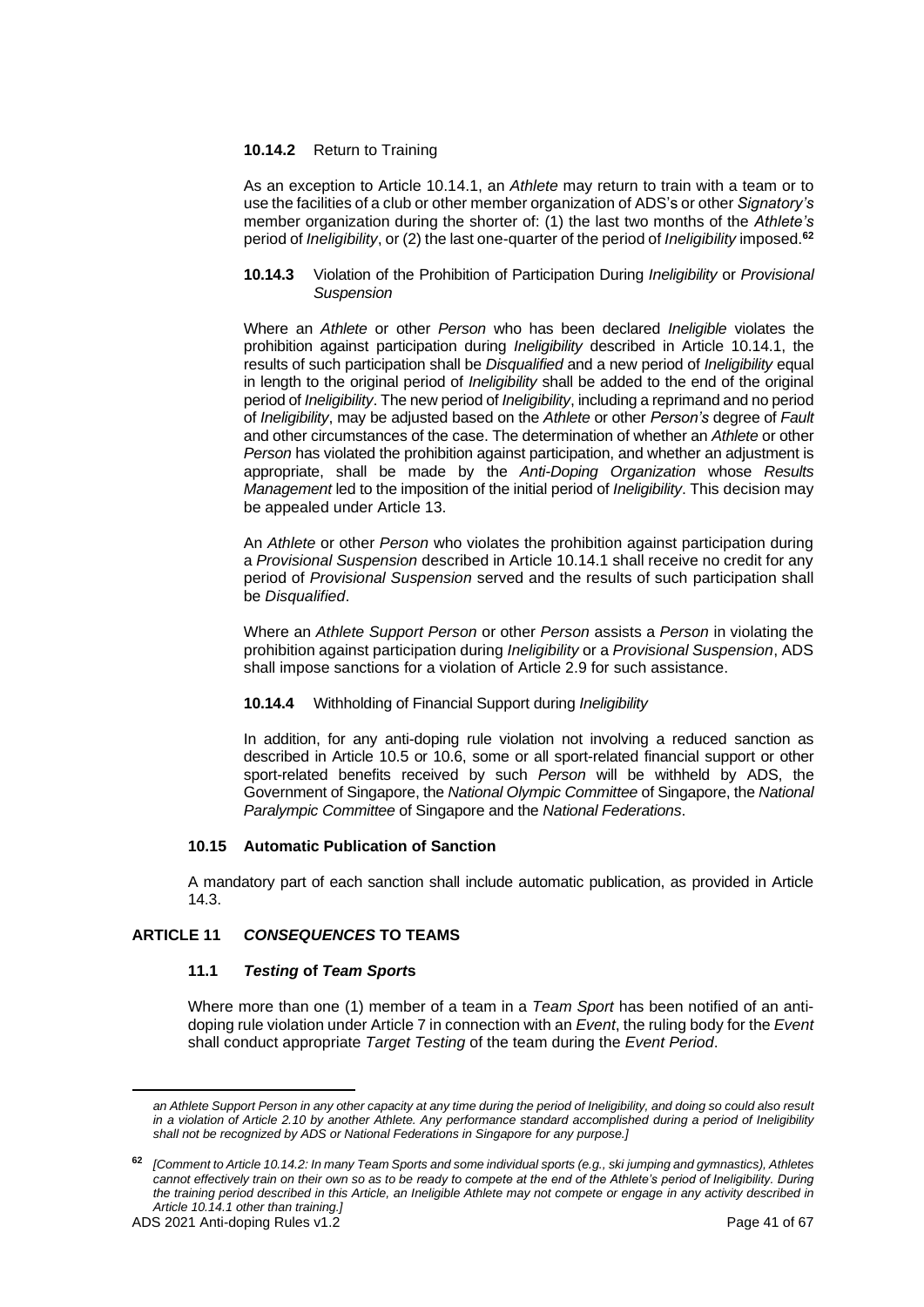**10.14.2** Return to Training

As an exception to Article 10.14.1, an *Athlete* may return to train with a team or to use the facilities of a club or other member organization of ADS's or other *Signatory's* member organization during the shorter of: (1) the last two months of the *Athlete's* period of *Ineligibility*, or (2) the last one-quarter of the period of *Ineligibility* imposed.[62]

**10.14.3** Violation of the Prohibition of Participation During *Ineligibility* or *Provisional Suspension*

Where an *Athlete* or other *Person* who has been declared *Ineligible* violates the prohibition against participation during *Ineligibility* described in Article 10.14.1, the results of such participation shall be *Disqualified* and a new period of *Ineligibility* equal in length to the original period of *Ineligibility* shall be added to the end of the original period of *Ineligibility*. The new period of *Ineligibility*, including a reprimand and no period of *Ineligibility*, may be adjusted based on the *Athlete* or other *Person's* degree of *Fault* and other circumstances of the case. The determination of whether an *Athlete* or other *Person* has violated the prohibition against participation, and whether an adjustment is appropriate, shall be made by the *Anti-Doping Organization* whose *Results Management* led to the imposition of the initial period of *Ineligibility*. This decision may be appealed under Article 13.

An *Athlete* or other *Person* who violates the prohibition against participation during a *Provisional Suspension* described in Article 10.14.1 shall receive no credit for any period of *Provisional Suspension* served and the results of such participation shall be *Disqualified*.

Where an *Athlete Support Person* or other *Person* assists a *Person* in violating the prohibition against participation during *Ineligibility* or a *Provisional Suspension*, ADS shall impose sanctions for a violation of Article 2.9 for such assistance.

**10.14.4** Withholding of Financial Support during *Ineligibility*

In addition, for any anti-doping rule violation not involving a reduced sanction as described in Article 10.5 or 10.6, some or all sport-related financial support or other sport-related benefits received by such *Person* will be withheld by ADS, the Government of Singapore, the *National Olympic Committee* of Singapore, the *National Paralympic Committee* of Singapore and the *National Federations*.

### 10.15 Automatic Publication of Sanction

A mandatory part of each sanction shall include automatic publication, as provided in Article 14.3.

## ARTICLE 11 *CONSEQUENCES* TO TEAMS

### 11.1 *Testing* of *Team Sports*

Where more than one (1) member of a team in a *Team Sport* has been notified of an anti-doping rule violation under Article 7 in connection with an *Event*, the ruling body for the *Event* shall conduct appropriate *Target Testing* of the team during the *Event Period*.

---

*an Athlete Support Person in any other capacity at any time during the period of Ineligibility, and doing so could also result in a violation of Article 2.10 by another Athlete. Any performance standard accomplished during a period of Ineligibility shall not be recognized by ADS or National Federations in Singapore for any purpose.]*

[62] *[Comment to Article 10.14.2: In many Team Sports and some individual sports (e.g., ski jumping and gymnastics), Athletes cannot effectively train on their own so as to be ready to compete at the end of the Athlete's period of Ineligibility. During the training period described in this Article, an Ineligible Athlete may not compete or engage in any activity described in Article 10.14.1 other than training.]*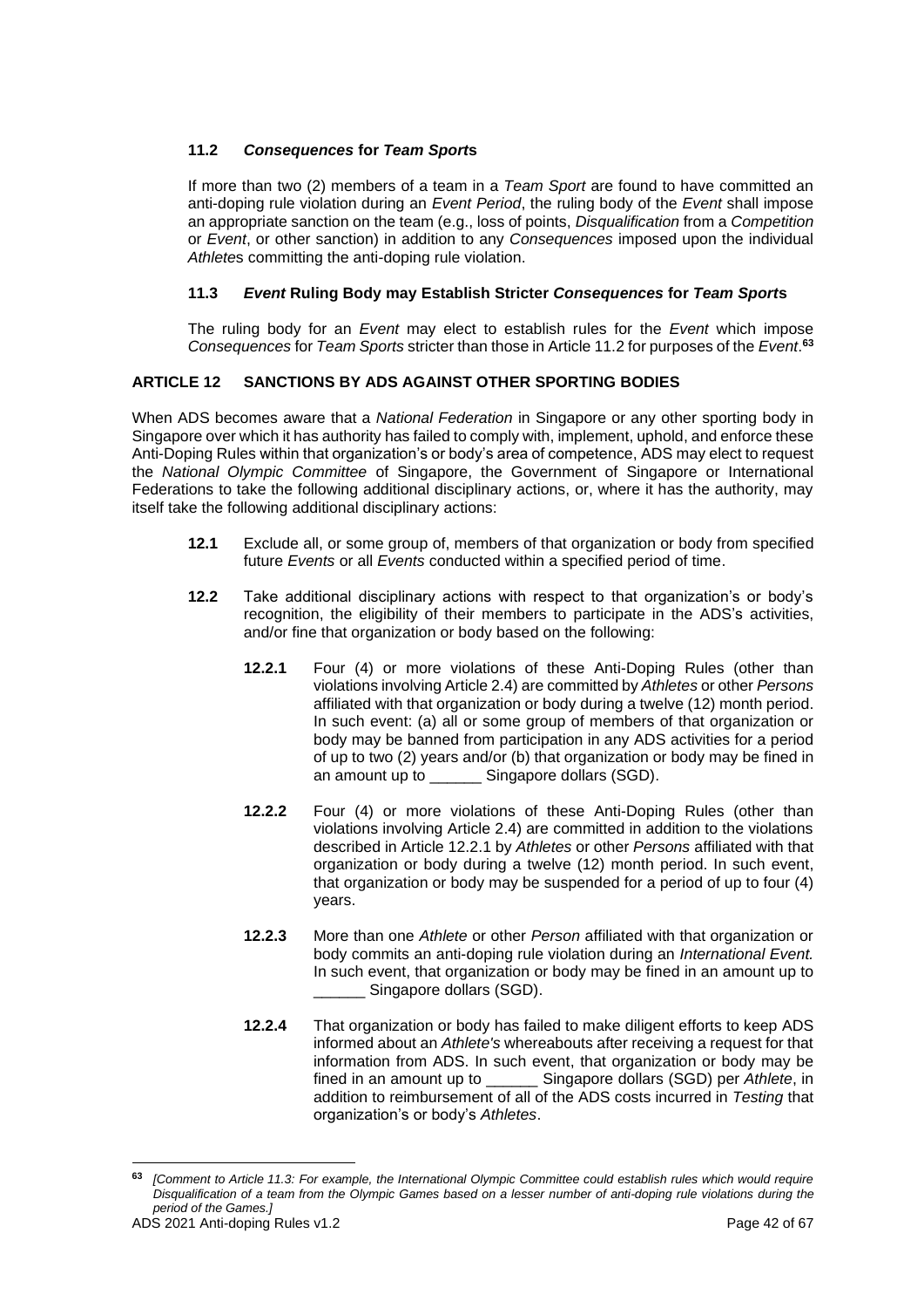### 11.2 *Consequences* for *Team Sport*s

If more than two (2) members of a team in a *Team Sport* are found to have committed an anti-doping rule violation during an *Event Period*, the ruling body of the *Event* shall impose an appropriate sanction on the team (e.g., loss of points, *Disqualification* from a *Competition* or *Event*, or other sanction) in addition to any *Consequences* imposed upon the individual *Athlete*s committing the anti-doping rule violation.

### 11.3 *Event* Ruling Body may Establish Stricter *Consequences* for *Team Sport*s

The ruling body for an *Event* may elect to establish rules for the *Event* which impose *Consequences* for *Team Sports* stricter than those in Article 11.2 for purposes of the *Event*.[63]

## ARTICLE 12 SANCTIONS BY ADS AGAINST OTHER SPORTING BODIES

When ADS becomes aware that a *National Federation* in Singapore or any other sporting body in Singapore over which it has authority has failed to comply with, implement, uphold, and enforce these Anti-Doping Rules within that organization's or body's area of competence, ADS may elect to request the *National Olympic Committee* of Singapore, the Government of Singapore or International Federations to take the following additional disciplinary actions, or, where it has the authority, may itself take the following additional disciplinary actions:

**12.1** Exclude all, or some group of, members of that organization or body from specified future *Events* or all *Events* conducted within a specified period of time.

**12.2** Take additional disciplinary actions with respect to that organization's or body's recognition, the eligibility of their members to participate in the ADS's activities, and/or fine that organization or body based on the following:

**12.2.1** Four (4) or more violations of these Anti-Doping Rules (other than violations involving Article 2.4) are committed by *Athletes* or other *Persons* affiliated with that organization or body during a twelve (12) month period. In such event: (a) all or some group of members of that organization or body may be banned from participation in any ADS activities for a period of up to two (2) years and/or (b) that organization or body may be fined in an amount up to ______ Singapore dollars (SGD).

**12.2.2** Four (4) or more violations of these Anti-Doping Rules (other than violations involving Article 2.4) are committed in addition to the violations described in Article 12.2.1 by *Athletes* or other *Persons* affiliated with that organization or body during a twelve (12) month period. In such event, that organization or body may be suspended for a period of up to four (4) years.

**12.2.3** More than one *Athlete* or other *Person* affiliated with that organization or body commits an anti-doping rule violation during an *International Event.* In such event, that organization or body may be fined in an amount up to ______ Singapore dollars (SGD).

**12.2.4** That organization or body has failed to make diligent efforts to keep ADS informed about an *Athlete's* whereabouts after receiving a request for that information from ADS. In such event, that organization or body may be fined in an amount up to ______ Singapore dollars (SGD) per *Athlete*, in addition to reimbursement of all of the ADS costs incurred in *Testing* that organization's or body's *Athletes*.

[63] *[Comment to Article 11.3: For example, the International Olympic Committee could establish rules which would require Disqualification of a team from the Olympic Games based on a lesser number of anti-doping rule violations during the period of the Games.]*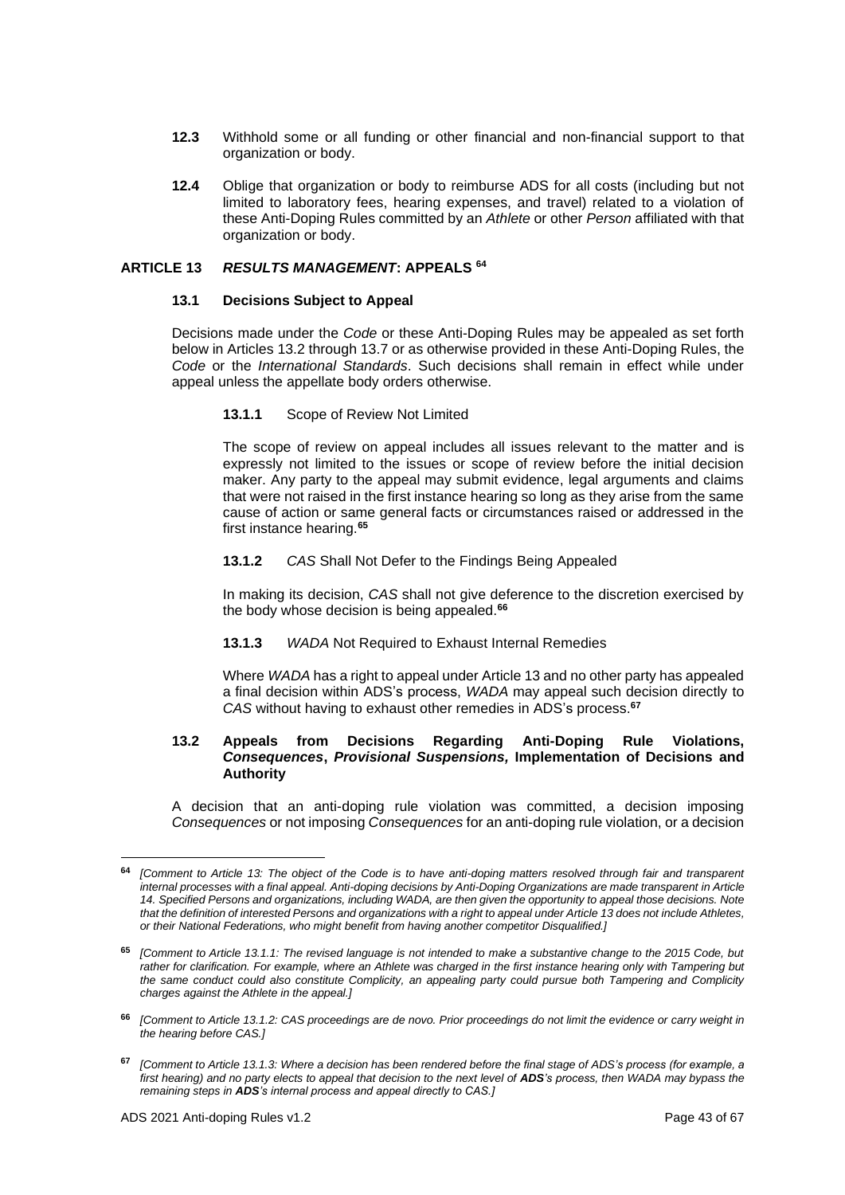**12.3** Withhold some or all funding or other financial and non-financial support to that organization or body.

**12.4** Oblige that organization or body to reimburse ADS for all costs (including but not limited to laboratory fees, hearing expenses, and travel) related to a violation of these Anti-Doping Rules committed by an *Athlete* or other *Person* affiliated with that organization or body.

## ARTICLE 13 *RESULTS MANAGEMENT*: APPEALS [64]

### 13.1 Decisions Subject to Appeal

Decisions made under the *Code* or these Anti-Doping Rules may be appealed as set forth below in Articles 13.2 through 13.7 or as otherwise provided in these Anti-Doping Rules, the *Code* or the *International Standards*. Such decisions shall remain in effect while under appeal unless the appellate body orders otherwise.

**13.1.1** Scope of Review Not Limited

The scope of review on appeal includes all issues relevant to the matter and is expressly not limited to the issues or scope of review before the initial decision maker. Any party to the appeal may submit evidence, legal arguments and claims that were not raised in the first instance hearing so long as they arise from the same cause of action or same general facts or circumstances raised or addressed in the first instance hearing.[65]

**13.1.2** *CAS* Shall Not Defer to the Findings Being Appealed

In making its decision, *CAS* shall not give deference to the discretion exercised by the body whose decision is being appealed.[66]

**13.1.3** *WADA* Not Required to Exhaust Internal Remedies

Where *WADA* has a right to appeal under Article 13 and no other party has appealed a final decision within ADS's process, *WADA* may appeal such decision directly to *CAS* without having to exhaust other remedies in ADS's process.[67]

### 13.2 Appeals from Decisions Regarding Anti-Doping Rule Violations, *Consequences*, *Provisional Suspensions,* Implementation of Decisions and Authority

A decision that an anti-doping rule violation was committed, a decision imposing *Consequences* or not imposing *Consequences* for an anti-doping rule violation, or a decision

---

[64] *[Comment to Article 13: The object of the Code is to have anti-doping matters resolved through fair and transparent internal processes with a final appeal. Anti-doping decisions by Anti-Doping Organizations are made transparent in Article 14. Specified Persons and organizations, including WADA, are then given the opportunity to appeal those decisions. Note that the definition of interested Persons and organizations with a right to appeal under Article 13 does not include Athletes, or their National Federations, who might benefit from having another competitor Disqualified.]*

[65] *[Comment to Article 13.1.1: The revised language is not intended to make a substantive change to the 2015 Code, but rather for clarification. For example, where an Athlete was charged in the first instance hearing only with Tampering but the same conduct could also constitute Complicity, an appealing party could pursue both Tampering and Complicity charges against the Athlete in the appeal.]*

[66] *[Comment to Article 13.1.2: CAS proceedings are de novo. Prior proceedings do not limit the evidence or carry weight in the hearing before CAS.]*

[67] *[Comment to Article 13.1.3: Where a decision has been rendered before the final stage of ADS's process (for example, a first hearing) and no party elects to appeal that decision to the next level of **ADS**'s process, then WADA may bypass the remaining steps in **ADS**'s internal process and appeal directly to CAS.]*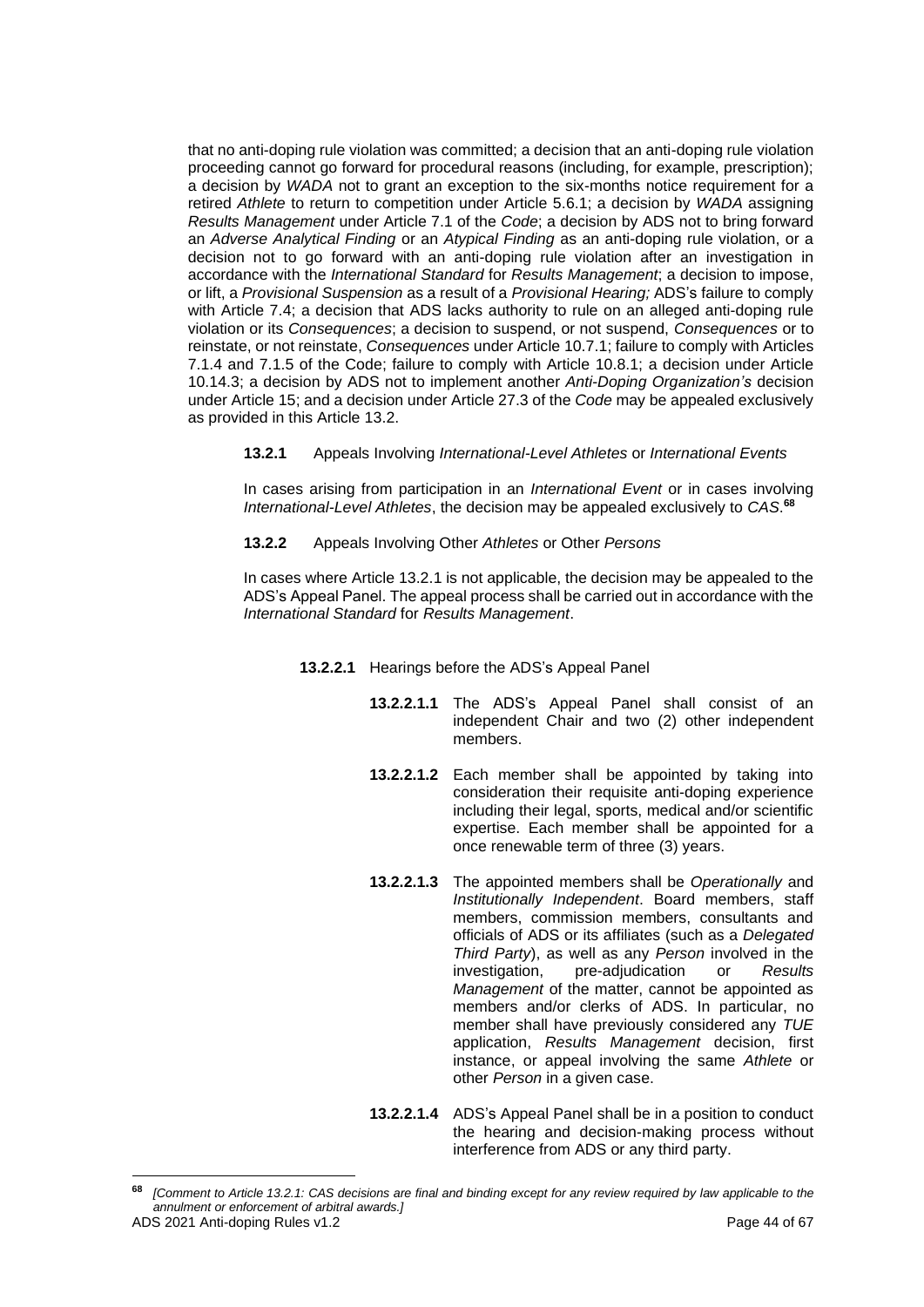that no anti-doping rule violation was committed; a decision that an anti-doping rule violation proceeding cannot go forward for procedural reasons (including, for example, prescription); a decision by *WADA* not to grant an exception to the six-months notice requirement for a retired *Athlete* to return to competition under Article 5.6.1; a decision by *WADA* assigning *Results Management* under Article 7.1 of the *Code*; a decision by ADS not to bring forward an *Adverse Analytical Finding* or an *Atypical Finding* as an anti-doping rule violation, or a decision not to go forward with an anti-doping rule violation after an investigation in accordance with the *International Standard* for *Results Management*; a decision to impose, or lift, a *Provisional Suspension* as a result of a *Provisional Hearing;* ADS's failure to comply with Article 7.4; a decision that ADS lacks authority to rule on an alleged anti-doping rule violation or its *Consequences*; a decision to suspend, or not suspend, *Consequences* or to reinstate, or not reinstate, *Consequences* under Article 10.7.1; failure to comply with Articles 7.1.4 and 7.1.5 of the Code; failure to comply with Article 10.8.1; a decision under Article 10.14.3; a decision by ADS not to implement another *Anti-Doping Organization's* decision under Article 15; and a decision under Article 27.3 of the *Code* may be appealed exclusively as provided in this Article 13.2.

**13.2.1** Appeals Involving *International-Level Athletes* or *International Events*

In cases arising from participation in an *International Event* or in cases involving *International-Level Athletes*, the decision may be appealed exclusively to *CAS*.[68]

**13.2.2** Appeals Involving Other *Athletes* or Other *Persons*

In cases where Article 13.2.1 is not applicable, the decision may be appealed to the ADS's Appeal Panel. The appeal process shall be carried out in accordance with the *International Standard* for *Results Management*.

**13.2.2.1** Hearings before the ADS's Appeal Panel

**13.2.2.1.1** The ADS's Appeal Panel shall consist of an independent Chair and two (2) other independent members.

**13.2.2.1.2** Each member shall be appointed by taking into consideration their requisite anti-doping experience including their legal, sports, medical and/or scientific expertise. Each member shall be appointed for a once renewable term of three (3) years.

**13.2.2.1.3** The appointed members shall be *Operationally* and *Institutionally Independent*. Board members, staff members, commission members, consultants and officials of ADS or its affiliates (such as a *Delegated Third Party*), as well as any *Person* involved in the investigation, pre-adjudication or *Results Management* of the matter, cannot be appointed as members and/or clerks of ADS. In particular, no member shall have previously considered any *TUE* application, *Results Management* decision, first instance, or appeal involving the same *Athlete* or other *Person* in a given case.

**13.2.2.1.4** ADS's Appeal Panel shall be in a position to conduct the hearing and decision-making process without interference from ADS or any third party.

---

[68] *[Comment to Article 13.2.1: CAS decisions are final and binding except for any review required by law applicable to the annulment or enforcement of arbitral awards.]*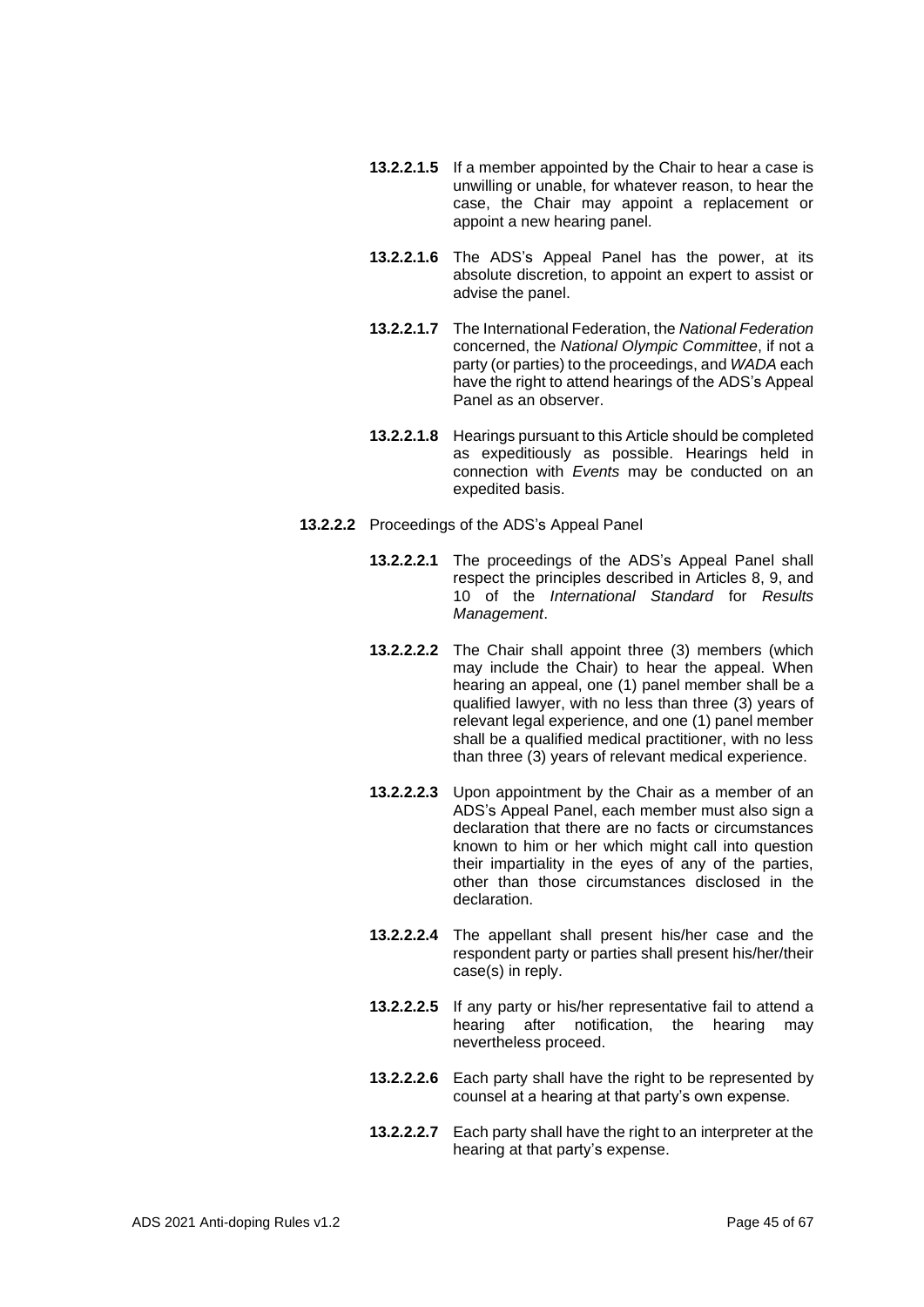**13.2.2.1.5** If a member appointed by the Chair to hear a case is unwilling or unable, for whatever reason, to hear the case, the Chair may appoint a replacement or appoint a new hearing panel.

**13.2.2.1.6** The ADS's Appeal Panel has the power, at its absolute discretion, to appoint an expert to assist or advise the panel.

**13.2.2.1.7** The International Federation, the *National Federation* concerned, the *National Olympic Committee*, if not a party (or parties) to the proceedings, and *WADA* each have the right to attend hearings of the ADS's Appeal Panel as an observer.

**13.2.2.1.8** Hearings pursuant to this Article should be completed as expeditiously as possible. Hearings held in connection with *Events* may be conducted on an expedited basis.

**13.2.2.2** Proceedings of the ADS's Appeal Panel

**13.2.2.2.1** The proceedings of the ADS's Appeal Panel shall respect the principles described in Articles 8, 9, and 10 of the *International Standard* for *Results Management*.

**13.2.2.2.2** The Chair shall appoint three (3) members (which may include the Chair) to hear the appeal. When hearing an appeal, one (1) panel member shall be a qualified lawyer, with no less than three (3) years of relevant legal experience, and one (1) panel member shall be a qualified medical practitioner, with no less than three (3) years of relevant medical experience.

**13.2.2.2.3** Upon appointment by the Chair as a member of an ADS's Appeal Panel, each member must also sign a declaration that there are no facts or circumstances known to him or her which might call into question their impartiality in the eyes of any of the parties, other than those circumstances disclosed in the declaration.

**13.2.2.2.4** The appellant shall present his/her case and the respondent party or parties shall present his/her/their case(s) in reply.

**13.2.2.2.5** If any party or his/her representative fail to attend a hearing after notification, the hearing may nevertheless proceed.

**13.2.2.2.6** Each party shall have the right to be represented by counsel at a hearing at that party's own expense.

**13.2.2.2.7** Each party shall have the right to an interpreter at the hearing at that party's expense.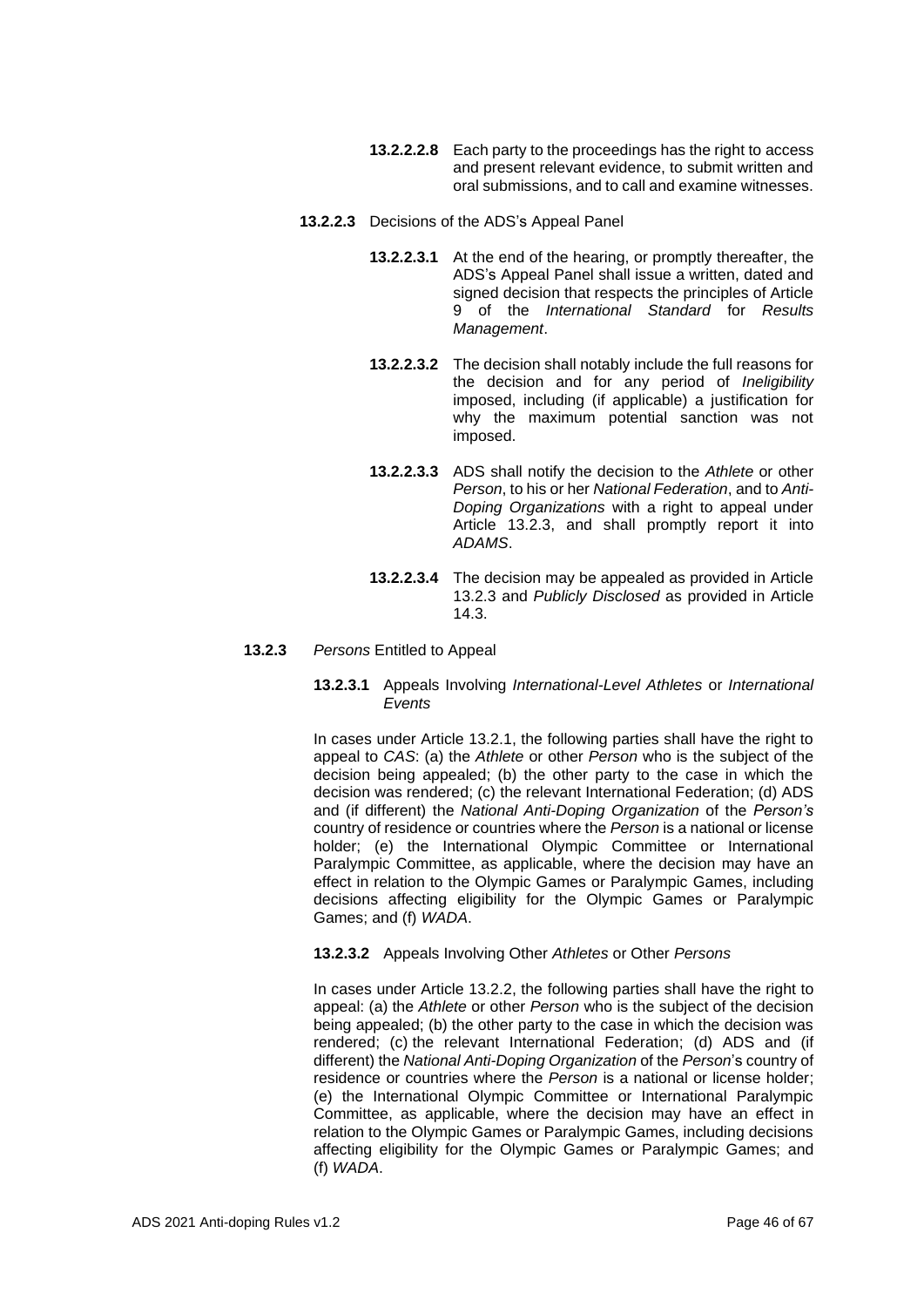**13.2.2.2.8** Each party to the proceedings has the right to access and present relevant evidence, to submit written and oral submissions, and to call and examine witnesses.

**13.2.2.3** Decisions of the ADS's Appeal Panel

**13.2.2.3.1** At the end of the hearing, or promptly thereafter, the ADS's Appeal Panel shall issue a written, dated and signed decision that respects the principles of Article 9 of the *International Standard* for *Results Management*.

**13.2.2.3.2** The decision shall notably include the full reasons for the decision and for any period of *Ineligibility* imposed, including (if applicable) a justification for why the maximum potential sanction was not imposed.

**13.2.2.3.3** ADS shall notify the decision to the *Athlete* or other *Person*, to his or her *National Federation*, and to *Anti-Doping Organizations* with a right to appeal under Article 13.2.3, and shall promptly report it into *ADAMS*.

**13.2.2.3.4** The decision may be appealed as provided in Article 13.2.3 and *Publicly Disclosed* as provided in Article 14.3.

**13.2.3** *Persons* Entitled to Appeal

**13.2.3.1** Appeals Involving *International-Level Athletes* or *International Events*

In cases under Article 13.2.1, the following parties shall have the right to appeal to *CAS*: (a) the *Athlete* or other *Person* who is the subject of the decision being appealed; (b) the other party to the case in which the decision was rendered; (c) the relevant International Federation; (d) ADS and (if different) the *National Anti-Doping Organization* of the *Person's* country of residence or countries where the *Person* is a national or license holder; (e) the International Olympic Committee or International Paralympic Committee, as applicable, where the decision may have an effect in relation to the Olympic Games or Paralympic Games, including decisions affecting eligibility for the Olympic Games or Paralympic Games; and (f) *WADA*.

**13.2.3.2** Appeals Involving Other *Athletes* or Other *Persons*

In cases under Article 13.2.2, the following parties shall have the right to appeal: (a) the *Athlete* or other *Person* who is the subject of the decision being appealed; (b) the other party to the case in which the decision was rendered; (c) the relevant International Federation; (d) ADS and (if different) the *National Anti-Doping Organization* of the *Person*'s country of residence or countries where the *Person* is a national or license holder; (e) the International Olympic Committee or International Paralympic Committee, as applicable, where the decision may have an effect in relation to the Olympic Games or Paralympic Games, including decisions affecting eligibility for the Olympic Games or Paralympic Games; and (f) *WADA*.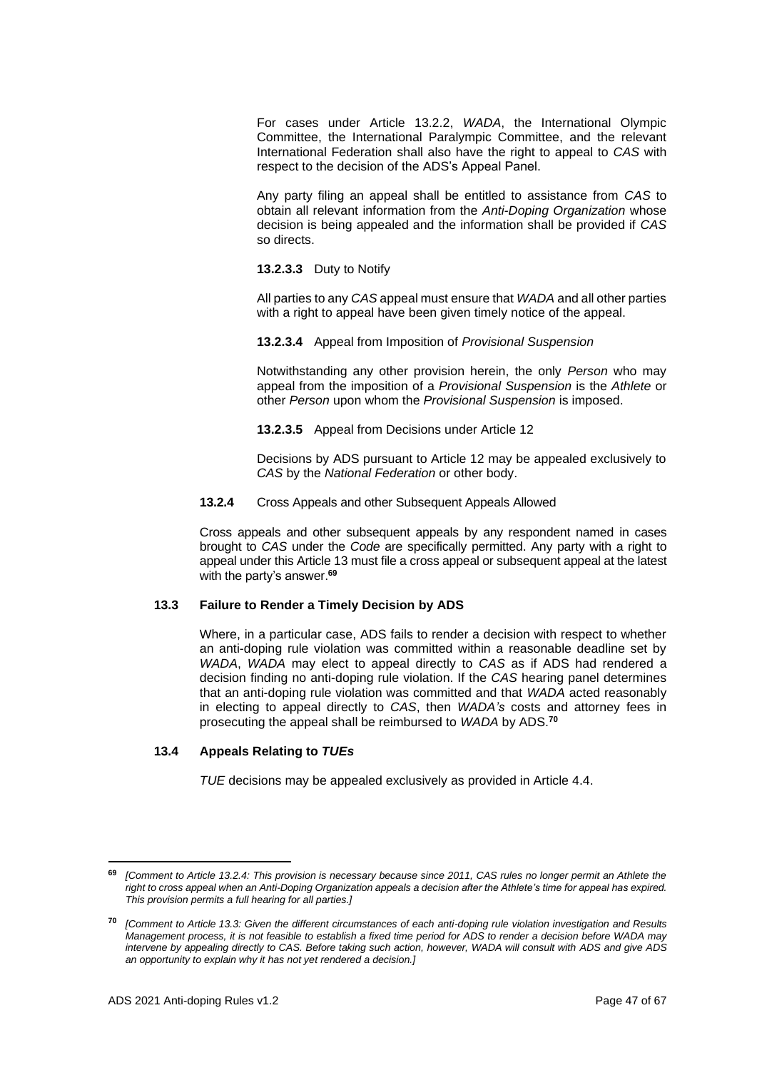For cases under Article 13.2.2, *WADA*, the International Olympic Committee, the International Paralympic Committee, and the relevant International Federation shall also have the right to appeal to *CAS* with respect to the decision of the ADS's Appeal Panel.

Any party filing an appeal shall be entitled to assistance from *CAS* to obtain all relevant information from the *Anti-Doping Organization* whose decision is being appealed and the information shall be provided if *CAS* so directs.

**13.2.3.3** Duty to Notify

All parties to any *CAS* appeal must ensure that *WADA* and all other parties with a right to appeal have been given timely notice of the appeal.

**13.2.3.4** Appeal from Imposition of *Provisional Suspension*

Notwithstanding any other provision herein, the only *Person* who may appeal from the imposition of a *Provisional Suspension* is the *Athlete* or other *Person* upon whom the *Provisional Suspension* is imposed.

**13.2.3.5** Appeal from Decisions under Article 12

Decisions by ADS pursuant to Article 12 may be appealed exclusively to *CAS* by the *National Federation* or other body.

**13.2.4** Cross Appeals and other Subsequent Appeals Allowed

Cross appeals and other subsequent appeals by any respondent named in cases brought to *CAS* under the *Code* are specifically permitted. Any party with a right to appeal under this Article 13 must file a cross appeal or subsequent appeal at the latest with the party's answer.[69]

### 13.3 Failure to Render a Timely Decision by ADS

Where, in a particular case, ADS fails to render a decision with respect to whether an anti-doping rule violation was committed within a reasonable deadline set by *WADA*, *WADA* may elect to appeal directly to *CAS* as if ADS had rendered a decision finding no anti-doping rule violation. If the *CAS* hearing panel determines that an anti-doping rule violation was committed and that *WADA* acted reasonably in electing to appeal directly to *CAS*, then *WADA's* costs and attorney fees in prosecuting the appeal shall be reimbursed to *WADA* by ADS.[70]

### 13.4 Appeals Relating to *TUEs*

*TUE* decisions may be appealed exclusively as provided in Article 4.4.

---

[69] *[Comment to Article 13.2.4: This provision is necessary because since 2011, CAS rules no longer permit an Athlete the right to cross appeal when an Anti-Doping Organization appeals a decision after the Athlete's time for appeal has expired. This provision permits a full hearing for all parties.]*

[70] *[Comment to Article 13.3: Given the different circumstances of each anti-doping rule violation investigation and Results Management process, it is not feasible to establish a fixed time period for ADS to render a decision before WADA may intervene by appealing directly to CAS. Before taking such action, however, WADA will consult with ADS and give ADS an opportunity to explain why it has not yet rendered a decision.]*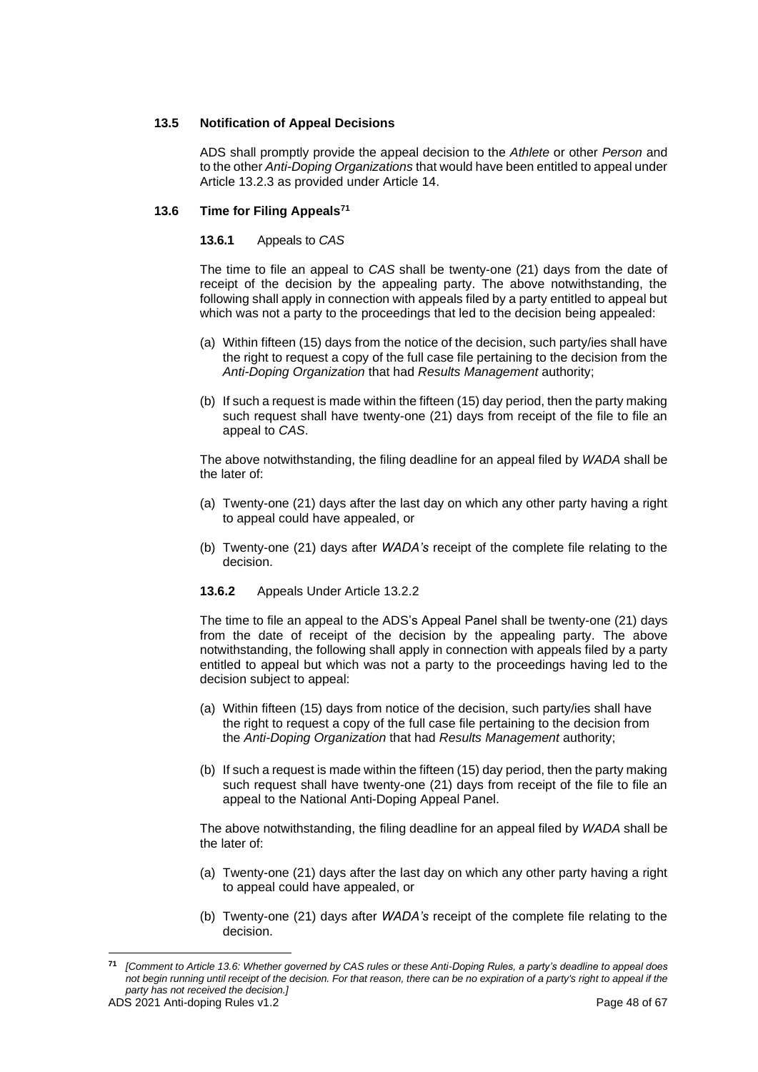### 13.5 Notification of Appeal Decisions

ADS shall promptly provide the appeal decision to the *Athlete* or other *Person* and to the other *Anti-Doping Organizations* that would have been entitled to appeal under Article 13.2.3 as provided under Article 14.

### 13.6 Time for Filing Appeals[71]

**13.6.1** Appeals to *CAS*

The time to file an appeal to *CAS* shall be twenty-one (21) days from the date of receipt of the decision by the appealing party. The above notwithstanding, the following shall apply in connection with appeals filed by a party entitled to appeal but which was not a party to the proceedings that led to the decision being appealed:

(a) Within fifteen (15) days from the notice of the decision, such party/ies shall have the right to request a copy of the full case file pertaining to the decision from the *Anti-Doping Organization* that had *Results Management* authority;

(b) If such a request is made within the fifteen (15) day period, then the party making such request shall have twenty-one (21) days from receipt of the file to file an appeal to *CAS*.

The above notwithstanding, the filing deadline for an appeal filed by *WADA* shall be the later of:

(a) Twenty-one (21) days after the last day on which any other party having a right to appeal could have appealed, or

(b) Twenty-one (21) days after *WADA's* receipt of the complete file relating to the decision.

**13.6.2** Appeals Under Article 13.2.2

The time to file an appeal to the ADS's Appeal Panel shall be twenty-one (21) days from the date of receipt of the decision by the appealing party. The above notwithstanding, the following shall apply in connection with appeals filed by a party entitled to appeal but which was not a party to the proceedings having led to the decision subject to appeal:

(a) Within fifteen (15) days from notice of the decision, such party/ies shall have the right to request a copy of the full case file pertaining to the decision from the *Anti-Doping Organization* that had *Results Management* authority;

(b) If such a request is made within the fifteen (15) day period, then the party making such request shall have twenty-one (21) days from receipt of the file to file an appeal to the National Anti-Doping Appeal Panel.

The above notwithstanding, the filing deadline for an appeal filed by *WADA* shall be the later of:

(a) Twenty-one (21) days after the last day on which any other party having a right to appeal could have appealed, or

(b) Twenty-one (21) days after *WADA's* receipt of the complete file relating to the decision.

---

[71] *[Comment to Article 13.6: Whether governed by CAS rules or these Anti-Doping Rules, a party's deadline to appeal does not begin running until receipt of the decision. For that reason, there can be no expiration of a party's right to appeal if the party has not received the decision.]*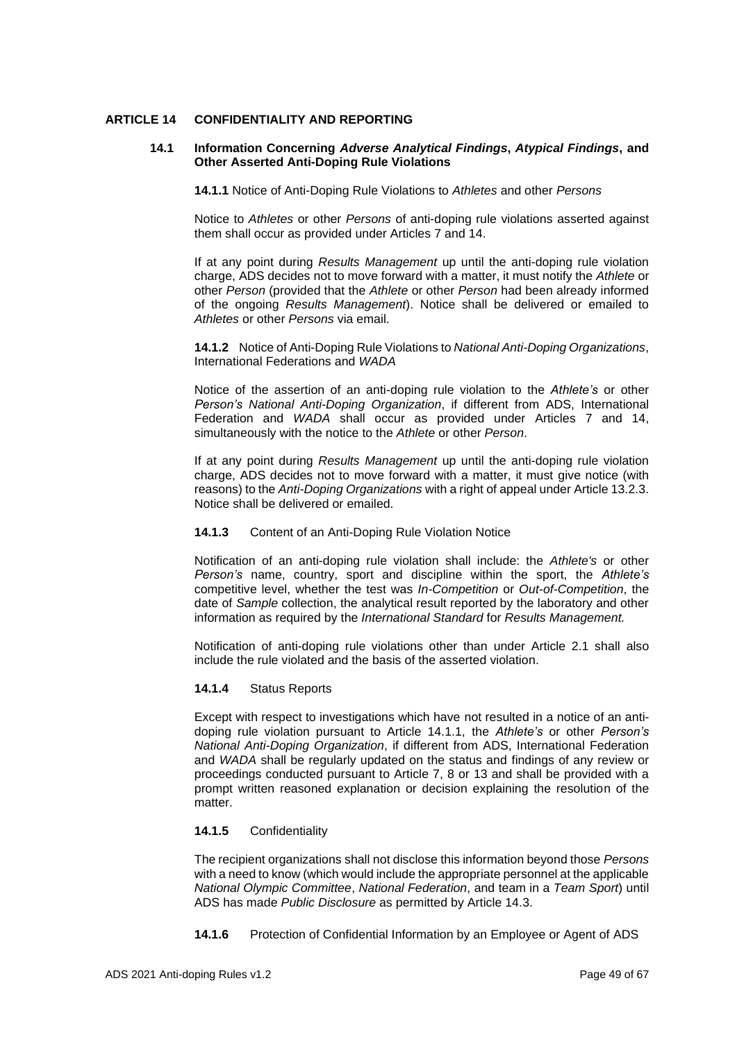## ARTICLE 14 CONFIDENTIALITY AND REPORTING

### 14.1 Information Concerning *Adverse Analytical Findings*, *Atypical Findings*, and Other Asserted Anti-Doping Rule Violations

**14.1.1** Notice of Anti-Doping Rule Violations to *Athletes* and other *Persons*

Notice to *Athletes* or other *Persons* of anti-doping rule violations asserted against them shall occur as provided under Articles 7 and 14.

If at any point during *Results Management* up until the anti-doping rule violation charge, ADS decides not to move forward with a matter, it must notify the *Athlete* or other *Person* (provided that the *Athlete* or other *Person* had been already informed of the ongoing *Results Management*). Notice shall be delivered or emailed to *Athletes* or other *Persons* via email.

**14.1.2** Notice of Anti-Doping Rule Violations to *National Anti-Doping Organizations*, International Federations and *WADA*

Notice of the assertion of an anti-doping rule violation to the *Athlete's* or other *Person's National Anti-Doping Organization*, if different from ADS, International Federation and *WADA* shall occur as provided under Articles 7 and 14, simultaneously with the notice to the *Athlete* or other *Person*.

If at any point during *Results Management* up until the anti-doping rule violation charge, ADS decides not to move forward with a matter, it must give notice (with reasons) to the *Anti-Doping Organizations* with a right of appeal under Article 13.2.3. Notice shall be delivered or emailed.

**14.1.3** Content of an Anti-Doping Rule Violation Notice

Notification of an anti-doping rule violation shall include: the *Athlete's* or other *Person's* name, country, sport and discipline within the sport, the *Athlete's* competitive level, whether the test was *In-Competition* or *Out-of-Competition*, the date of *Sample* collection, the analytical result reported by the laboratory and other information as required by the *International Standard* for *Results Management.*

Notification of anti-doping rule violations other than under Article 2.1 shall also include the rule violated and the basis of the asserted violation.

**14.1.4** Status Reports

Except with respect to investigations which have not resulted in a notice of an anti-doping rule violation pursuant to Article 14.1.1, the *Athlete's* or other *Person's National Anti-Doping Organization*, if different from ADS, International Federation and *WADA* shall be regularly updated on the status and findings of any review or proceedings conducted pursuant to Article 7, 8 or 13 and shall be provided with a prompt written reasoned explanation or decision explaining the resolution of the matter.

**14.1.5** Confidentiality

The recipient organizations shall not disclose this information beyond those *Persons* with a need to know (which would include the appropriate personnel at the applicable *National Olympic Committee*, *National Federation*, and team in a *Team Sport*) until ADS has made *Public Disclosure* as permitted by Article 14.3.

**14.1.6** Protection of Confidential Information by an Employee or Agent of ADS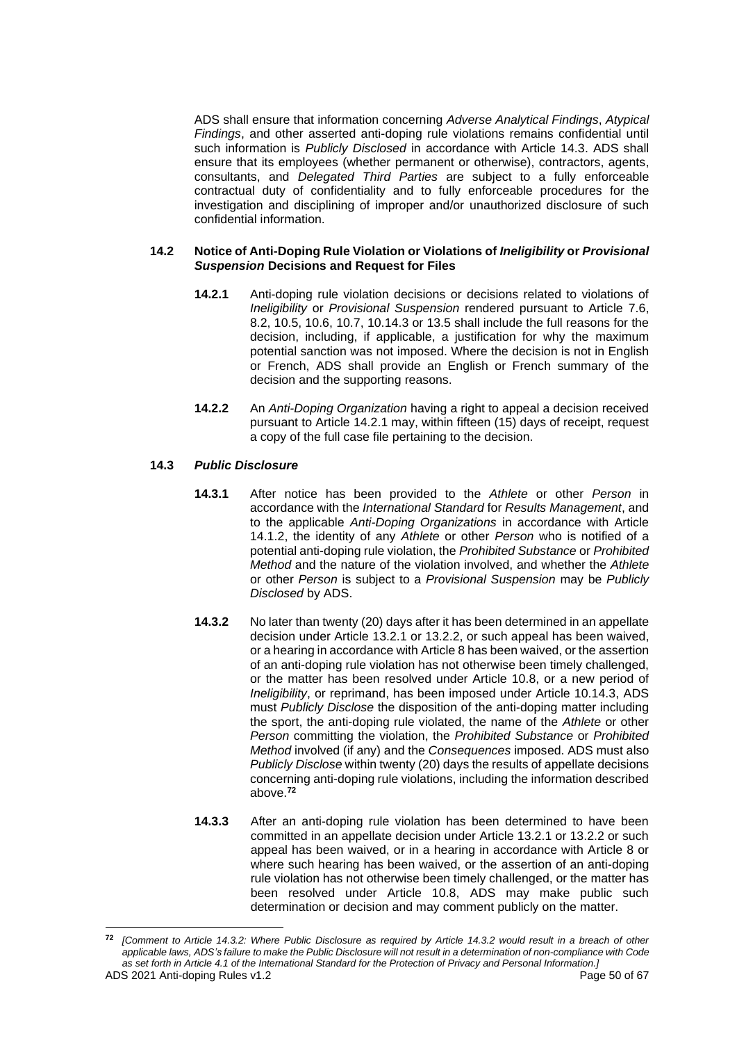ADS shall ensure that information concerning *Adverse Analytical Findings*, *Atypical Findings*, and other asserted anti-doping rule violations remains confidential until such information is *Publicly Disclosed* in accordance with Article 14.3. ADS shall ensure that its employees (whether permanent or otherwise), contractors, agents, consultants, and *Delegated Third Parties* are subject to a fully enforceable contractual duty of confidentiality and to fully enforceable procedures for the investigation and disciplining of improper and/or unauthorized disclosure of such confidential information.

### 14.2 Notice of Anti-Doping Rule Violation or Violations of *Ineligibility* or *Provisional Suspension* Decisions and Request for Files

**14.2.1** Anti-doping rule violation decisions or decisions related to violations of *Ineligibility* or *Provisional Suspension* rendered pursuant to Article 7.6, 8.2, 10.5, 10.6, 10.7, 10.14.3 or 13.5 shall include the full reasons for the decision, including, if applicable, a justification for why the maximum potential sanction was not imposed. Where the decision is not in English or French, ADS shall provide an English or French summary of the decision and the supporting reasons.

**14.2.2** An *Anti-Doping Organization* having a right to appeal a decision received pursuant to Article 14.2.1 may, within fifteen (15) days of receipt, request a copy of the full case file pertaining to the decision.

### 14.3 *Public Disclosure*

**14.3.1** After notice has been provided to the *Athlete* or other *Person* in accordance with the *International Standard* for *Results Management*, and to the applicable *Anti-Doping Organizations* in accordance with Article 14.1.2, the identity of any *Athlete* or other *Person* who is notified of a potential anti-doping rule violation, the *Prohibited Substance* or *Prohibited Method* and the nature of the violation involved, and whether the *Athlete* or other *Person* is subject to a *Provisional Suspension* may be *Publicly Disclosed* by ADS.

**14.3.2** No later than twenty (20) days after it has been determined in an appellate decision under Article 13.2.1 or 13.2.2, or such appeal has been waived, or a hearing in accordance with Article 8 has been waived, or the assertion of an anti-doping rule violation has not otherwise been timely challenged, or the matter has been resolved under Article 10.8, or a new period of *Ineligibility*, or reprimand, has been imposed under Article 10.14.3, ADS must *Publicly Disclose* the disposition of the anti-doping matter including the sport, the anti-doping rule violated, the name of the *Athlete* or other *Person* committing the violation, the *Prohibited Substance* or *Prohibited Method* involved (if any) and the *Consequences* imposed. ADS must also *Publicly Disclose* within twenty (20) days the results of appellate decisions concerning anti-doping rule violations, including the information described above.[72]

**14.3.3** After an anti-doping rule violation has been determined to have been committed in an appellate decision under Article 13.2.1 or 13.2.2 or such appeal has been waived, or in a hearing in accordance with Article 8 or where such hearing has been waived, or the assertion of an anti-doping rule violation has not otherwise been timely challenged, or the matter has been resolved under Article 10.8, ADS may make public such determination or decision and may comment publicly on the matter.

---

[72] *[Comment to Article 14.3.2: Where Public Disclosure as required by Article 14.3.2 would result in a breach of other applicable laws, ADS's failure to make the Public Disclosure will not result in a determination of non-compliance with Code as set forth in Article 4.1 of the International Standard for the Protection of Privacy and Personal Information.]*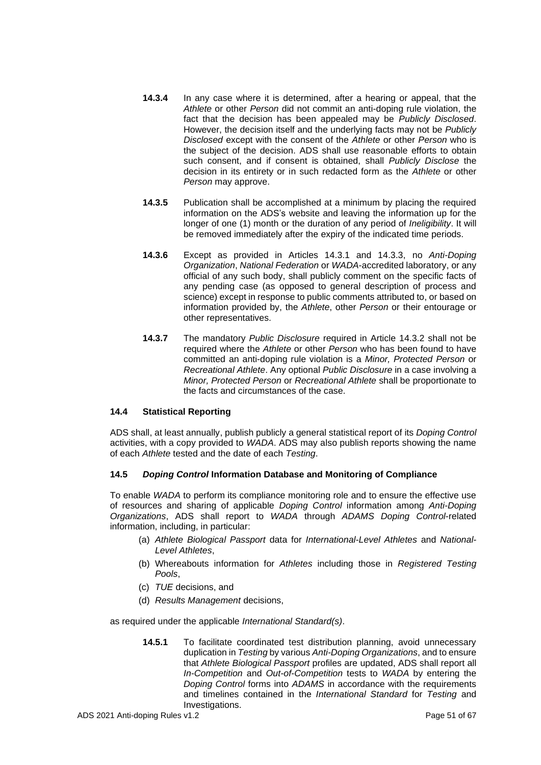**14.3.4** In any case where it is determined, after a hearing or appeal, that the *Athlete* or other *Person* did not commit an anti-doping rule violation, the fact that the decision has been appealed may be *Publicly Disclosed*. However, the decision itself and the underlying facts may not be *Publicly Disclosed* except with the consent of the *Athlete* or other *Person* who is the subject of the decision. ADS shall use reasonable efforts to obtain such consent, and if consent is obtained, shall *Publicly Disclose* the decision in its entirety or in such redacted form as the *Athlete* or other *Person* may approve.

**14.3.5** Publication shall be accomplished at a minimum by placing the required information on the ADS's website and leaving the information up for the longer of one (1) month or the duration of any period of *Ineligibility*. It will be removed immediately after the expiry of the indicated time periods.

**14.3.6** Except as provided in Articles 14.3.1 and 14.3.3, no *Anti-Doping Organization*, *National Federation* or *WADA*-accredited laboratory, or any official of any such body, shall publicly comment on the specific facts of any pending case (as opposed to general description of process and science) except in response to public comments attributed to, or based on information provided by, the *Athlete*, other *Person* or their entourage or other representatives.

**14.3.7** The mandatory *Public Disclosure* required in Article 14.3.2 shall not be required where the *Athlete* or other *Person* who has been found to have committed an anti-doping rule violation is a *Minor, Protected Person* or *Recreational Athlete*. Any optional *Public Disclosure* in a case involving a *Minor, Protected Person* or *Recreational Athlete* shall be proportionate to the facts and circumstances of the case.

### 14.4 Statistical Reporting

ADS shall, at least annually, publish publicly a general statistical report of its *Doping Control* activities, with a copy provided to *WADA*. ADS may also publish reports showing the name of each *Athlete* tested and the date of each *Testing*.

### 14.5 *Doping Control* Information Database and Monitoring of Compliance

To enable *WADA* to perform its compliance monitoring role and to ensure the effective use of resources and sharing of applicable *Doping Control* information among *Anti-Doping Organizations*, ADS shall report to *WADA* through *ADAMS Doping Control*-related information, including, in particular:

(a) *Athlete Biological Passport* data for *International-Level Athletes* and *National-Level Athletes*,

(b) Whereabouts information for *Athletes* including those in *Registered Testing Pools*,

(c) *TUE* decisions, and

(d) *Results Management* decisions,

as required under the applicable *International Standard(s)*.

**14.5.1** To facilitate coordinated test distribution planning, avoid unnecessary duplication in *Testing* by various *Anti-Doping Organizations*, and to ensure that *Athlete Biological Passport* profiles are updated, ADS shall report all *In-Competition* and *Out-of-Competition* tests to *WADA* by entering the *Doping Control* forms into *ADAMS* in accordance with the requirements and timelines contained in the *International Standard* for *Testing* and Investigations.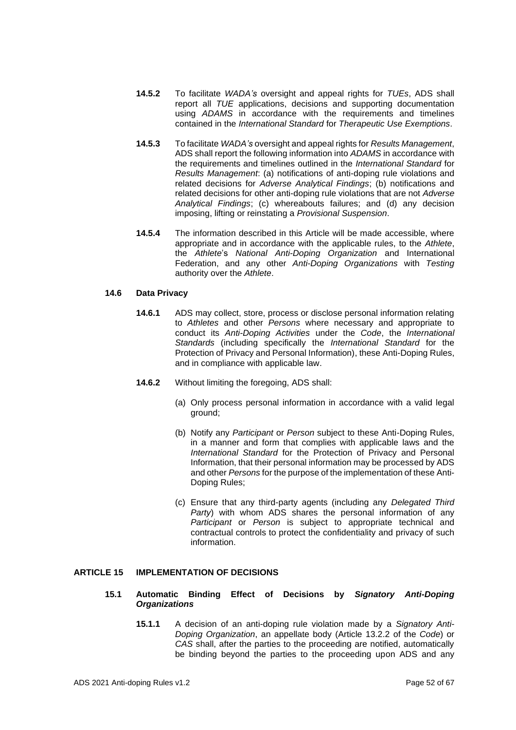**14.5.2** To facilitate *WADA's* oversight and appeal rights for *TUEs*, ADS shall report all *TUE* applications, decisions and supporting documentation using *ADAMS* in accordance with the requirements and timelines contained in the *International Standard* for *Therapeutic Use Exemptions*.

**14.5.3** To facilitate *WADA's* oversight and appeal rights for *Results Management*, ADS shall report the following information into *ADAMS* in accordance with the requirements and timelines outlined in the *International Standard* for *Results Management*: (a) notifications of anti-doping rule violations and related decisions for *Adverse Analytical Findings*; (b) notifications and related decisions for other anti-doping rule violations that are not *Adverse Analytical Findings*; (c) whereabouts failures; and (d) any decision imposing, lifting or reinstating a *Provisional Suspension*.

**14.5.4** The information described in this Article will be made accessible, where appropriate and in accordance with the applicable rules, to the *Athlete*, the *Athlete*'s *National Anti-Doping Organization* and International Federation, and any other *Anti-Doping Organizations* with *Testing* authority over the *Athlete*.

### 14.6 Data Privacy

**14.6.1** ADS may collect, store, process or disclose personal information relating to *Athletes* and other *Persons* where necessary and appropriate to conduct its *Anti-Doping Activities* under the *Code*, the *International Standards* (including specifically the *International Standard* for the Protection of Privacy and Personal Information), these Anti-Doping Rules, and in compliance with applicable law.

**14.6.2** Without limiting the foregoing, ADS shall:

(a) Only process personal information in accordance with a valid legal ground;

(b) Notify any *Participant* or *Person* subject to these Anti-Doping Rules, in a manner and form that complies with applicable laws and the *International Standard* for the Protection of Privacy and Personal Information, that their personal information may be processed by ADS and other *Persons* for the purpose of the implementation of these Anti-Doping Rules;

(c) Ensure that any third-party agents (including any *Delegated Third Party*) with whom ADS shares the personal information of any *Participant* or *Person* is subject to appropriate technical and contractual controls to protect the confidentiality and privacy of such information.

## ARTICLE 15 IMPLEMENTATION OF DECISIONS

### 15.1 Automatic Binding Effect of Decisions by *Signatory Anti-Doping Organizations*

**15.1.1** A decision of an anti-doping rule violation made by a *Signatory Anti-Doping Organization*, an appellate body (Article 13.2.2 of the *Code*) or *CAS* shall, after the parties to the proceeding are notified, automatically be binding beyond the parties to the proceeding upon ADS and any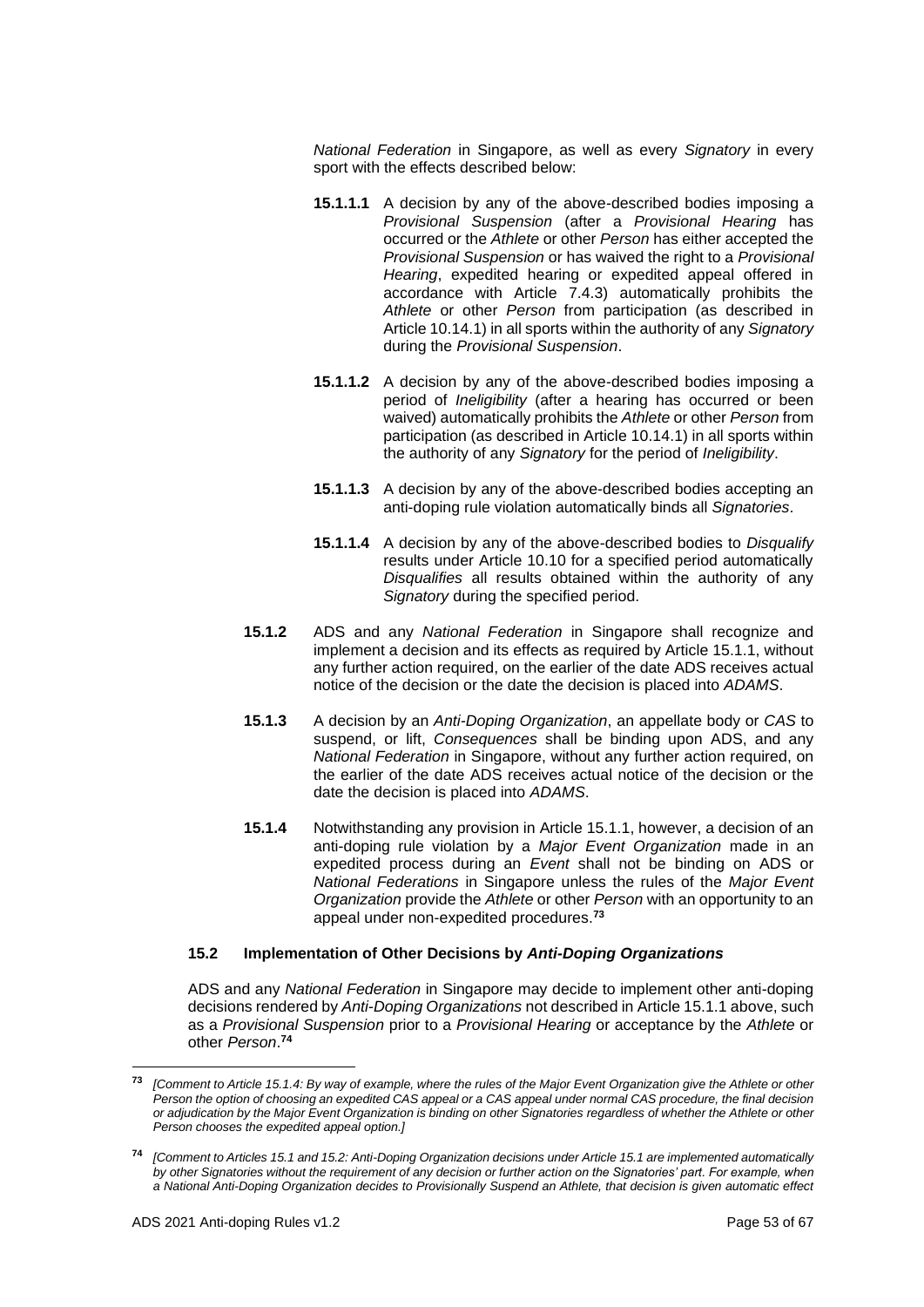*National Federation* in Singapore, as well as every *Signatory* in every sport with the effects described below:

**15.1.1.1** A decision by any of the above-described bodies imposing a *Provisional Suspension* (after a *Provisional Hearing* has occurred or the *Athlete* or other *Person* has either accepted the *Provisional Suspension* or has waived the right to a *Provisional Hearing*, expedited hearing or expedited appeal offered in accordance with Article 7.4.3) automatically prohibits the *Athlete* or other *Person* from participation (as described in Article 10.14.1) in all sports within the authority of any *Signatory* during the *Provisional Suspension*.

**15.1.1.2** A decision by any of the above-described bodies imposing a period of *Ineligibility* (after a hearing has occurred or been waived) automatically prohibits the *Athlete* or other *Person* from participation (as described in Article 10.14.1) in all sports within the authority of any *Signatory* for the period of *Ineligibility*.

**15.1.1.3** A decision by any of the above-described bodies accepting an anti-doping rule violation automatically binds all *Signatories*.

**15.1.1.4** A decision by any of the above-described bodies to *Disqualify* results under Article 10.10 for a specified period automatically *Disqualifies* all results obtained within the authority of any *Signatory* during the specified period.

**15.1.2** ADS and any *National Federation* in Singapore shall recognize and implement a decision and its effects as required by Article 15.1.1, without any further action required, on the earlier of the date ADS receives actual notice of the decision or the date the decision is placed into *ADAMS*.

**15.1.3** A decision by an *Anti-Doping Organization*, an appellate body or *CAS* to suspend, or lift, *Consequences* shall be binding upon ADS, and any *National Federation* in Singapore, without any further action required, on the earlier of the date ADS receives actual notice of the decision or the date the decision is placed into *ADAMS*.

**15.1.4** Notwithstanding any provision in Article 15.1.1, however, a decision of an anti-doping rule violation by a *Major Event Organization* made in an expedited process during an *Event* shall not be binding on ADS or *National Federations* in Singapore unless the rules of the *Major Event Organization* provide the *Athlete* or other *Person* with an opportunity to an appeal under non-expedited procedures.[73]

### 15.2 Implementation of Other Decisions by *Anti-Doping Organizations*

ADS and any *National Federation* in Singapore may decide to implement other anti-doping decisions rendered by *Anti-Doping Organizations* not described in Article 15.1.1 above, such as a *Provisional Suspension* prior to a *Provisional Hearing* or acceptance by the *Athlete* or other *Person*.[74]

---

[73] *[Comment to Article 15.1.4: By way of example, where the rules of the Major Event Organization give the Athlete or other Person the option of choosing an expedited CAS appeal or a CAS appeal under normal CAS procedure, the final decision or adjudication by the Major Event Organization is binding on other Signatories regardless of whether the Athlete or other Person chooses the expedited appeal option.]*

[74] *[Comment to Articles 15.1 and 15.2: Anti-Doping Organization decisions under Article 15.1 are implemented automatically by other Signatories without the requirement of any decision or further action on the Signatories' part. For example, when a National Anti-Doping Organization decides to Provisionally Suspend an Athlete, that decision is given automatic effect*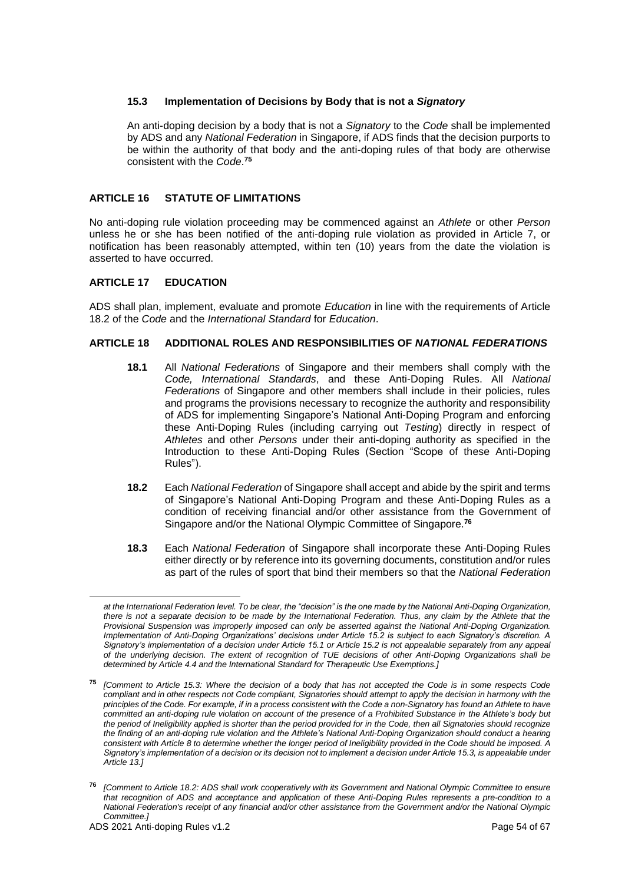### 15.3 Implementation of Decisions by Body that is not a *Signatory*

An anti-doping decision by a body that is not a *Signatory* to the *Code* shall be implemented by ADS and any *National Federation* in Singapore, if ADS finds that the decision purports to be within the authority of that body and the anti-doping rules of that body are otherwise consistent with the *Code*.[75]

## ARTICLE 16 STATUTE OF LIMITATIONS

No anti-doping rule violation proceeding may be commenced against an *Athlete* or other *Person* unless he or she has been notified of the anti-doping rule violation as provided in Article 7, or notification has been reasonably attempted, within ten (10) years from the date the violation is asserted to have occurred.

## ARTICLE 17 EDUCATION

ADS shall plan, implement, evaluate and promote *Education* in line with the requirements of Article 18.2 of the *Code* and the *International Standard* for *Education*.

## ARTICLE 18 ADDITIONAL ROLES AND RESPONSIBILITIES OF *NATIONAL FEDERATIONS*

**18.1** All *National Federations* of Singapore and their members shall comply with the *Code, International Standards*, and these Anti-Doping Rules. All *National Federations* of Singapore and other members shall include in their policies, rules and programs the provisions necessary to recognize the authority and responsibility of ADS for implementing Singapore's National Anti-Doping Program and enforcing these Anti-Doping Rules (including carrying out *Testing*) directly in respect of *Athletes* and other *Persons* under their anti-doping authority as specified in the Introduction to these Anti-Doping Rules (Section "Scope of these Anti-Doping Rules").

**18.2** Each *National Federation* of Singapore shall accept and abide by the spirit and terms of Singapore's National Anti-Doping Program and these Anti-Doping Rules as a condition of receiving financial and/or other assistance from the Government of Singapore and/or the National Olympic Committee of Singapore.[76]

**18.3** Each *National Federation* of Singapore shall incorporate these Anti-Doping Rules either directly or by reference into its governing documents, constitution and/or rules as part of the rules of sport that bind their members so that the *National Federation*

---

*at the International Federation level. To be clear, the "decision" is the one made by the National Anti-Doping Organization, there is not a separate decision to be made by the International Federation. Thus, any claim by the Athlete that the Provisional Suspension was improperly imposed can only be asserted against the National Anti-Doping Organization. Implementation of Anti-Doping Organizations' decisions under Article 15.2 is subject to each Signatory's discretion. A Signatory's implementation of a decision under Article 15.1 or Article 15.2 is not appealable separately from any appeal of the underlying decision. The extent of recognition of TUE decisions of other Anti-Doping Organizations shall be determined by Article 4.4 and the International Standard for Therapeutic Use Exemptions.]*

[75] *[Comment to Article 15.3: Where the decision of a body that has not accepted the Code is in some respects Code compliant and in other respects not Code compliant, Signatories should attempt to apply the decision in harmony with the principles of the Code. For example, if in a process consistent with the Code a non-Signatory has found an Athlete to have committed an anti-doping rule violation on account of the presence of a Prohibited Substance in the Athlete's body but the period of Ineligibility applied is shorter than the period provided for in the Code, then all Signatories should recognize the finding of an anti-doping rule violation and the Athlete's National Anti-Doping Organization should conduct a hearing consistent with Article 8 to determine whether the longer period of Ineligibility provided in the Code should be imposed. A Signatory's implementation of a decision or its decision not to implement a decision under Article 15.3, is appealable under Article 13.]*

[76] *[Comment to Article 18.2: ADS shall work cooperatively with its Government and National Olympic Committee to ensure that recognition of ADS and acceptance and application of these Anti-Doping Rules represents a pre-condition to a National Federation's receipt of any financial and/or other assistance from the Government and/or the National Olympic Committee.]*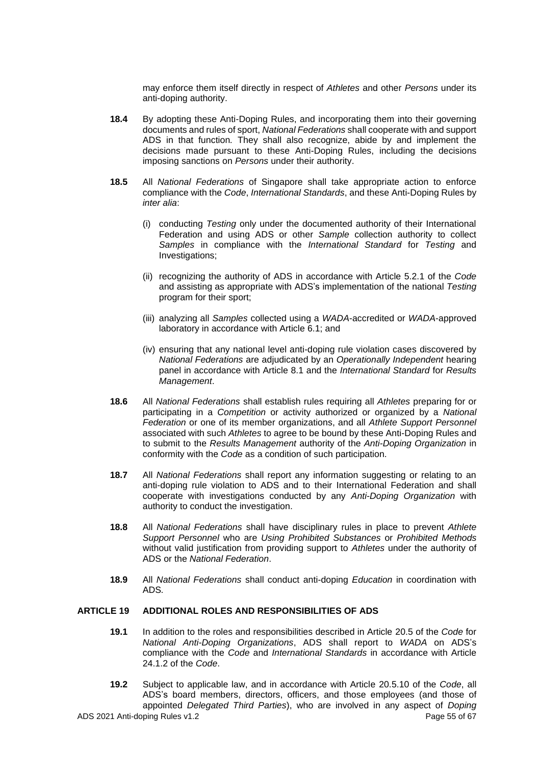may enforce them itself directly in respect of *Athletes* and other *Persons* under its anti-doping authority.

**18.4** By adopting these Anti-Doping Rules, and incorporating them into their governing documents and rules of sport, *National Federations* shall cooperate with and support ADS in that function. They shall also recognize, abide by and implement the decisions made pursuant to these Anti-Doping Rules, including the decisions imposing sanctions on *Persons* under their authority.

**18.5** All *National Federations* of Singapore shall take appropriate action to enforce compliance with the *Code*, *International Standards*, and these Anti-Doping Rules by *inter alia*:

(i) conducting *Testing* only under the documented authority of their International Federation and using ADS or other *Sample* collection authority to collect *Samples* in compliance with the *International Standard* for *Testing* and Investigations;

(ii) recognizing the authority of ADS in accordance with Article 5.2.1 of the *Code* and assisting as appropriate with ADS's implementation of the national *Testing* program for their sport;

(iii) analyzing all *Samples* collected using a *WADA*-accredited or *WADA*-approved laboratory in accordance with Article 6.1; and

(iv) ensuring that any national level anti-doping rule violation cases discovered by *National Federations* are adjudicated by an *Operationally Independent* hearing panel in accordance with Article 8.1 and the *International Standard* for *Results Management*.

**18.6** All *National Federations* shall establish rules requiring all *Athletes* preparing for or participating in a *Competition* or activity authorized or organized by a *National Federation* or one of its member organizations, and all *Athlete Support Personnel* associated with such *Athletes* to agree to be bound by these Anti-Doping Rules and to submit to the *Results Management* authority of the *Anti-Doping Organization* in conformity with the *Code* as a condition of such participation.

**18.7** All *National Federations* shall report any information suggesting or relating to an anti-doping rule violation to ADS and to their International Federation and shall cooperate with investigations conducted by any *Anti-Doping Organization* with authority to conduct the investigation.

**18.8** All *National Federations* shall have disciplinary rules in place to prevent *Athlete Support Personnel* who are *Using Prohibited Substances* or *Prohibited Methods* without valid justification from providing support to *Athletes* under the authority of ADS or the *National Federation*.

**18.9** All *National Federations* shall conduct anti-doping *Education* in coordination with ADS.

## ARTICLE 19 ADDITIONAL ROLES AND RESPONSIBILITIES OF ADS

**19.1** In addition to the roles and responsibilities described in Article 20.5 of the *Code* for *National Anti-Doping Organizations*, ADS shall report to *WADA* on ADS's compliance with the *Code* and *International Standards* in accordance with Article 24.1.2 of the *Code*.

**19.2** Subject to applicable law, and in accordance with Article 20.5.10 of the *Code*, all ADS's board members, directors, officers, and those employees (and those of appointed *Delegated Third Parties*), who are involved in any aspect of *Doping*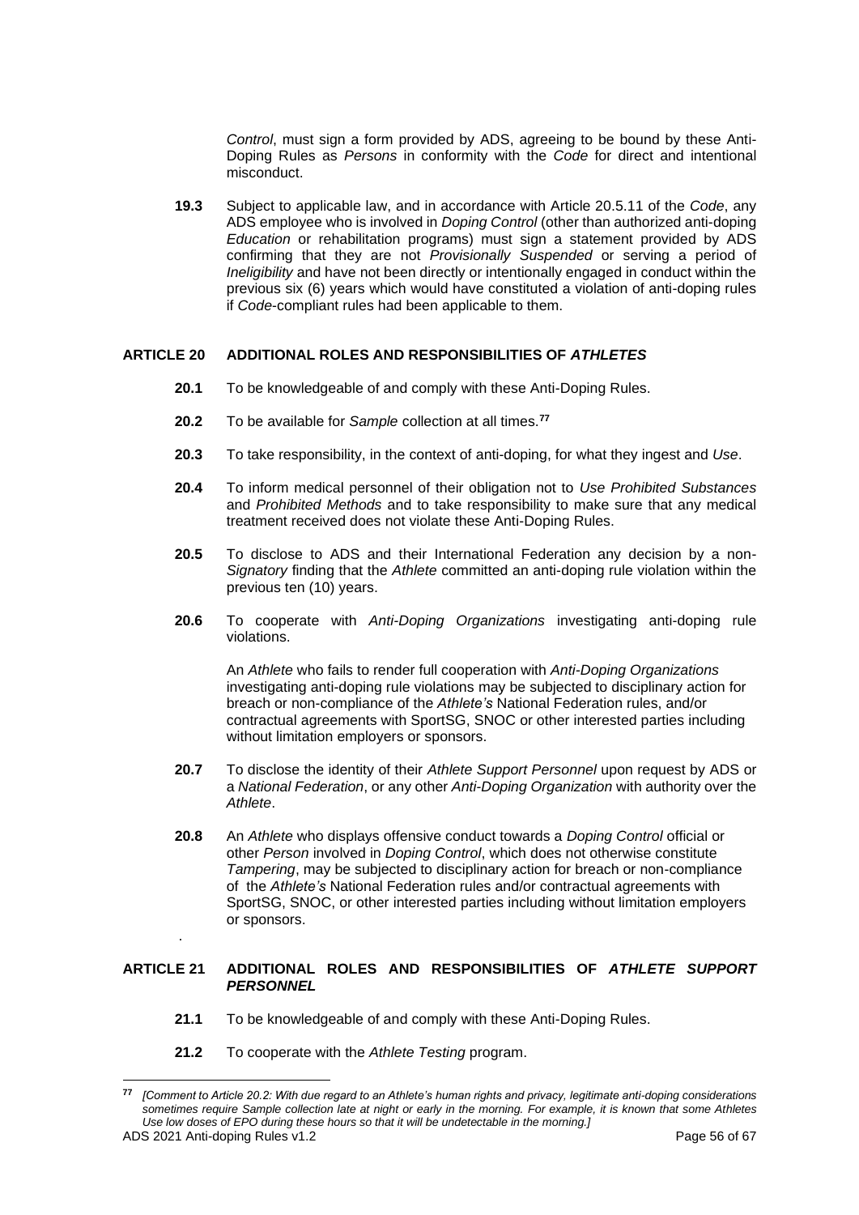*Control*, must sign a form provided by ADS, agreeing to be bound by these Anti-Doping Rules as *Persons* in conformity with the *Code* for direct and intentional misconduct.

**19.3** Subject to applicable law, and in accordance with Article 20.5.11 of the *Code*, any ADS employee who is involved in *Doping Control* (other than authorized anti-doping *Education* or rehabilitation programs) must sign a statement provided by ADS confirming that they are not *Provisionally Suspended* or serving a period of *Ineligibility* and have not been directly or intentionally engaged in conduct within the previous six (6) years which would have constituted a violation of anti-doping rules if *Code*-compliant rules had been applicable to them.

## ARTICLE 20 ADDITIONAL ROLES AND RESPONSIBILITIES OF *ATHLETES*

**20.1** To be knowledgeable of and comply with these Anti-Doping Rules.

**20.2** To be available for *Sample* collection at all times.[77]

**20.3** To take responsibility, in the context of anti-doping, for what they ingest and *Use*.

**20.4** To inform medical personnel of their obligation not to *Use Prohibited Substances* and *Prohibited Methods* and to take responsibility to make sure that any medical treatment received does not violate these Anti-Doping Rules.

**20.5** To disclose to ADS and their International Federation any decision by a non-*Signatory* finding that the *Athlete* committed an anti-doping rule violation within the previous ten (10) years.

**20.6** To cooperate with *Anti-Doping Organizations* investigating anti-doping rule violations.

An *Athlete* who fails to render full cooperation with *Anti-Doping Organizations* investigating anti-doping rule violations may be subjected to disciplinary action for breach or non-compliance of the *Athlete's* National Federation rules, and/or contractual agreements with SportSG, SNOC or other interested parties including without limitation employers or sponsors.

**20.7** To disclose the identity of their *Athlete Support Personnel* upon request by ADS or a *National Federation*, or any other *Anti-Doping Organization* with authority over the *Athlete*.

**20.8** An *Athlete* who displays offensive conduct towards a *Doping Control* official or other *Person* involved in *Doping Control*, which does not otherwise constitute *Tampering*, may be subjected to disciplinary action for breach or non-compliance of the *Athlete's* National Federation rules and/or contractual agreements with SportSG, SNOC, or other interested parties including without limitation employers or sponsors.

## ARTICLE 21 ADDITIONAL ROLES AND RESPONSIBILITIES OF *ATHLETE SUPPORT PERSONNEL*

**21.1** To be knowledgeable of and comply with these Anti-Doping Rules.

**21.2** To cooperate with the *Athlete Testing* program.

---

[77] *[Comment to Article 20.2: With due regard to an Athlete's human rights and privacy, legitimate anti-doping considerations sometimes require Sample collection late at night or early in the morning. For example, it is known that some Athletes Use low doses of EPO during these hours so that it will be undetectable in the morning.]*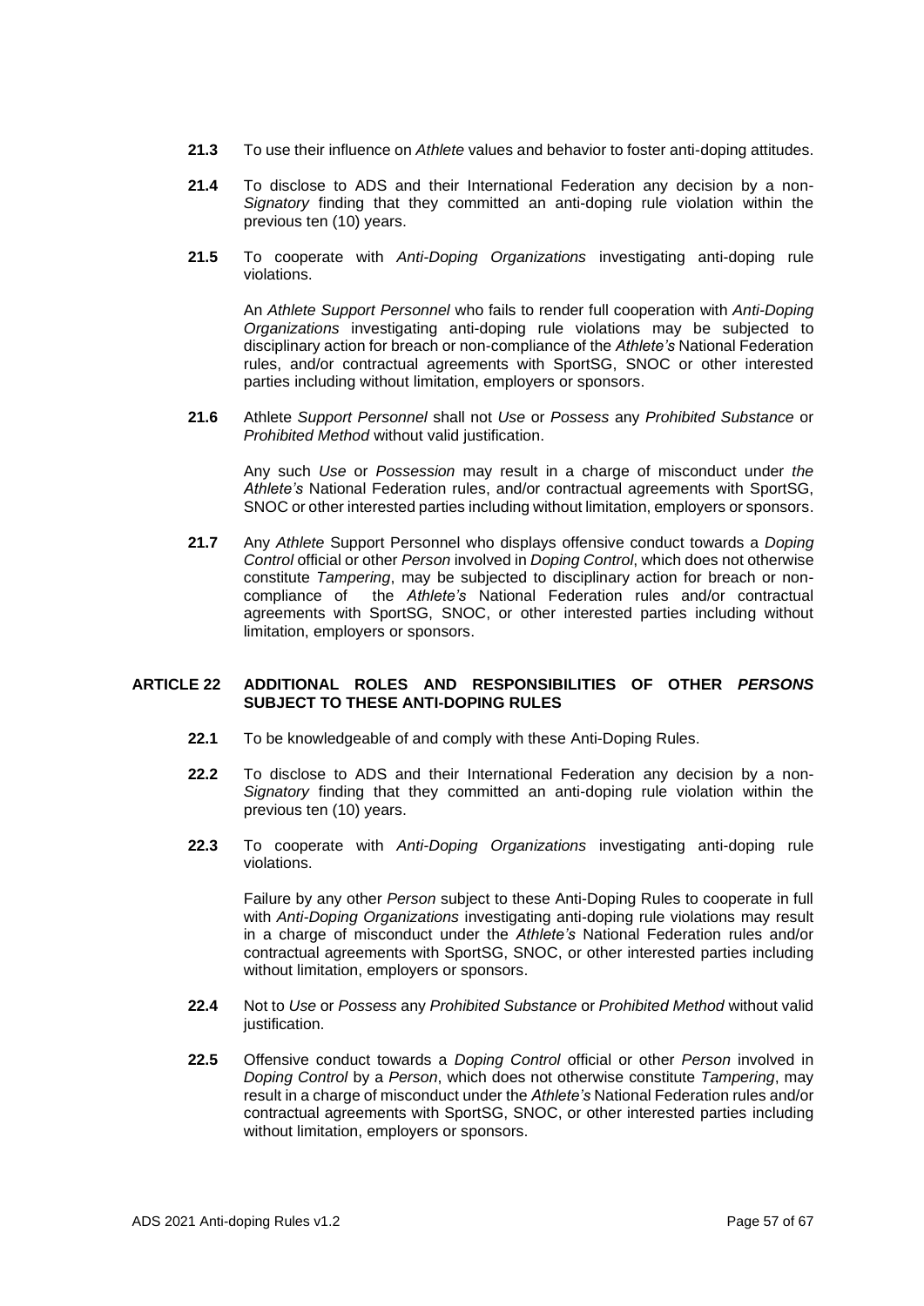**21.3** To use their influence on *Athlete* values and behavior to foster anti-doping attitudes.

**21.4** To disclose to ADS and their International Federation any decision by a non-*Signatory* finding that they committed an anti-doping rule violation within the previous ten (10) years.

**21.5** To cooperate with *Anti-Doping Organizations* investigating anti-doping rule violations.

An *Athlete Support Personnel* who fails to render full cooperation with *Anti-Doping Organizations* investigating anti-doping rule violations may be subjected to disciplinary action for breach or non-compliance of the *Athlete's* National Federation rules, and/or contractual agreements with SportSG, SNOC or other interested parties including without limitation, employers or sponsors.

**21.6** Athlete *Support Personnel* shall not *Use* or *Possess* any *Prohibited Substance* or *Prohibited Method* without valid justification.

Any such *Use* or *Possession* may result in a charge of misconduct under *the Athlete's* National Federation rules, and/or contractual agreements with SportSG, SNOC or other interested parties including without limitation, employers or sponsors.

**21.7** Any *Athlete* Support Personnel who displays offensive conduct towards a *Doping Control* official or other *Person* involved in *Doping Control*, which does not otherwise constitute *Tampering*, may be subjected to disciplinary action for breach or non-compliance of the *Athlete's* National Federation rules and/or contractual agreements with SportSG, SNOC, or other interested parties including without limitation, employers or sponsors.

## ARTICLE 22 ADDITIONAL ROLES AND RESPONSIBILITIES OF OTHER *PERSONS* SUBJECT TO THESE ANTI-DOPING RULES

**22.1** To be knowledgeable of and comply with these Anti-Doping Rules.

**22.2** To disclose to ADS and their International Federation any decision by a non-*Signatory* finding that they committed an anti-doping rule violation within the previous ten (10) years.

**22.3** To cooperate with *Anti-Doping Organizations* investigating anti-doping rule violations.

Failure by any other *Person* subject to these Anti-Doping Rules to cooperate in full with *Anti-Doping Organizations* investigating anti-doping rule violations may result in a charge of misconduct under the *Athlete's* National Federation rules and/or contractual agreements with SportSG, SNOC, or other interested parties including without limitation, employers or sponsors.

**22.4** Not to *Use* or *Possess* any *Prohibited Substance* or *Prohibited Method* without valid justification.

**22.5** Offensive conduct towards a *Doping Control* official or other *Person* involved in *Doping Control* by a *Person*, which does not otherwise constitute *Tampering*, may result in a charge of misconduct under the *Athlete's* National Federation rules and/or contractual agreements with SportSG, SNOC, or other interested parties including without limitation, employers or sponsors.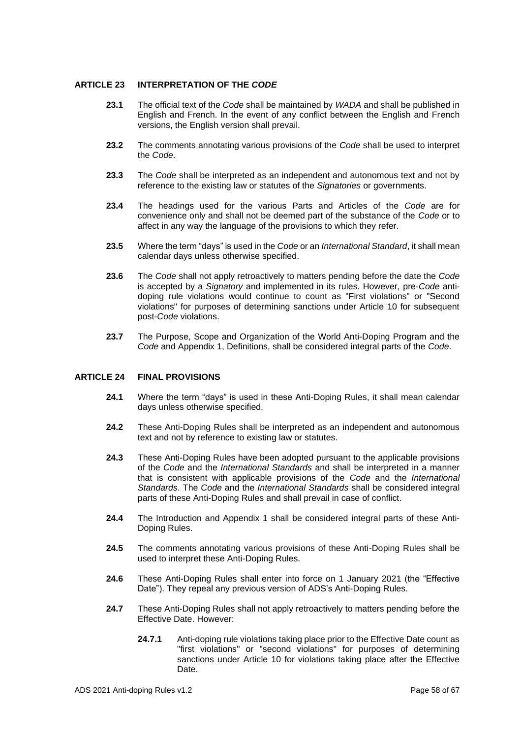## ARTICLE 23 INTERPRETATION OF THE *CODE*

**23.1** The official text of the *Code* shall be maintained by *WADA* and shall be published in English and French. In the event of any conflict between the English and French versions, the English version shall prevail.

**23.2** The comments annotating various provisions of the *Code* shall be used to interpret the *Code*.

**23.3** The *Code* shall be interpreted as an independent and autonomous text and not by reference to the existing law or statutes of the *Signatories* or governments.

**23.4** The headings used for the various Parts and Articles of the *Code* are for convenience only and shall not be deemed part of the substance of the *Code* or to affect in any way the language of the provisions to which they refer.

**23.5** Where the term "days" is used in the *Code* or an *International Standard*, it shall mean calendar days unless otherwise specified.

**23.6** The *Code* shall not apply retroactively to matters pending before the date the *Code* is accepted by a *Signatory* and implemented in its rules. However, pre-*Code* anti-doping rule violations would continue to count as "First violations" or "Second violations" for purposes of determining sanctions under Article 10 for subsequent post-*Code* violations.

**23.7** The Purpose, Scope and Organization of the World Anti-Doping Program and the *Code* and Appendix 1, Definitions, shall be considered integral parts of the *Code*.

## ARTICLE 24 FINAL PROVISIONS

**24.1** Where the term "days" is used in these Anti-Doping Rules, it shall mean calendar days unless otherwise specified.

**24.2** These Anti-Doping Rules shall be interpreted as an independent and autonomous text and not by reference to existing law or statutes.

**24.3** These Anti-Doping Rules have been adopted pursuant to the applicable provisions of the *Code* and the *International Standards* and shall be interpreted in a manner that is consistent with applicable provisions of the *Code* and the *International Standards*. The *Code* and the *International Standards* shall be considered integral parts of these Anti-Doping Rules and shall prevail in case of conflict.

**24.4** The Introduction and Appendix 1 shall be considered integral parts of these Anti-Doping Rules.

**24.5** The comments annotating various provisions of these Anti-Doping Rules shall be used to interpret these Anti-Doping Rules.

**24.6** These Anti-Doping Rules shall enter into force on 1 January 2021 (the "Effective Date"). They repeal any previous version of ADS's Anti-Doping Rules.

**24.7** These Anti-Doping Rules shall not apply retroactively to matters pending before the Effective Date. However:

**24.7.1** Anti-doping rule violations taking place prior to the Effective Date count as "first violations" or "second violations" for purposes of determining sanctions under Article 10 for violations taking place after the Effective Date.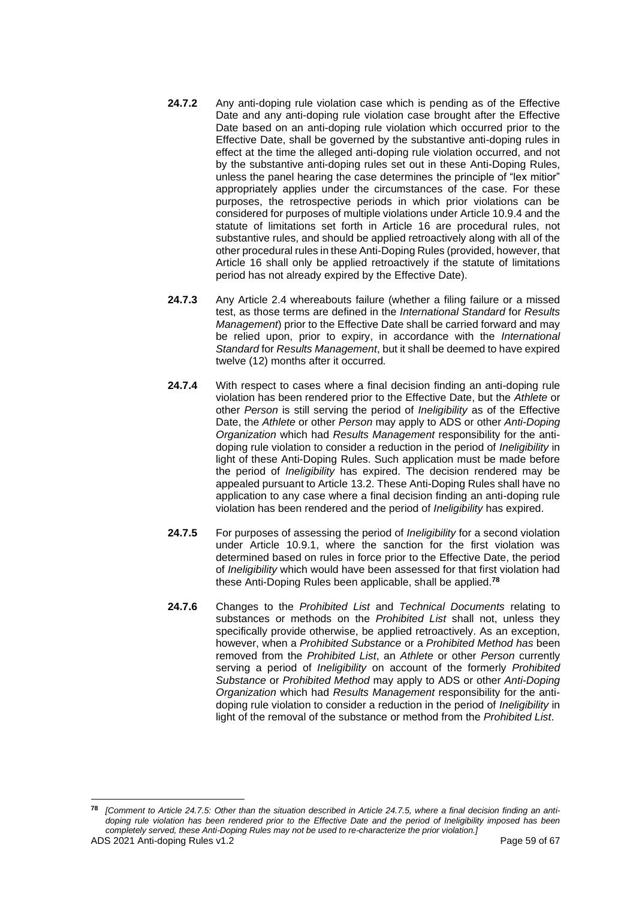**24.7.2** Any anti-doping rule violation case which is pending as of the Effective Date and any anti-doping rule violation case brought after the Effective Date based on an anti-doping rule violation which occurred prior to the Effective Date, shall be governed by the substantive anti-doping rules in effect at the time the alleged anti-doping rule violation occurred, and not by the substantive anti-doping rules set out in these Anti-Doping Rules, unless the panel hearing the case determines the principle of "lex mitior" appropriately applies under the circumstances of the case. For these purposes, the retrospective periods in which prior violations can be considered for purposes of multiple violations under Article 10.9.4 and the statute of limitations set forth in Article 16 are procedural rules, not substantive rules, and should be applied retroactively along with all of the other procedural rules in these Anti-Doping Rules (provided, however, that Article 16 shall only be applied retroactively if the statute of limitations period has not already expired by the Effective Date).

**24.7.3** Any Article 2.4 whereabouts failure (whether a filing failure or a missed test, as those terms are defined in the *International Standard* for *Results Management*) prior to the Effective Date shall be carried forward and may be relied upon, prior to expiry, in accordance with the *International Standard* for *Results Management*, but it shall be deemed to have expired twelve (12) months after it occurred.

**24.7.4** With respect to cases where a final decision finding an anti-doping rule violation has been rendered prior to the Effective Date, but the *Athlete* or other *Person* is still serving the period of *Ineligibility* as of the Effective Date, the *Athlete* or other *Person* may apply to ADS or other *Anti-Doping Organization* which had *Results Management* responsibility for the anti-doping rule violation to consider a reduction in the period of *Ineligibility* in light of these Anti-Doping Rules. Such application must be made before the period of *Ineligibility* has expired. The decision rendered may be appealed pursuant to Article 13.2. These Anti-Doping Rules shall have no application to any case where a final decision finding an anti-doping rule violation has been rendered and the period of *Ineligibility* has expired.

**24.7.5** For purposes of assessing the period of *Ineligibility* for a second violation under Article 10.9.1, where the sanction for the first violation was determined based on rules in force prior to the Effective Date, the period of *Ineligibility* which would have been assessed for that first violation had these Anti-Doping Rules been applicable, shall be applied.[78]

**24.7.6** Changes to the *Prohibited List* and *Technical Documents* relating to substances or methods on the *Prohibited List* shall not, unless they specifically provide otherwise, be applied retroactively. As an exception, however, when a *Prohibited Substance* or a *Prohibited Method has* been removed from the *Prohibited List*, an *Athlete* or other *Person* currently serving a period of *Ineligibility* on account of the formerly *Prohibited Substance* or *Prohibited Method* may apply to ADS or other *Anti-Doping Organization* which had *Results Management* responsibility for the anti-doping rule violation to consider a reduction in the period of *Ineligibility* in light of the removal of the substance or method from the *Prohibited List*.

---

[78] *[Comment to Article 24.7.5: Other than the situation described in Article 24.7.5, where a final decision finding an anti-doping rule violation has been rendered prior to the Effective Date and the period of Ineligibility imposed has been completely served, these Anti-Doping Rules may not be used to re-characterize the prior violation.]*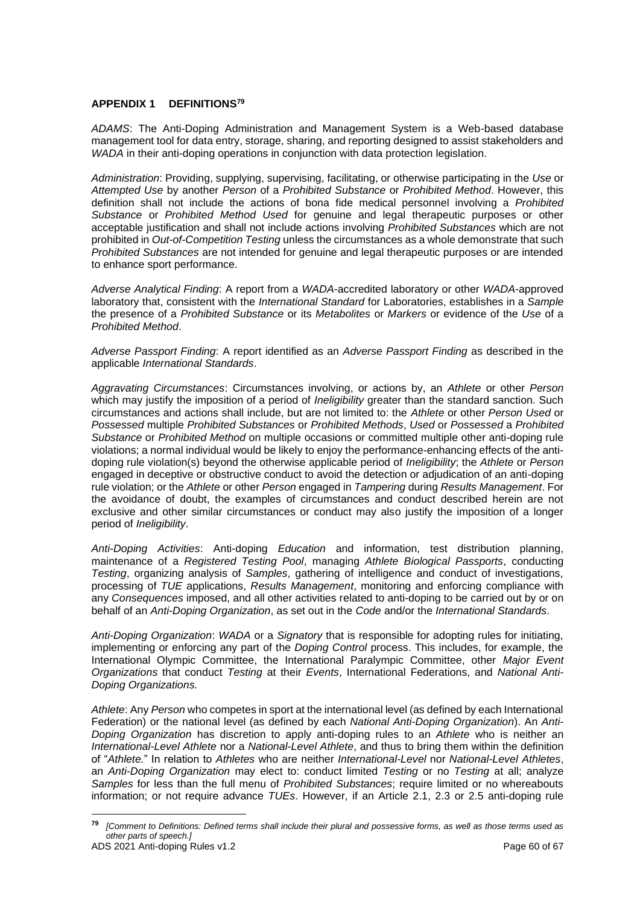**APPENDIX 1 DEFINITIONS[79]**

*ADAMS*: The Anti-Doping Administration and Management System is a Web-based database management tool for data entry, storage, sharing, and reporting designed to assist stakeholders and *WADA* in their anti-doping operations in conjunction with data protection legislation.

*Administration*: Providing, supplying, supervising, facilitating, or otherwise participating in the *Use* or *Attempted Use* by another *Person* of a *Prohibited Substance* or *Prohibited Method*. However, this definition shall not include the actions of bona fide medical personnel involving a *Prohibited Substance* or *Prohibited Method Used* for genuine and legal therapeutic purposes or other acceptable justification and shall not include actions involving *Prohibited Substances* which are not prohibited in *Out-of-Competition Testing* unless the circumstances as a whole demonstrate that such *Prohibited Substances* are not intended for genuine and legal therapeutic purposes or are intended to enhance sport performance.

*Adverse Analytical Finding*: A report from a *WADA*-accredited laboratory or other *WADA*-approved laboratory that, consistent with the *International Standard* for Laboratories, establishes in a *Sample* the presence of a *Prohibited Substance* or its *Metabolites* or *Markers* or evidence of the *Use* of a *Prohibited Method*.

*Adverse Passport Finding*: A report identified as an *Adverse Passport Finding* as described in the applicable *International Standards*.

*Aggravating Circumstances*: Circumstances involving, or actions by, an *Athlete* or other *Person* which may justify the imposition of a period of *Ineligibility* greater than the standard sanction. Such circumstances and actions shall include, but are not limited to: the *Athlete* or other *Person Used* or *Possessed* multiple *Prohibited Substances* or *Prohibited Methods*, *Used* or *Possessed* a *Prohibited Substance* or *Prohibited Method* on multiple occasions or committed multiple other anti-doping rule violations; a normal individual would be likely to enjoy the performance-enhancing effects of the anti-doping rule violation(s) beyond the otherwise applicable period of *Ineligibility*; the *Athlete* or *Person* engaged in deceptive or obstructive conduct to avoid the detection or adjudication of an anti-doping rule violation; or the *Athlete* or other *Person* engaged in *Tampering* during *Results Management*. For the avoidance of doubt, the examples of circumstances and conduct described herein are not exclusive and other similar circumstances or conduct may also justify the imposition of a longer period of *Ineligibility*.

*Anti-Doping Activities*: Anti-doping *Education* and information, test distribution planning, maintenance of a *Registered Testing Pool*, managing *Athlete Biological Passports*, conducting *Testing*, organizing analysis of *Samples*, gathering of intelligence and conduct of investigations, processing of *TUE* applications, *Results Management*, monitoring and enforcing compliance with any *Consequences* imposed, and all other activities related to anti-doping to be carried out by or on behalf of an *Anti-Doping Organization*, as set out in the *Code* and/or the *International Standards*.

*Anti-Doping Organization*: *WADA* or a *Signatory* that is responsible for adopting rules for initiating, implementing or enforcing any part of the *Doping Control* process. This includes, for example, the International Olympic Committee, the International Paralympic Committee, other *Major Event Organizations* that conduct *Testing* at their *Events*, International Federations, and *National Anti-Doping Organizations.*

*Athlete*: Any *Person* who competes in sport at the international level (as defined by each International Federation) or the national level (as defined by each *National Anti-Doping Organization*). An *Anti-Doping Organization* has discretion to apply anti-doping rules to an *Athlete* who is neither an *International-Level Athlete* nor a *National-Level Athlete*, and thus to bring them within the definition of "*Athlete.*" In relation to *Athletes* who are neither *International-Level* nor *National-Level Athletes*, an *Anti-Doping Organization* may elect to: conduct limited *Testing* or no *Testing* at all; analyze *Samples* for less than the full menu of *Prohibited Substances*; require limited or no whereabouts information; or not require advance *TUEs*. However, if an Article 2.1, 2.3 or 2.5 anti-doping rule

[79] *[Comment to Definitions: Defined terms shall include their plural and possessive forms, as well as those terms used as other parts of speech.]*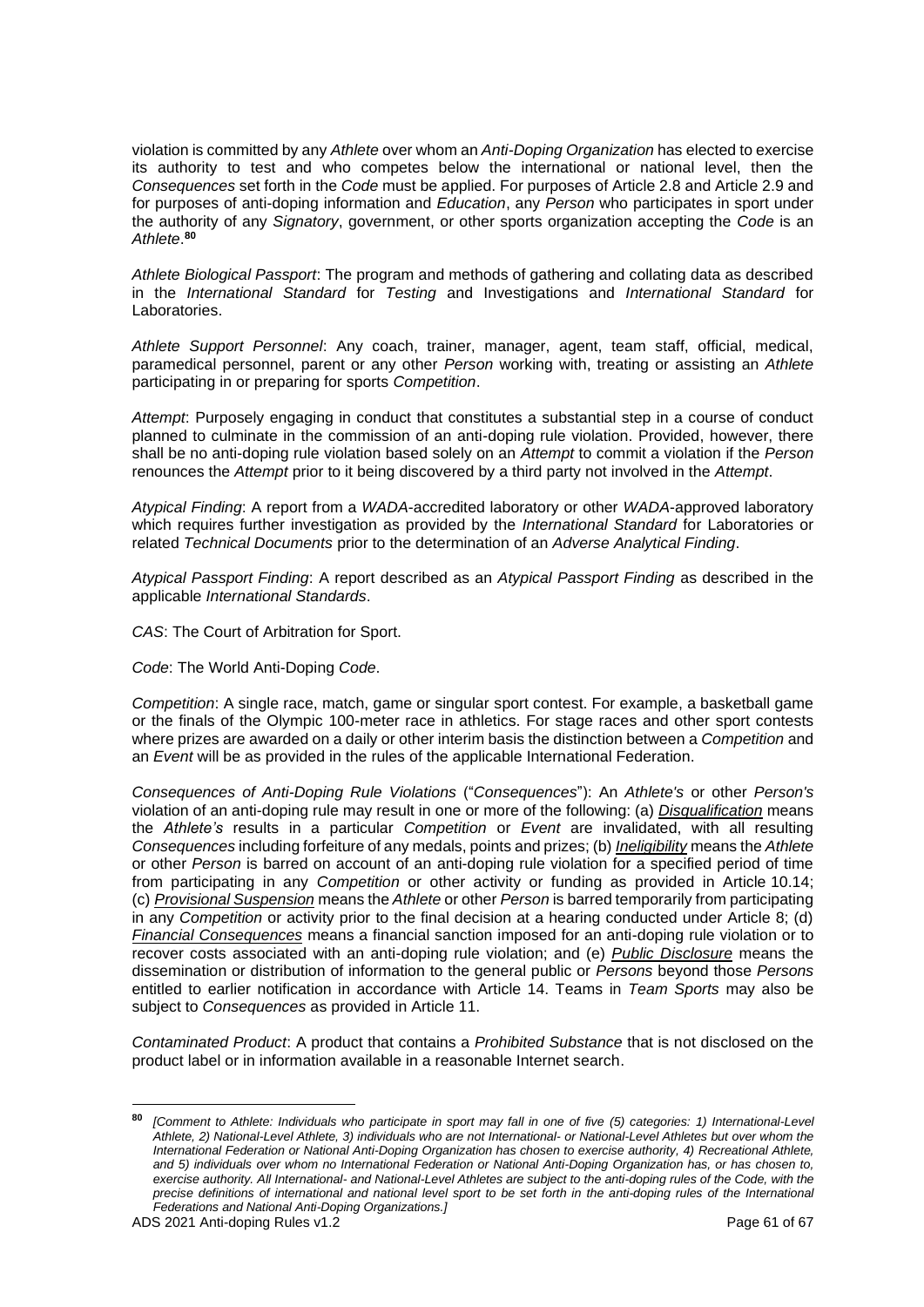violation is committed by any *Athlete* over whom an *Anti-Doping Organization* has elected to exercise its authority to test and who competes below the international or national level, then the *Consequences* set forth in the *Code* must be applied. For purposes of Article 2.8 and Article 2.9 and for purposes of anti-doping information and *Education*, any *Person* who participates in sport under the authority of any *Signatory*, government, or other sports organization accepting the *Code* is an *Athlete*.[80]

*Athlete Biological Passport*: The program and methods of gathering and collating data as described in the *International Standard* for *Testing* and Investigations and *International Standard* for Laboratories.

*Athlete Support Personnel*: Any coach, trainer, manager, agent, team staff, official, medical, paramedical personnel, parent or any other *Person* working with, treating or assisting an *Athlete* participating in or preparing for sports *Competition*.

*Attempt*: Purposely engaging in conduct that constitutes a substantial step in a course of conduct planned to culminate in the commission of an anti-doping rule violation. Provided, however, there shall be no anti-doping rule violation based solely on an *Attempt* to commit a violation if the *Person* renounces the *Attempt* prior to it being discovered by a third party not involved in the *Attempt*.

*Atypical Finding*: A report from a *WADA*-accredited laboratory or other *WADA*-approved laboratory which requires further investigation as provided by the *International Standard* for Laboratories or related *Technical Documents* prior to the determination of an *Adverse Analytical Finding*.

*Atypical Passport Finding*: A report described as an *Atypical Passport Finding* as described in the applicable *International Standards*.

*CAS*: The Court of Arbitration for Sport.

*Code*: The World Anti-Doping *Code*.

*Competition*: A single race, match, game or singular sport contest. For example, a basketball game or the finals of the Olympic 100-meter race in athletics. For stage races and other sport contests where prizes are awarded on a daily or other interim basis the distinction between a *Competition* and an *Event* will be as provided in the rules of the applicable International Federation.

*Consequences of Anti-Doping Rule Violations* ("*Consequences*"): An *Athlete's* or other *Person's* violation of an anti-doping rule may result in one or more of the following: (a) ***Disqualification*** means the *Athlete's* results in a particular *Competition* or *Event* are invalidated, with all resulting *Consequences* including forfeiture of any medals, points and prizes; (b) ***Ineligibility*** means the *Athlete* or other *Person* is barred on account of an anti-doping rule violation for a specified period of time from participating in any *Competition* or other activity or funding as provided in Article 10.14; (c) ***Provisional Suspension*** means the *Athlete* or other *Person* is barred temporarily from participating in any *Competition* or activity prior to the final decision at a hearing conducted under Article 8; (d) ***Financial Consequences*** means a financial sanction imposed for an anti-doping rule violation or to recover costs associated with an anti-doping rule violation; and (e) ***Public Disclosure*** means the dissemination or distribution of information to the general public or *Persons* beyond those *Persons* entitled to earlier notification in accordance with Article 14. Teams in *Team Sports* may also be subject to *Consequences* as provided in Article 11.

*Contaminated Product*: A product that contains a *Prohibited Substance* that is not disclosed on the product label or in information available in a reasonable Internet search.

---

[80] *[Comment to Athlete: Individuals who participate in sport may fall in one of five (5) categories: 1) International-Level Athlete, 2) National-Level Athlete, 3) individuals who are not International- or National-Level Athletes but over whom the International Federation or National Anti-Doping Organization has chosen to exercise authority, 4) Recreational Athlete, and 5) individuals over whom no International Federation or National Anti-Doping Organization has, or has chosen to, exercise authority. All International- and National-Level Athletes are subject to the anti-doping rules of the Code, with the precise definitions of international and national level sport to be set forth in the anti-doping rules of the International Federations and National Anti-Doping Organizations.]*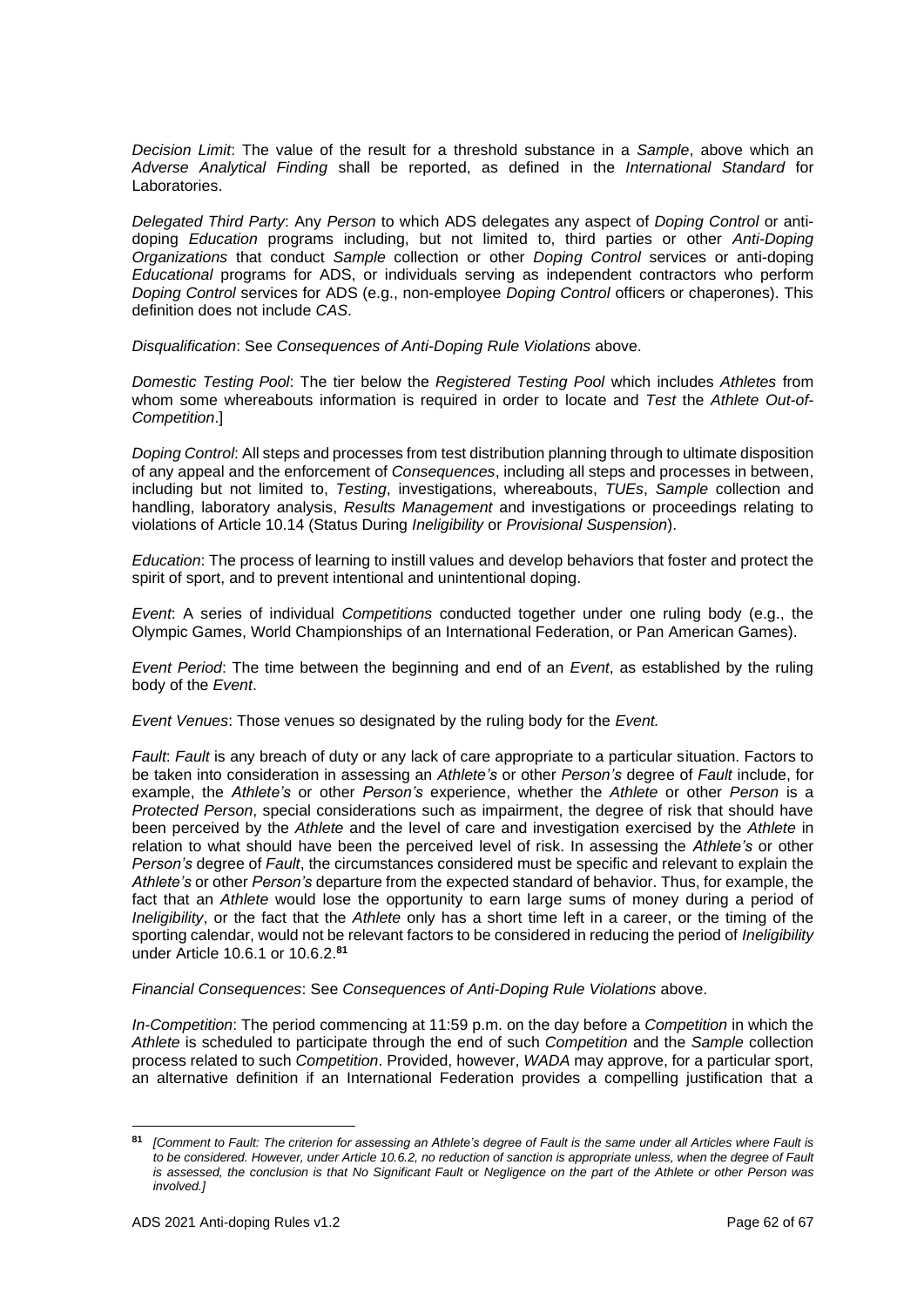*Decision Limit*: The value of the result for a threshold substance in a *Sample*, above which an *Adverse Analytical Finding* shall be reported, as defined in the *International Standard* for Laboratories.

*Delegated Third Party*: Any *Person* to which ADS delegates any aspect of *Doping Control* or anti-doping *Education* programs including, but not limited to, third parties or other *Anti-Doping Organizations* that conduct *Sample* collection or other *Doping Control* services or anti-doping *Educational* programs for ADS, or individuals serving as independent contractors who perform *Doping Control* services for ADS (e.g., non-employee *Doping Control* officers or chaperones). This definition does not include *CAS*.

*Disqualification*: See *Consequences of Anti-Doping Rule Violations* above.

*Domestic Testing Pool*: The tier below the *Registered Testing Pool* which includes *Athletes* from whom some whereabouts information is required in order to locate and *Test* the *Athlete Out-of-Competition*.]

*Doping Control*: All steps and processes from test distribution planning through to ultimate disposition of any appeal and the enforcement of *Consequences*, including all steps and processes in between, including but not limited to, *Testing*, investigations, whereabouts, *TUEs*, *Sample* collection and handling, laboratory analysis, *Results Management* and investigations or proceedings relating to violations of Article 10.14 (Status During *Ineligibility* or *Provisional Suspension*).

*Education*: The process of learning to instill values and develop behaviors that foster and protect the spirit of sport, and to prevent intentional and unintentional doping.

*Event*: A series of individual *Competitions* conducted together under one ruling body (e.g., the Olympic Games, World Championships of an International Federation, or Pan American Games).

*Event Period*: The time between the beginning and end of an *Event*, as established by the ruling body of the *Event*.

*Event Venues*: Those venues so designated by the ruling body for the *Event.*

*Fault*: *Fault* is any breach of duty or any lack of care appropriate to a particular situation. Factors to be taken into consideration in assessing an *Athlete's* or other *Person's* degree of *Fault* include, for example, the *Athlete's* or other *Person's* experience, whether the *Athlete* or other *Person* is a *Protected Person*, special considerations such as impairment, the degree of risk that should have been perceived by the *Athlete* and the level of care and investigation exercised by the *Athlete* in relation to what should have been the perceived level of risk. In assessing the *Athlete's* or other *Person's* degree of *Fault*, the circumstances considered must be specific and relevant to explain the *Athlete's* or other *Person's* departure from the expected standard of behavior. Thus, for example, the fact that an *Athlete* would lose the opportunity to earn large sums of money during a period of *Ineligibility*, or the fact that the *Athlete* only has a short time left in a career, or the timing of the sporting calendar, would not be relevant factors to be considered in reducing the period of *Ineligibility* under Article 10.6.1 or 10.6.2.[81]

*Financial Consequences*: See *Consequences of Anti-Doping Rule Violations* above.

*In-Competition*: The period commencing at 11:59 p.m. on the day before a *Competition* in which the *Athlete* is scheduled to participate through the end of such *Competition* and the *Sample* collection process related to such *Competition*. Provided, however, *WADA* may approve, for a particular sport, an alternative definition if an International Federation provides a compelling justification that a

---

[81] *[Comment to Fault: The criterion for assessing an Athlete's degree of Fault is the same under all Articles where Fault is to be considered. However, under Article 10.6.2, no reduction of sanction is appropriate unless, when the degree of Fault is assessed, the conclusion is that No Significant Fault or Negligence on the part of the Athlete or other Person was involved.]*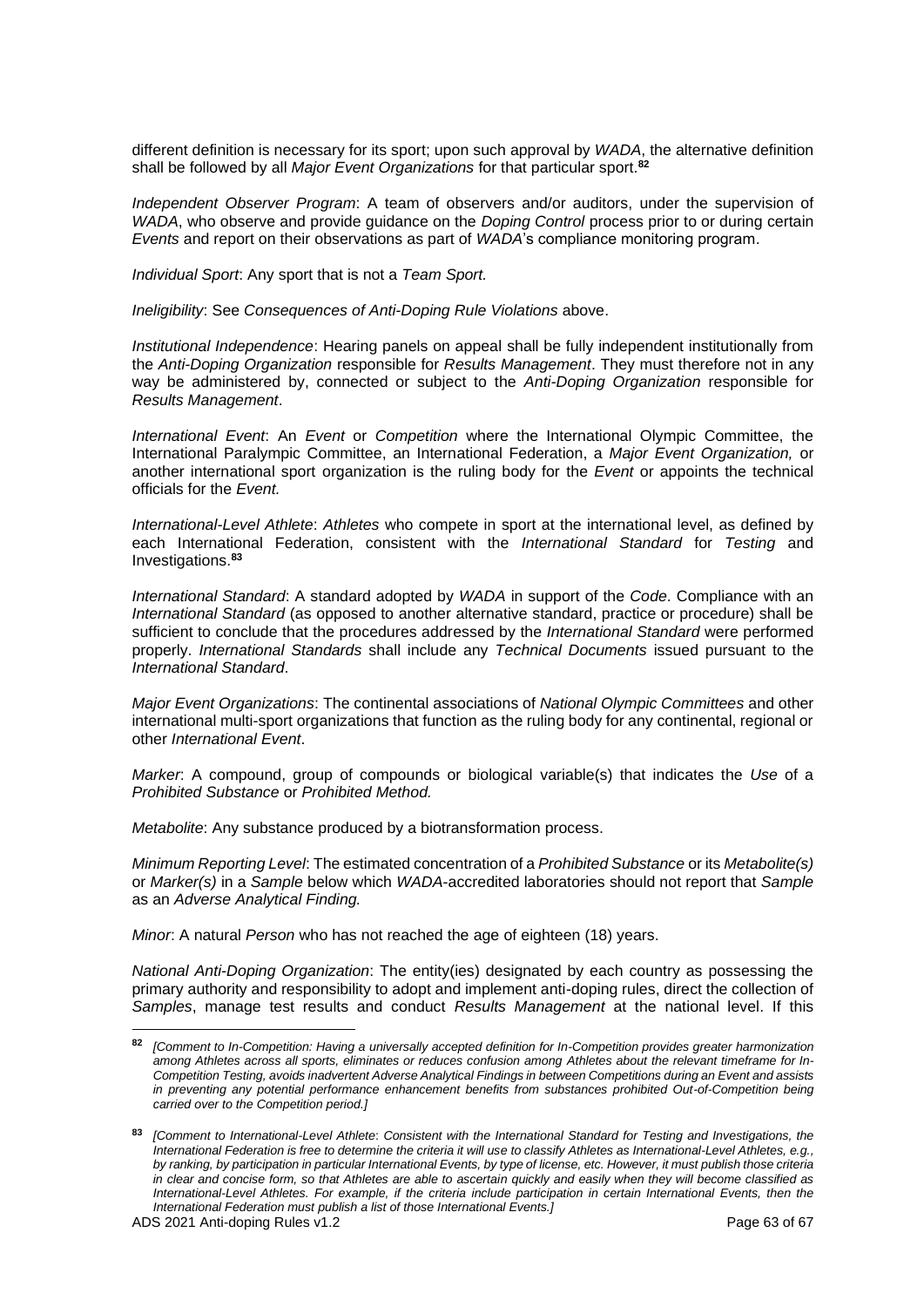different definition is necessary for its sport; upon such approval by *WADA*, the alternative definition shall be followed by all *Major Event Organizations* for that particular sport.[82]

*Independent Observer Program*: A team of observers and/or auditors, under the supervision of *WADA*, who observe and provide guidance on the *Doping Control* process prior to or during certain *Events* and report on their observations as part of *WADA*'s compliance monitoring program.

*Individual Sport*: Any sport that is not a *Team Sport.*

*Ineligibility*: See *Consequences of Anti-Doping Rule Violations* above.

*Institutional Independence*: Hearing panels on appeal shall be fully independent institutionally from the *Anti-Doping Organization* responsible for *Results Management*. They must therefore not in any way be administered by, connected or subject to the *Anti-Doping Organization* responsible for *Results Management*.

*International Event*: An *Event* or *Competition* where the International Olympic Committee, the International Paralympic Committee, an International Federation, a *Major Event Organization,* or another international sport organization is the ruling body for the *Event* or appoints the technical officials for the *Event.*

*International-Level Athlete*: *Athletes* who compete in sport at the international level, as defined by each International Federation, consistent with the *International Standard* for *Testing* and Investigations.[83]

*International Standard*: A standard adopted by *WADA* in support of the *Code*. Compliance with an *International Standard* (as opposed to another alternative standard, practice or procedure) shall be sufficient to conclude that the procedures addressed by the *International Standard* were performed properly. *International Standards* shall include any *Technical Documents* issued pursuant to the *International Standard*.

*Major Event Organizations*: The continental associations of *National Olympic Committees* and other international multi-sport organizations that function as the ruling body for any continental, regional or other *International Event*.

*Marker*: A compound, group of compounds or biological variable(s) that indicates the *Use* of a *Prohibited Substance* or *Prohibited Method.*

*Metabolite*: Any substance produced by a biotransformation process.

*Minimum Reporting Level*: The estimated concentration of a *Prohibited Substance* or its *Metabolite(s)* or *Marker(s)* in a *Sample* below which *WADA*-accredited laboratories should not report that *Sample* as an *Adverse Analytical Finding.*

*Minor*: A natural *Person* who has not reached the age of eighteen (18) years.

*National Anti-Doping Organization*: The entity(ies) designated by each country as possessing the primary authority and responsibility to adopt and implement anti-doping rules, direct the collection of *Samples*, manage test results and conduct *Results Management* at the national level. If this

---

[82] *[Comment to In-Competition: Having a universally accepted definition for In-Competition provides greater harmonization among Athletes across all sports, eliminates or reduces confusion among Athletes about the relevant timeframe for In-Competition Testing, avoids inadvertent Adverse Analytical Findings in between Competitions during an Event and assists in preventing any potential performance enhancement benefits from substances prohibited Out-of-Competition being carried over to the Competition period.]*

[83] *[Comment to International-Level Athlete: Consistent with the International Standard for Testing and Investigations, the International Federation is free to determine the criteria it will use to classify Athletes as International-Level Athletes, e.g., by ranking, by participation in particular International Events, by type of license, etc. However, it must publish those criteria in clear and concise form, so that Athletes are able to ascertain quickly and easily when they will become classified as International-Level Athletes. For example, if the criteria include participation in certain International Events, then the International Federation must publish a list of those International Events.]*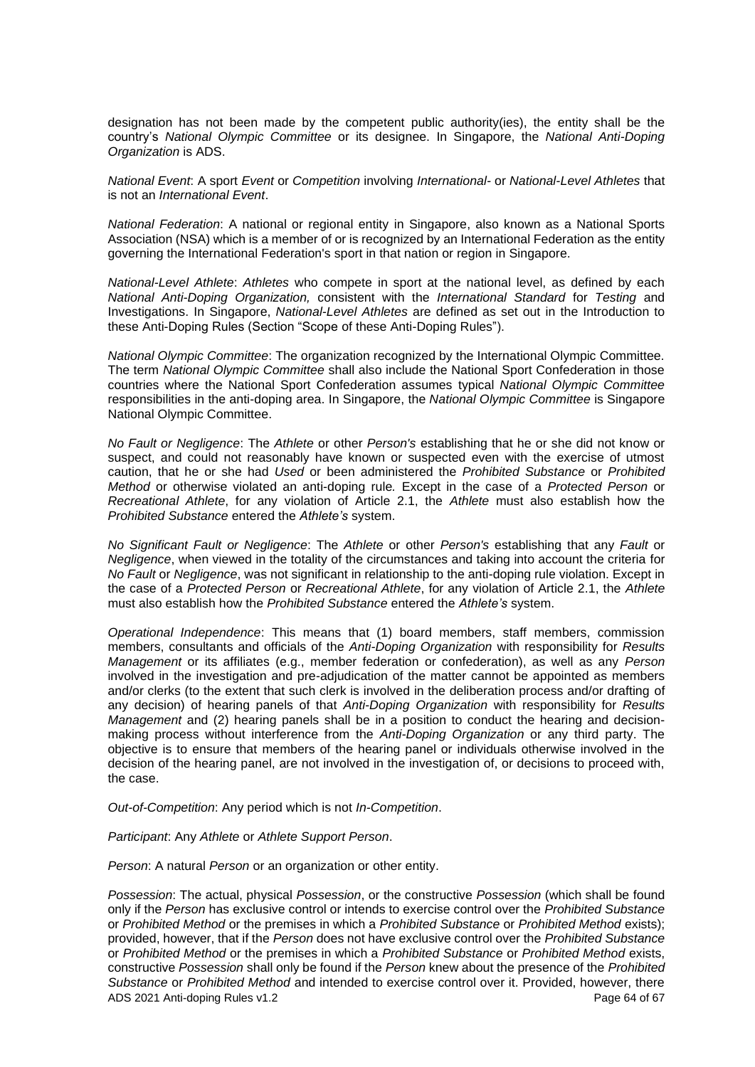designation has not been made by the competent public authority(ies), the entity shall be the country's *National Olympic Committee* or its designee. In Singapore, the *National Anti-Doping Organization* is ADS.

*National Event*: A sport *Event* or *Competition* involving *International-* or *National-Level Athletes* that is not an *International Event*.

*National Federation*: A national or regional entity in Singapore, also known as a National Sports Association (NSA) which is a member of or is recognized by an International Federation as the entity governing the International Federation's sport in that nation or region in Singapore.

*National-Level Athlete*: *Athletes* who compete in sport at the national level, as defined by each *National Anti-Doping Organization,* consistent with the *International Standard* for *Testing* and Investigations. In Singapore, *National-Level Athletes* are defined as set out in the Introduction to these Anti-Doping Rules (Section "Scope of these Anti-Doping Rules").

*National Olympic Committee*: The organization recognized by the International Olympic Committee. The term *National Olympic Committee* shall also include the National Sport Confederation in those countries where the National Sport Confederation assumes typical *National Olympic Committee* responsibilities in the anti-doping area. In Singapore, the *National Olympic Committee* is Singapore National Olympic Committee.

*No Fault or Negligence*: The *Athlete* or other *Person's* establishing that he or she did not know or suspect, and could not reasonably have known or suspected even with the exercise of utmost caution, that he or she had *Used* or been administered the *Prohibited Substance* or *Prohibited Method* or otherwise violated an anti-doping rule*.* Except in the case of a *Protected Person* or *Recreational Athlete*, for any violation of Article 2.1, the *Athlete* must also establish how the *Prohibited Substance* entered the *Athlete's* system.

*No Significant Fault or Negligence*: The *Athlete* or other *Person's* establishing that any *Fault* or *Negligence*, when viewed in the totality of the circumstances and taking into account the criteria for *No Fault* or *Negligence*, was not significant in relationship to the anti-doping rule violation. Except in the case of a *Protected Person* or *Recreational Athlete*, for any violation of Article 2.1, the *Athlete* must also establish how the *Prohibited Substance* entered the *Athlete's* system.

*Operational Independence*: This means that (1) board members, staff members, commission members, consultants and officials of the *Anti-Doping Organization* with responsibility for *Results Management* or its affiliates (e.g., member federation or confederation), as well as any *Person* involved in the investigation and pre-adjudication of the matter cannot be appointed as members and/or clerks (to the extent that such clerk is involved in the deliberation process and/or drafting of any decision) of hearing panels of that *Anti-Doping Organization* with responsibility for *Results Management* and (2) hearing panels shall be in a position to conduct the hearing and decision-making process without interference from the *Anti-Doping Organization* or any third party. The objective is to ensure that members of the hearing panel or individuals otherwise involved in the decision of the hearing panel, are not involved in the investigation of, or decisions to proceed with, the case.

*Out-of-Competition*: Any period which is not *In-Competition*.

*Participant*: Any *Athlete* or *Athlete Support Person*.

*Person*: A natural *Person* or an organization or other entity.

*Possession*: The actual, physical *Possession*, or the constructive *Possession* (which shall be found only if the *Person* has exclusive control or intends to exercise control over the *Prohibited Substance* or *Prohibited Method* or the premises in which a *Prohibited Substance* or *Prohibited Method* exists); provided, however, that if the *Person* does not have exclusive control over the *Prohibited Substance* or *Prohibited Method* or the premises in which a *Prohibited Substance* or *Prohibited Method* exists, constructive *Possession* shall only be found if the *Person* knew about the presence of the *Prohibited Substance* or *Prohibited Method* and intended to exercise control over it. Provided, however, there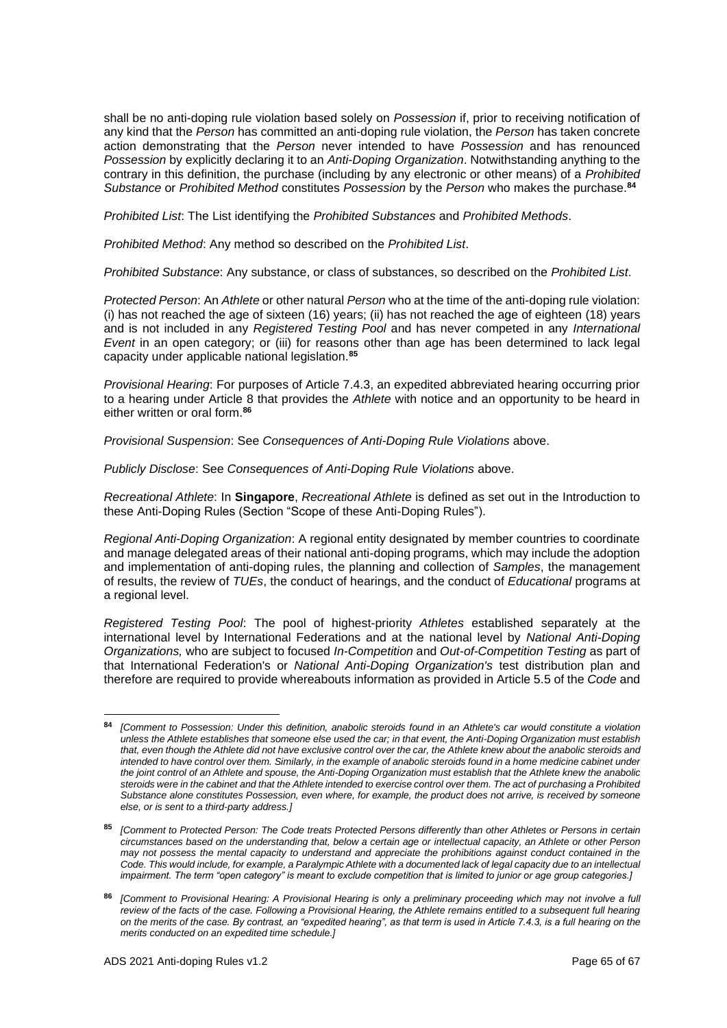shall be no anti-doping rule violation based solely on *Possession* if, prior to receiving notification of any kind that the *Person* has committed an anti-doping rule violation, the *Person* has taken concrete action demonstrating that the *Person* never intended to have *Possession* and has renounced *Possession* by explicitly declaring it to an *Anti-Doping Organization*. Notwithstanding anything to the contrary in this definition, the purchase (including by any electronic or other means) of a *Prohibited Substance* or *Prohibited Method* constitutes *Possession* by the *Person* who makes the purchase.[84]

*Prohibited List*: The List identifying the *Prohibited Substances* and *Prohibited Methods*.

*Prohibited Method*: Any method so described on the *Prohibited List*.

*Prohibited Substance*: Any substance, or class of substances, so described on the *Prohibited List*.

*Protected Person*: An *Athlete* or other natural *Person* who at the time of the anti-doping rule violation: (i) has not reached the age of sixteen (16) years; (ii) has not reached the age of eighteen (18) years and is not included in any *Registered Testing Pool* and has never competed in any *International Event* in an open category; or (iii) for reasons other than age has been determined to lack legal capacity under applicable national legislation.[85]

*Provisional Hearing*: For purposes of Article 7.4.3, an expedited abbreviated hearing occurring prior to a hearing under Article 8 that provides the *Athlete* with notice and an opportunity to be heard in either written or oral form.[86]

*Provisional Suspension*: See *Consequences of Anti-Doping Rule Violations* above.

*Publicly Disclose*: See *Consequences of Anti-Doping Rule Violations* above.

*Recreational Athlete*: In **Singapore**, *Recreational Athlete* is defined as set out in the Introduction to these Anti-Doping Rules (Section "Scope of these Anti-Doping Rules").

*Regional Anti-Doping Organization*: A regional entity designated by member countries to coordinate and manage delegated areas of their national anti-doping programs, which may include the adoption and implementation of anti-doping rules, the planning and collection of *Samples*, the management of results, the review of *TUEs*, the conduct of hearings, and the conduct of *Educational* programs at a regional level.

*Registered Testing Pool*: The pool of highest-priority *Athletes* established separately at the international level by International Federations and at the national level by *National Anti-Doping Organizations,* who are subject to focused *In-Competition* and *Out-of-Competition Testing* as part of that International Federation's or *National Anti-Doping Organization's* test distribution plan and therefore are required to provide whereabouts information as provided in Article 5.5 of the *Code* and

---

[84] *[Comment to Possession: Under this definition, anabolic steroids found in an Athlete's car would constitute a violation unless the Athlete establishes that someone else used the car; in that event, the Anti-Doping Organization must establish that, even though the Athlete did not have exclusive control over the car, the Athlete knew about the anabolic steroids and intended to have control over them. Similarly, in the example of anabolic steroids found in a home medicine cabinet under the joint control of an Athlete and spouse, the Anti-Doping Organization must establish that the Athlete knew the anabolic steroids were in the cabinet and that the Athlete intended to exercise control over them. The act of purchasing a Prohibited Substance alone constitutes Possession, even where, for example, the product does not arrive, is received by someone else, or is sent to a third-party address.]*

[85] *[Comment to Protected Person: The Code treats Protected Persons differently than other Athletes or Persons in certain circumstances based on the understanding that, below a certain age or intellectual capacity, an Athlete or other Person may not possess the mental capacity to understand and appreciate the prohibitions against conduct contained in the Code. This would include, for example, a Paralympic Athlete with a documented lack of legal capacity due to an intellectual impairment. The term "open category" is meant to exclude competition that is limited to junior or age group categories.]*

[86] *[Comment to Provisional Hearing: A Provisional Hearing is only a preliminary proceeding which may not involve a full review of the facts of the case. Following a Provisional Hearing, the Athlete remains entitled to a subsequent full hearing on the merits of the case. By contrast, an "expedited hearing", as that term is used in Article 7.4.3, is a full hearing on the merits conducted on an expedited time schedule.]*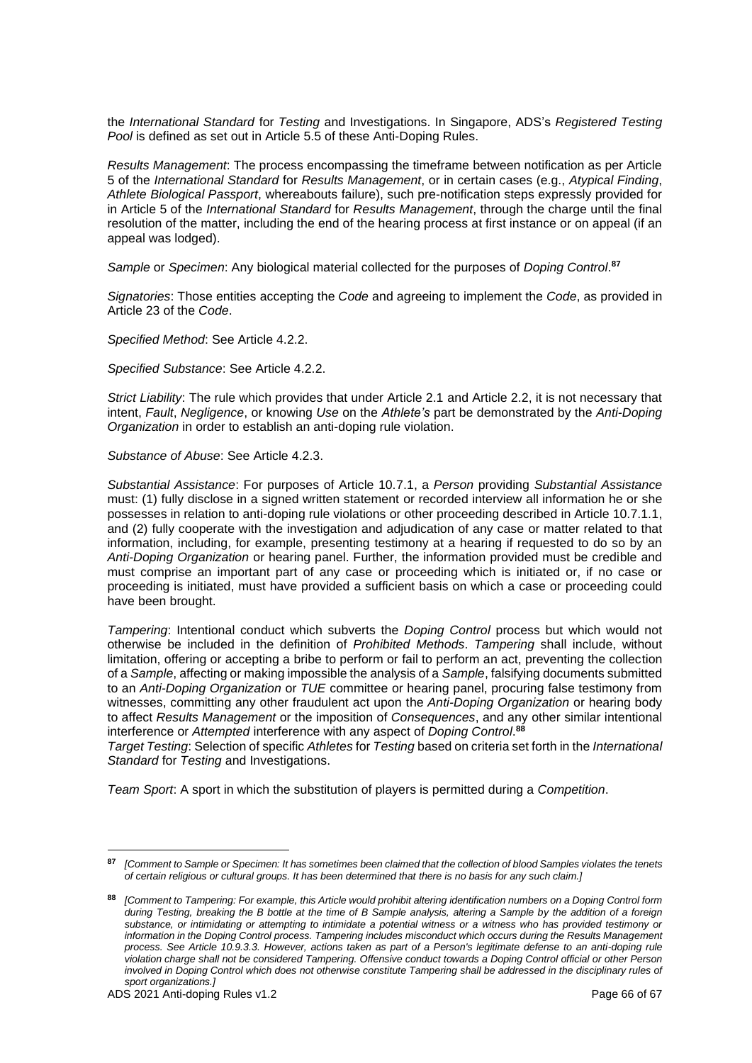the *International Standard* for *Testing* and Investigations. In Singapore, ADS's *Registered Testing Pool* is defined as set out in Article 5.5 of these Anti-Doping Rules.

*Results Management*: The process encompassing the timeframe between notification as per Article 5 of the *International Standard* for *Results Management*, or in certain cases (e.g., *Atypical Finding*, *Athlete Biological Passport*, whereabouts failure), such pre-notification steps expressly provided for in Article 5 of the *International Standard* for *Results Management*, through the charge until the final resolution of the matter, including the end of the hearing process at first instance or on appeal (if an appeal was lodged).

*Sample* or *Specimen*: Any biological material collected for the purposes of *Doping Control*.[87]

*Signatories*: Those entities accepting the *Code* and agreeing to implement the *Code*, as provided in Article 23 of the *Code*.

*Specified Method*: See Article 4.2.2.

*Specified Substance*: See Article 4.2.2.

*Strict Liability*: The rule which provides that under Article 2.1 and Article 2.2, it is not necessary that intent, *Fault*, *Negligence*, or knowing *Use* on the *Athlete's* part be demonstrated by the *Anti-Doping Organization* in order to establish an anti-doping rule violation.

*Substance of Abuse*: See Article 4.2.3.

*Substantial Assistance*: For purposes of Article 10.7.1, a *Person* providing *Substantial Assistance* must: (1) fully disclose in a signed written statement or recorded interview all information he or she possesses in relation to anti-doping rule violations or other proceeding described in Article 10.7.1.1, and (2) fully cooperate with the investigation and adjudication of any case or matter related to that information, including, for example, presenting testimony at a hearing if requested to do so by an *Anti-Doping Organization* or hearing panel. Further, the information provided must be credible and must comprise an important part of any case or proceeding which is initiated or, if no case or proceeding is initiated, must have provided a sufficient basis on which a case or proceeding could have been brought.

*Tampering*: Intentional conduct which subverts the *Doping Control* process but which would not otherwise be included in the definition of *Prohibited Methods*. *Tampering* shall include, without limitation, offering or accepting a bribe to perform or fail to perform an act, preventing the collection of a *Sample*, affecting or making impossible the analysis of a *Sample*, falsifying documents submitted to an *Anti-Doping Organization* or *TUE* committee or hearing panel, procuring false testimony from witnesses, committing any other fraudulent act upon the *Anti-Doping Organization* or hearing body to affect *Results Management* or the imposition of *Consequences*, and any other similar intentional interference or *Attempted* interference with any aspect of *Doping Control*.[88]

*Target Testing*: Selection of specific *Athletes* for *Testing* based on criteria set forth in the *International Standard* for *Testing* and Investigations.

*Team Sport*: A sport in which the substitution of players is permitted during a *Competition*.

---

[87] *[Comment to Sample or Specimen: It has sometimes been claimed that the collection of blood Samples violates the tenets of certain religious or cultural groups. It has been determined that there is no basis for any such claim.]*

[88] *[Comment to Tampering: For example, this Article would prohibit altering identification numbers on a Doping Control form during Testing, breaking the B bottle at the time of B Sample analysis, altering a Sample by the addition of a foreign substance, or intimidating or attempting to intimidate a potential witness or a witness who has provided testimony or information in the Doping Control process. Tampering includes misconduct which occurs during the Results Management process. See Article 10.9.3.3. However, actions taken as part of a Person's legitimate defense to an anti-doping rule violation charge shall not be considered Tampering. Offensive conduct towards a Doping Control official or other Person involved in Doping Control which does not otherwise constitute Tampering shall be addressed in the disciplinary rules of sport organizations.]*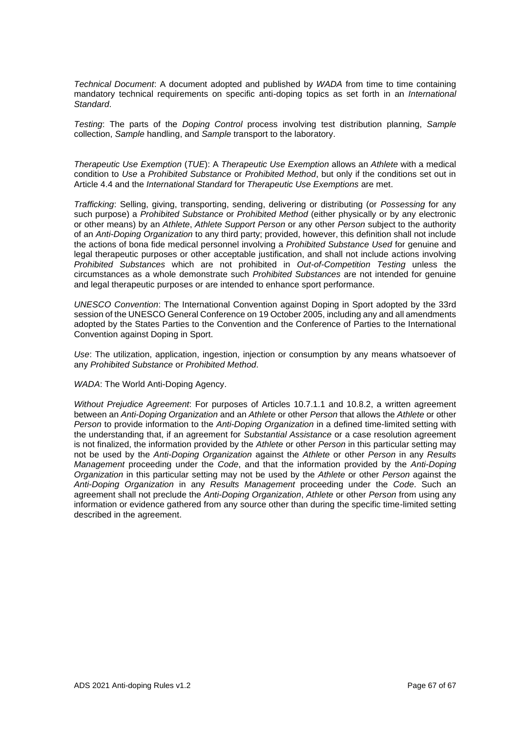*Technical Document*: A document adopted and published by *WADA* from time to time containing mandatory technical requirements on specific anti-doping topics as set forth in an *International Standard*.

*Testing*: The parts of the *Doping Control* process involving test distribution planning, *Sample* collection, *Sample* handling, and *Sample* transport to the laboratory.

*Therapeutic Use Exemption* (*TUE*): A *Therapeutic Use Exemption* allows an *Athlete* with a medical condition to *Use* a *Prohibited Substance* or *Prohibited Method*, but only if the conditions set out in Article 4.4 and the *International Standard* for *Therapeutic Use Exemptions* are met.

*Trafficking*: Selling, giving, transporting, sending, delivering or distributing (or *Possessing* for any such purpose) a *Prohibited Substance* or *Prohibited Method* (either physically or by any electronic or other means) by an *Athlete*, *Athlete Support Person* or any other *Person* subject to the authority of an *Anti-Doping Organization* to any third party; provided, however, this definition shall not include the actions of bona fide medical personnel involving a *Prohibited Substance Used* for genuine and legal therapeutic purposes or other acceptable justification, and shall not include actions involving *Prohibited Substances* which are not prohibited in *Out-of-Competition Testing* unless the circumstances as a whole demonstrate such *Prohibited Substances* are not intended for genuine and legal therapeutic purposes or are intended to enhance sport performance.

*UNESCO Convention*: The International Convention against Doping in Sport adopted by the 33rd session of the UNESCO General Conference on 19 October 2005, including any and all amendments adopted by the States Parties to the Convention and the Conference of Parties to the International Convention against Doping in Sport.

*Use*: The utilization, application, ingestion, injection or consumption by any means whatsoever of any *Prohibited Substance* or *Prohibited Method*.

*WADA*: The World Anti-Doping Agency.

*Without Prejudice Agreement*: For purposes of Articles 10.7.1.1 and 10.8.2, a written agreement between an *Anti-Doping Organization* and an *Athlete* or other *Person* that allows the *Athlete* or other *Person* to provide information to the *Anti-Doping Organization* in a defined time-limited setting with the understanding that, if an agreement for *Substantial Assistance* or a case resolution agreement is not finalized, the information provided by the *Athlete* or other *Person* in this particular setting may not be used by the *Anti-Doping Organization* against the *Athlete* or other *Person* in any *Results Management* proceeding under the *Code*, and that the information provided by the *Anti-Doping Organization* in this particular setting may not be used by the *Athlete* or other *Person* against the *Anti-Doping Organization* in any *Results Management* proceeding under the *Code*. Such an agreement shall not preclude the *Anti-Doping Organization*, *Athlete* or other *Person* from using any information or evidence gathered from any source other than during the specific time-limited setting described in the agreement.